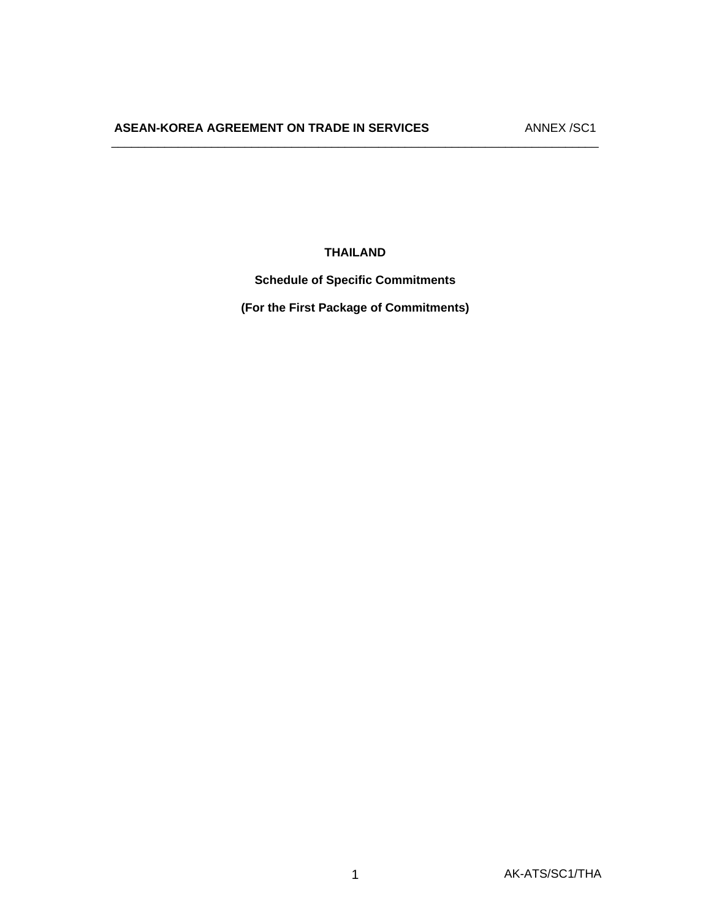# THAILAND

## Schedule of Specific Commitments

## (For the First Package of Commitments)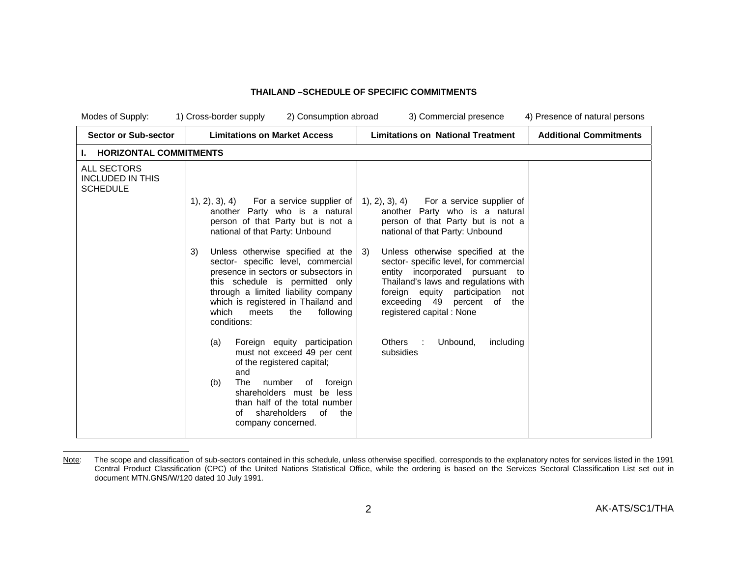**THAILAND –SCHEDULE OF SPECIFIC COMMITMENTS**

Modes of Supply: 1) Cross-border supply 2) Consumption abroad 3) Commercial presence 4) Presence of natural persons

| Sector or Sub-sector | Limitations on Market Access | Limitations on National Treatment | Additional Commitments |
|---|---|---|---|
| **I. HORIZONTAL COMMITMENTS** | | | |
| ALL SECTORS INCLUDED IN THIS SCHEDULE | 1), 2), 3), 4) For a service supplier of another Party who is a natural person of that Party but is not a national of that Party: Unbound<br><br>3) Unless otherwise specified at the sector- specific level, commercial presence in sectors or subsectors in this schedule is permitted only through a limited liability company which is registered in Thailand and which meets the following conditions:<br><br>(a) Foreign equity participation must not exceed 49 per cent of the registered capital; and<br>(b) The number of foreign shareholders must be less than half of the total number of shareholders of the company concerned. | 1), 2), 3), 4) For a service supplier of another Party who is a natural person of that Party but is not a national of that Party: Unbound<br><br>3) Unless otherwise specified at the sector- specific level, for commercial entity incorporated pursuant to Thailand's laws and regulations with foreign equity participation not exceeding 49 percent of the registered capital : None<br><br>Others : Unbound, including subsidies | |

Note: The scope and classification of sub-sectors contained in this schedule, unless otherwise specified, corresponds to the explanatory notes for services listed in the 1991 Central Product Classification (CPC) of the United Nations Statistical Office, while the ordering is based on the Services Sectoral Classification List set out in document MTN.GNS/W/120 dated 10 July 1991.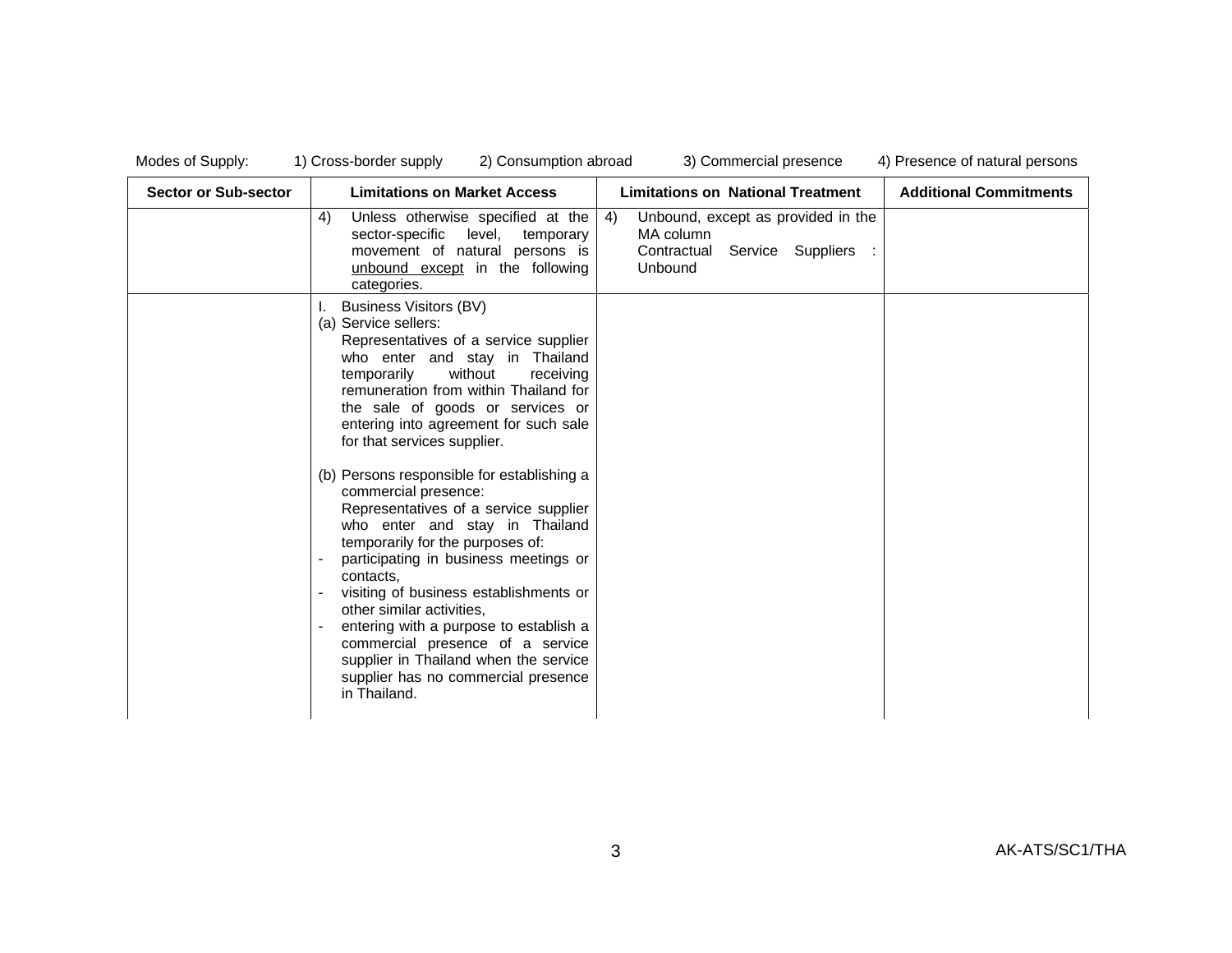Modes of Supply: 1) Cross-border supply 2) Consumption abroad 3) Commercial presence 4) Presence of natural persons

| Sector or Sub-sector | Limitations on Market Access | Limitations on National Treatment | Additional Commitments |
|---|---|---|---|
| | 4) Unless otherwise specified at the sector-specific level, temporary movement of natural persons is unbound except in the following categories. | 4) Unbound, except as provided in the MA column<br>Contractual Service Suppliers : Unbound | |
| | I. Business Visitors (BV)<br>(a) Service sellers:<br>Representatives of a service supplier who enter and stay in Thailand temporarily without receiving remuneration from within Thailand for the sale of goods or services or entering into agreement for such sale for that services supplier.<br><br>(b) Persons responsible for establishing a commercial presence:<br>Representatives of a service supplier who enter and stay in Thailand temporarily for the purposes of:<br>- participating in business meetings or contacts,<br>- visiting of business establishments or other similar activities,<br>- entering with a purpose to establish a commercial presence of a service supplier in Thailand when the service supplier has no commercial presence in Thailand. | | |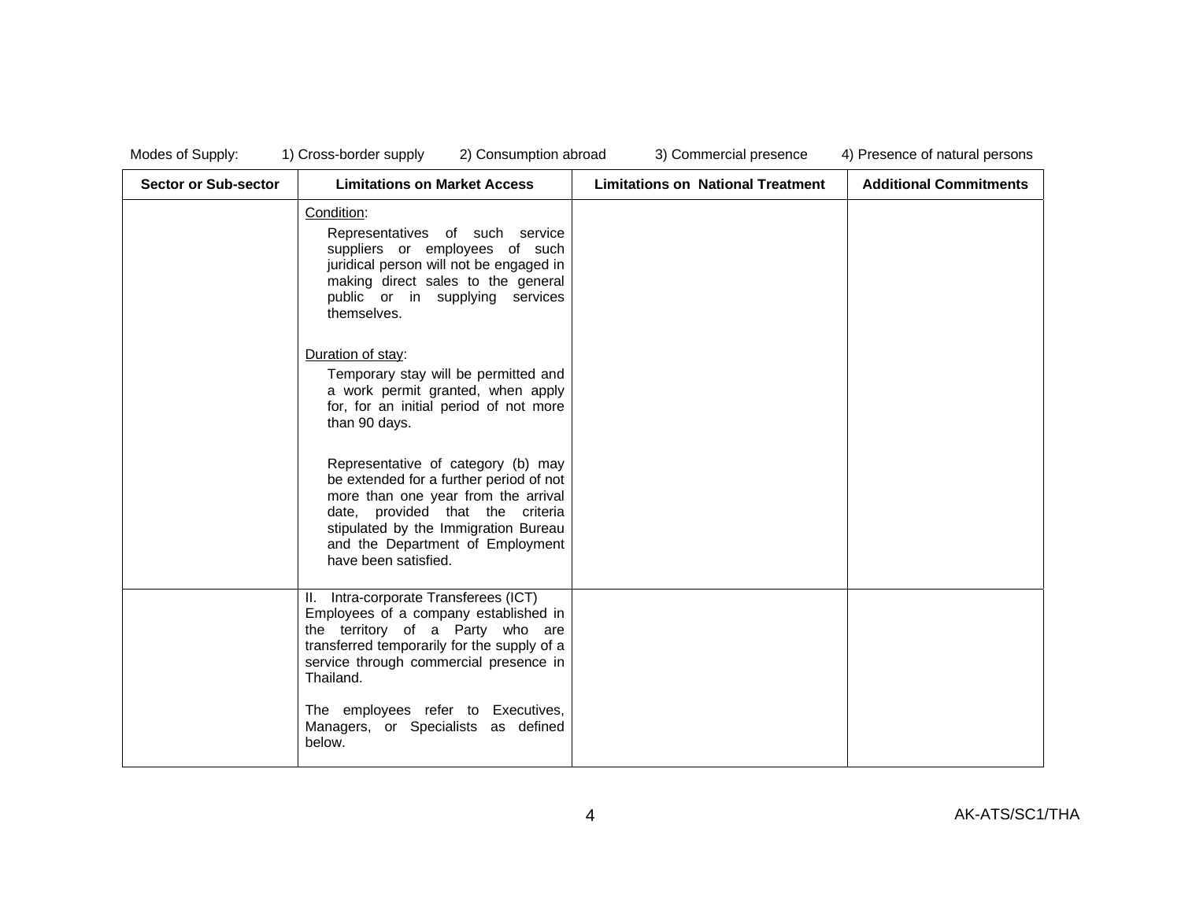Modes of Supply: 1) Cross-border supply 2) Consumption abroad 3) Commercial presence 4) Presence of natural persons

| Sector or Sub-sector | Limitations on Market Access | Limitations on National Treatment | Additional Commitments |
| --- | --- | --- | --- |
| | <u>Condition</u>:<br>Representatives of such service suppliers or employees of such juridical person will not be engaged in making direct sales to the general public or in supplying services themselves.<br><br><u>Duration of stay</u>:<br>Temporary stay will be permitted and a work permit granted, when apply for, for an initial period of not more than 90 days.<br><br>Representative of category (b) may be extended for a further period of not more than one year from the arrival date, provided that the criteria stipulated by the Immigration Bureau and the Department of Employment have been satisfied. | | |
| | II. Intra-corporate Transferees (ICT)<br>Employees of a company established in the territory of a Party who are transferred temporarily for the supply of a service through commercial presence in Thailand.<br><br>The employees refer to Executives, Managers, or Specialists as defined below. | | |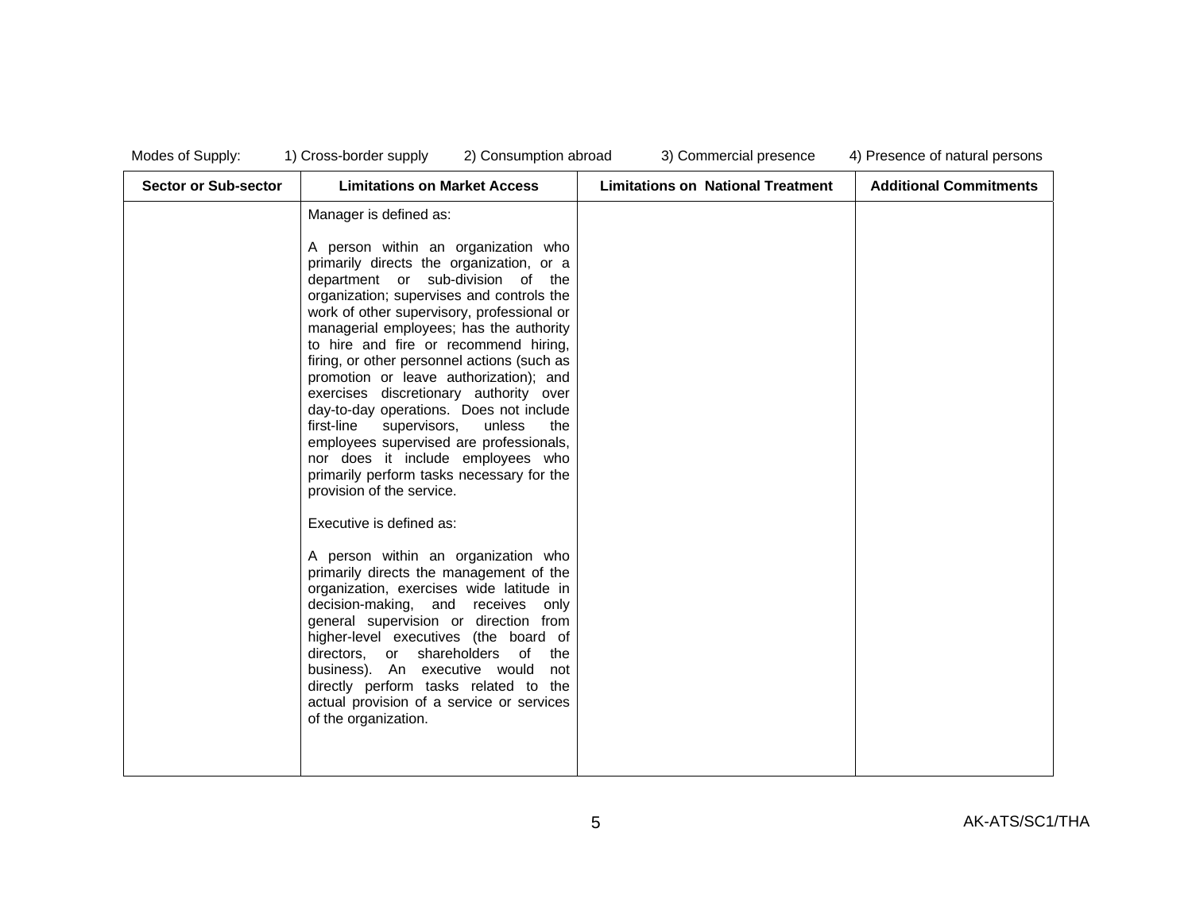Modes of Supply: 1) Cross-border supply 2) Consumption abroad 3) Commercial presence 4) Presence of natural persons

| Sector or Sub-sector | Limitations on Market Access | Limitations on National Treatment | Additional Commitments |
|---|---|---|---|
| | Manager is defined as:<br><br>A person within an organization who primarily directs the organization, or a department or sub-division of the organization; supervises and controls the work of other supervisory, professional or managerial employees; has the authority to hire and fire or recommend hiring, firing, or other personnel actions (such as promotion or leave authorization); and exercises discretionary authority over day-to-day operations. Does not include first-line supervisors, unless the employees supervised are professionals, nor does it include employees who primarily perform tasks necessary for the provision of the service.<br><br>Executive is defined as:<br><br>A person within an organization who primarily directs the management of the organization, exercises wide latitude in decision-making, and receives only general supervision or direction from higher-level executives (the board of directors, or shareholders of the business). An executive would not directly perform tasks related to the actual provision of a service or services of the organization. | | |

AK-ATS/SC1/THA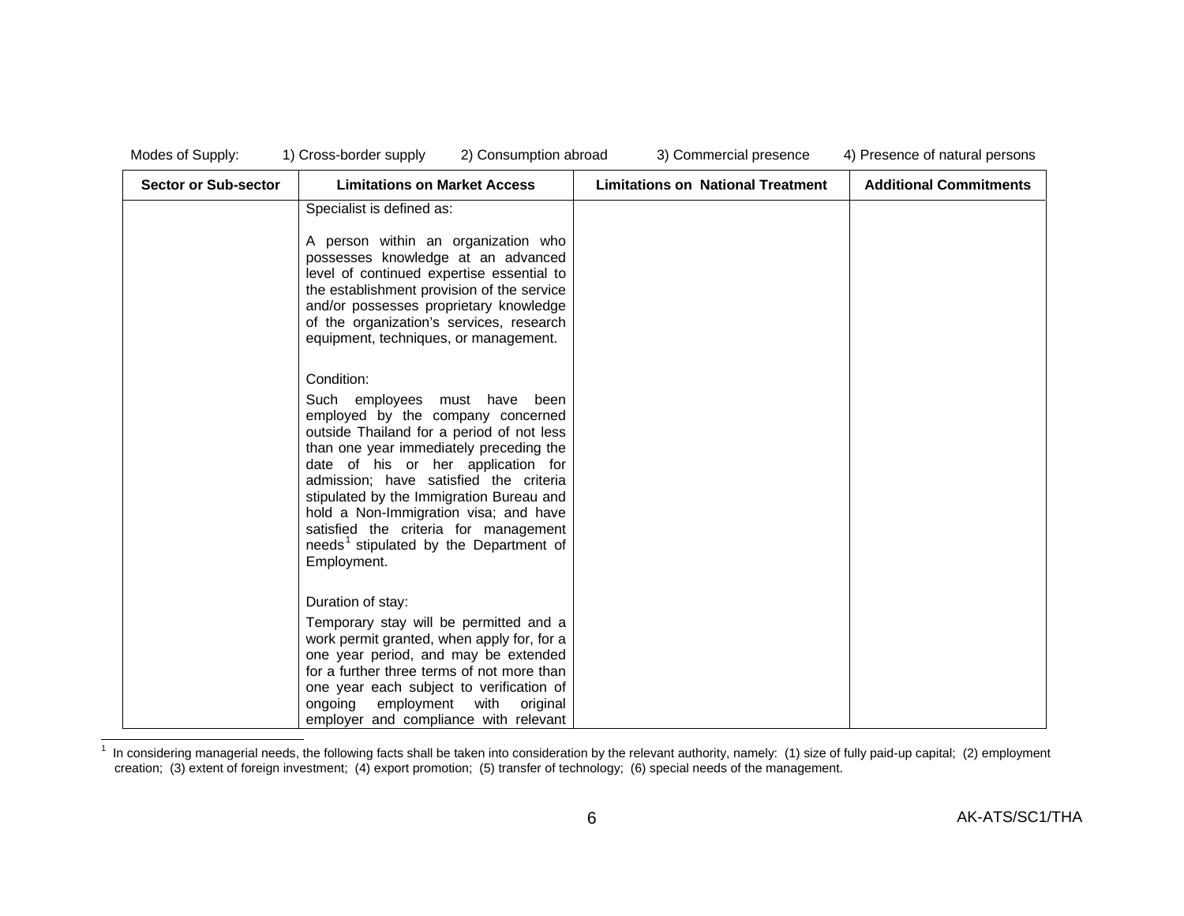Modes of Supply: 1) Cross-border supply 2) Consumption abroad 3) Commercial presence 4) Presence of natural persons

| Sector or Sub-sector | Limitations on Market Access | Limitations on National Treatment | Additional Commitments |
|---|---|---|---|
| | Specialist is defined as:<br><br>A person within an organization who possesses knowledge at an advanced level of continued expertise essential to the establishment provision of the service and/or possesses proprietary knowledge of the organization's services, research equipment, techniques, or management.<br><br>Condition:<br><br>Such employees must have been employed by the company concerned outside Thailand for a period of not less than one year immediately preceding the date of his or her application for admission; have satisfied the criteria stipulated by the Immigration Bureau and hold a Non-Immigration visa; and have satisfied the criteria for management needs[1] stipulated by the Department of Employment.<br><br>Duration of stay:<br><br>Temporary stay will be permitted and a work permit granted, when apply for, for a one year period, and may be extended for a further three terms of not more than one year each subject to verification of ongoing employment with original employer and compliance with relevant | | |

[1] In considering managerial needs, the following facts shall be taken into consideration by the relevant authority, namely: (1) size of fully paid-up capital; (2) employment creation; (3) extent of foreign investment; (4) export promotion; (5) transfer of technology; (6) special needs of the management.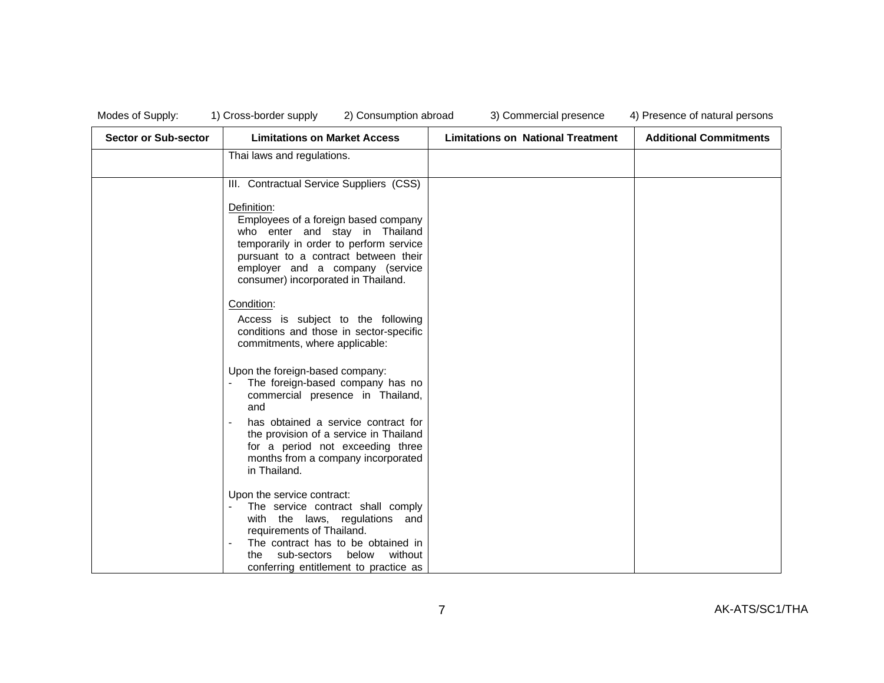Modes of Supply: 1) Cross-border supply 2) Consumption abroad 3) Commercial presence 4) Presence of natural persons

| Sector or Sub-sector | Limitations on Market Access | Limitations on National Treatment | Additional Commitments |
|---|---|---|---|
| | Thai laws and regulations. | | |
| | III. Contractual Service Suppliers (CSS)<br><br>Definition:<br>Employees of a foreign based company who enter and stay in Thailand temporarily in order to perform service pursuant to a contract between their employer and a company (service consumer) incorporated in Thailand.<br><br>Condition:<br>Access is subject to the following conditions and those in sector-specific commitments, where applicable:<br><br>Upon the foreign-based company:<br>- The foreign-based company has no commercial presence in Thailand, and<br>- has obtained a service contract for the provision of a service in Thailand for a period not exceeding three months from a company incorporated in Thailand.<br><br>Upon the service contract:<br>- The service contract shall comply with the laws, regulations and requirements of Thailand.<br>- The contract has to be obtained in the sub-sectors below without conferring entitlement to practice as | | |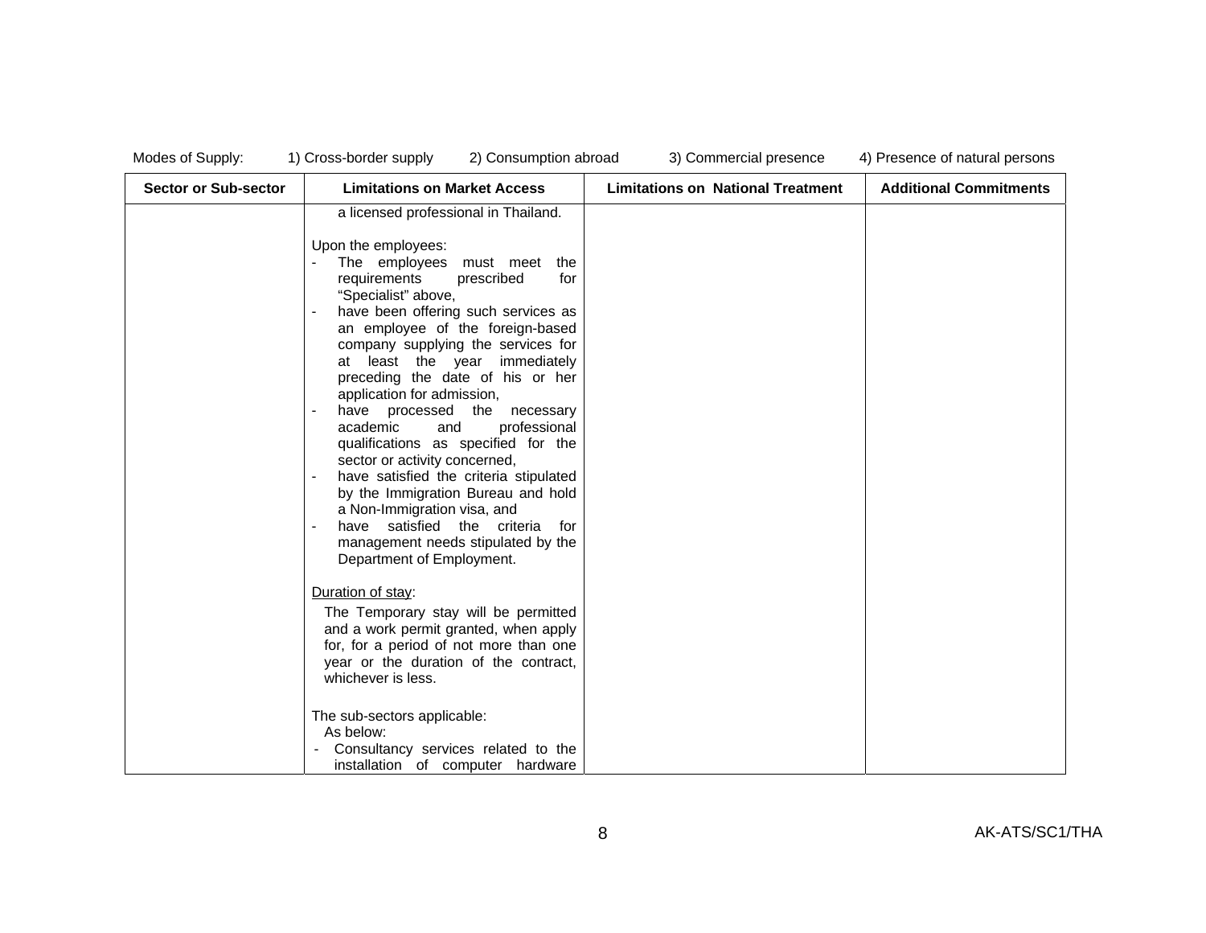Modes of Supply: 1) Cross-border supply 2) Consumption abroad 3) Commercial presence 4) Presence of natural persons

| Sector or Sub-sector | Limitations on Market Access | Limitations on National Treatment | Additional Commitments |
| --- | --- | --- | --- |
| | a licensed professional in Thailand.<br><br>Upon the employees:<br>- The employees must meet the requirements prescribed for "Specialist" above,<br>- have been offering such services as an employee of the foreign-based company supplying the services for at least the year immediately preceding the date of his or her application for admission,<br>- have processed the necessary academic and professional qualifications as specified for the sector or activity concerned,<br>- have satisfied the criteria stipulated by the Immigration Bureau and hold a Non-Immigration visa, and<br>- have satisfied the criteria for management needs stipulated by the Department of Employment.<br><br><u>Duration of stay</u>:<br>The Temporary stay will be permitted and a work permit granted, when apply for, for a period of not more than one year or the duration of the contract, whichever is less.<br><br>The sub-sectors applicable:<br>As below:<br>- Consultancy services related to the installation of computer hardware | | |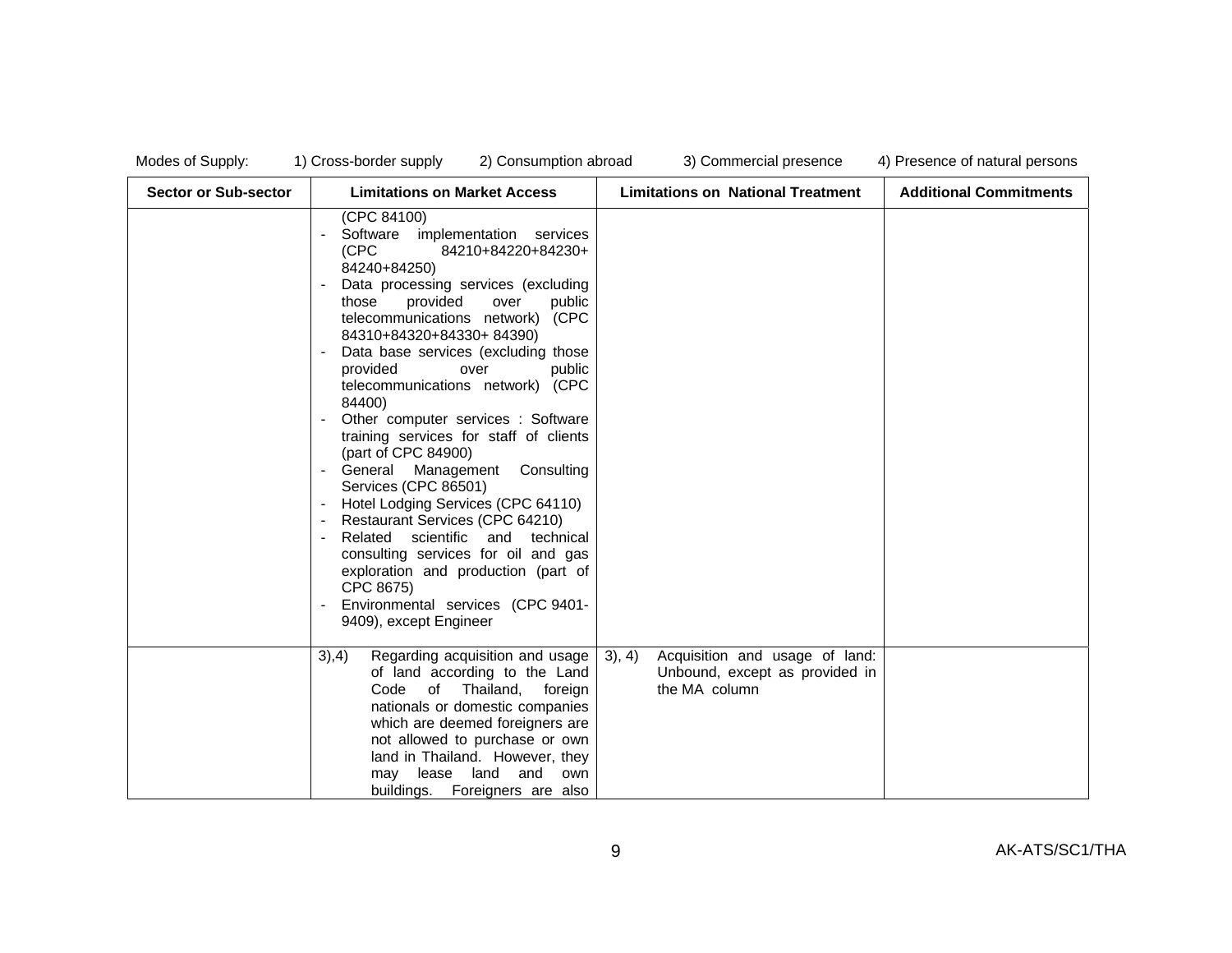Modes of Supply: 1) Cross-border supply 2) Consumption abroad 3) Commercial presence 4) Presence of natural persons

| Sector or Sub-sector | Limitations on Market Access | Limitations on National Treatment | Additional Commitments |
|---|---|---|---|
| | (CPC 84100)<br>- Software implementation services (CPC 84210+84220+84230+ 84240+84250)<br>- Data processing services (excluding those provided over public telecommunications network) (CPC 84310+84320+84330+ 84390)<br>- Data base services (excluding those provided over public telecommunications network) (CPC 84400)<br>- Other computer services : Software training services for staff of clients (part of CPC 84900)<br>- General Management Consulting Services (CPC 86501)<br>- Hotel Lodging Services (CPC 64110)<br>- Restaurant Services (CPC 64210)<br>- Related scientific and technical consulting services for oil and gas exploration and production (part of CPC 8675)<br>- Environmental services (CPC 9401-9409), except Engineer | | |
| | 3),4) Regarding acquisition and usage of land according to the Land Code of Thailand, foreign nationals or domestic companies which are deemed foreigners are not allowed to purchase or own land in Thailand. However, they may lease land and own buildings. Foreigners are also | 3), 4) Acquisition and usage of land: Unbound, except as provided in the MA column | |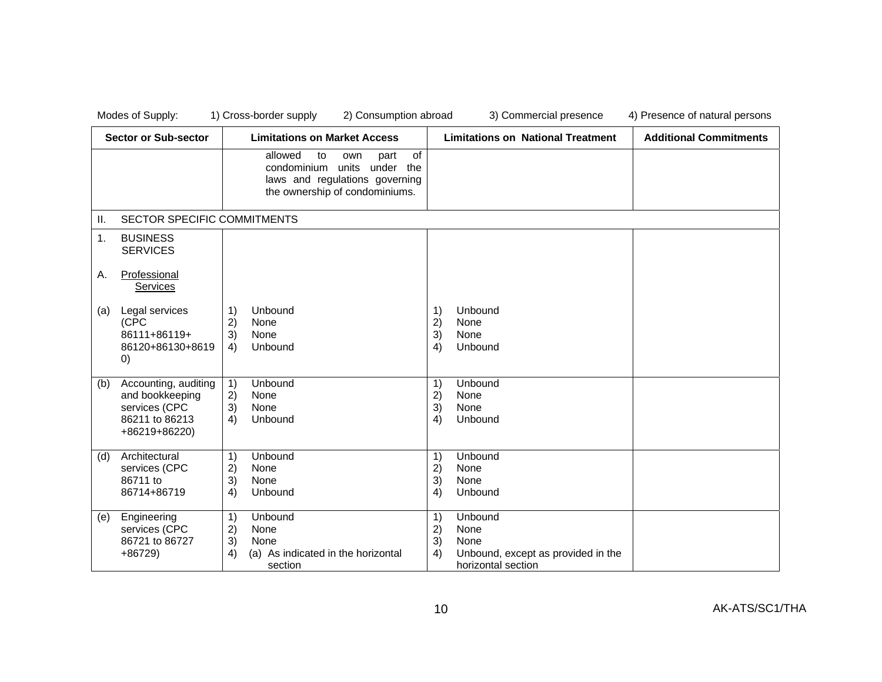Modes of Supply: 1) Cross-border supply 2) Consumption abroad 3) Commercial presence 4) Presence of natural persons

| Sector or Sub-sector | Limitations on Market Access | Limitations on National Treatment | Additional Commitments |
|---|---|---|---|
| | allowed to own part of condominium units under the laws and regulations governing the ownership of condominiums. | | |
| II. SECTOR SPECIFIC COMMITMENTS | | | |
| 1. BUSINESS SERVICES<br><br>A. <u>Professional Services</u><br><br>(a) Legal services (CPC 86111+86119+ 86120+86130+86190) | 1) Unbound<br>2) None<br>3) None<br>4) Unbound | 1) Unbound<br>2) None<br>3) None<br>4) Unbound | |
| (b) Accounting, auditing and bookkeeping services (CPC 86211 to 86213 +86219+86220) | 1) Unbound<br>2) None<br>3) None<br>4) Unbound | 1) Unbound<br>2) None<br>3) None<br>4) Unbound | |
| (d) Architectural services (CPC 86711 to 86714+86719 | 1) Unbound<br>2) None<br>3) None<br>4) Unbound | 1) Unbound<br>2) None<br>3) None<br>4) Unbound | |
| (e) Engineering services (CPC 86721 to 86727 +86729) | 1) Unbound<br>2) None<br>3) None<br>4) (a) As indicated in the horizontal section | 1) Unbound<br>2) None<br>3) None<br>4) Unbound, except as provided in the horizontal section | |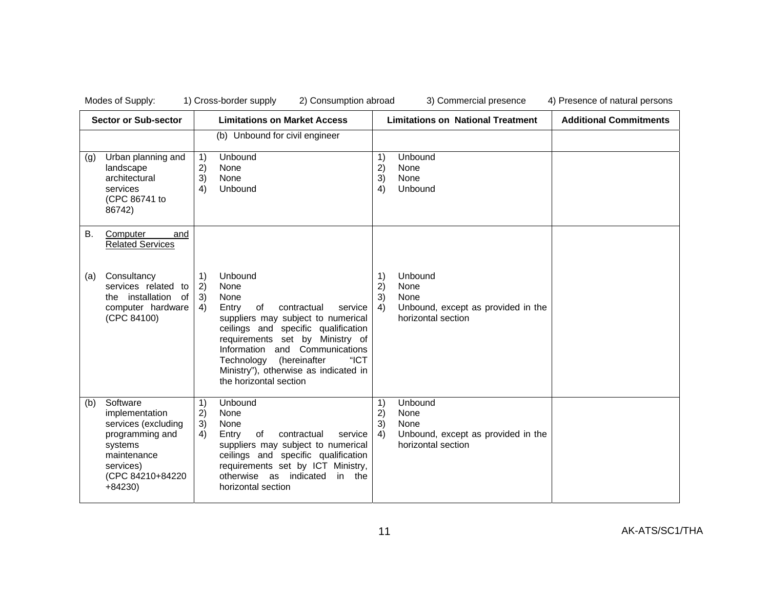Modes of Supply: 1) Cross-border supply 2) Consumption abroad 3) Commercial presence 4) Presence of natural persons

| Sector or Sub-sector | Limitations on Market Access | Limitations on National Treatment | Additional Commitments |
| --- | --- | --- | --- |
| | (b) Unbound for civil engineer | | |
| (g) Urban planning and landscape architectural services (CPC 86741 to 86742) | 1) Unbound<br>2) None<br>3) None<br>4) Unbound | 1) Unbound<br>2) None<br>3) None<br>4) Unbound | |
| B. <u>Computer and Related Services</u> | | | |
| (a) Consultancy services related to the installation of computer hardware (CPC 84100) | 1) Unbound<br>2) None<br>3) None<br>4) Entry of contractual service suppliers may subject to numerical ceilings and specific qualification requirements set by Ministry of Information and Communications Technology (hereinafter "ICT Ministry"), otherwise as indicated in the horizontal section | 1) Unbound<br>2) None<br>3) None<br>4) Unbound, except as provided in the horizontal section | |
| (b) Software implementation services (excluding programming and systems maintenance services) (CPC 84210+84220 +84230) | 1) Unbound<br>2) None<br>3) None<br>4) Entry of contractual service suppliers may subject to numerical ceilings and specific qualification requirements set by ICT Ministry, otherwise as indicated in the horizontal section | 1) Unbound<br>2) None<br>3) None<br>4) Unbound, except as provided in the horizontal section | |

AK-ATS/SC1/THA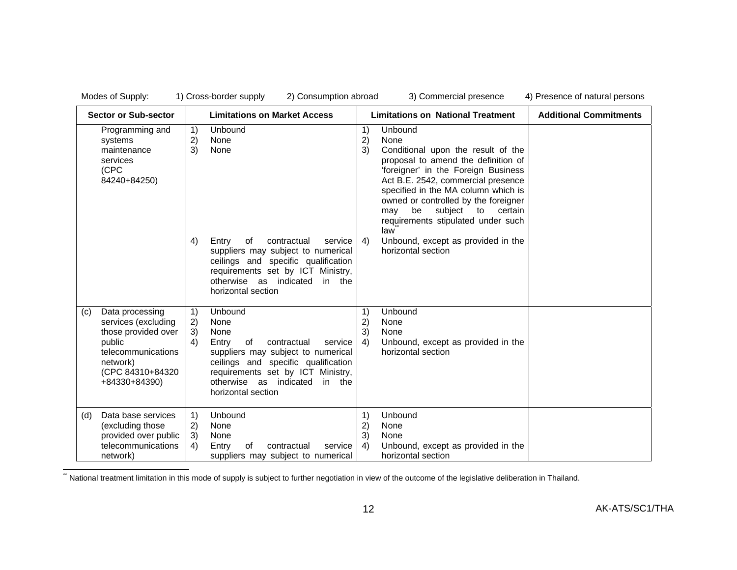Modes of Supply: 1) Cross-border supply 2) Consumption abroad 3) Commercial presence 4) Presence of natural persons

| Sector or Sub-sector | Limitations on Market Access | Limitations on National Treatment | Additional Commitments |
|---|---|---|---|
| Programming and systems maintenance services (CPC 84240+84250) | 1) Unbound<br>2) None<br>3) None<br>4) Entry of contractual service suppliers may subject to numerical ceilings and specific qualification requirements set by ICT Ministry, otherwise as indicated in the horizontal section | 1) Unbound<br>2) None<br>3) Conditional upon the result of the proposal to amend the definition of 'foreigner' in the Foreign Business Act B.E. 2542, commercial presence specified in the MA column which is owned or controlled by the foreigner may be subject to certain requirements stipulated under such law[**]<br>4) Unbound, except as provided in the horizontal section | |
| (c) Data processing services (excluding those provided over public telecommunications network) (CPC 84310+84320 +84330+84390) | 1) Unbound<br>2) None<br>3) None<br>4) Entry of contractual service suppliers may subject to numerical ceilings and specific qualification requirements set by ICT Ministry, otherwise as indicated in the horizontal section | 1) Unbound<br>2) None<br>3) None<br>4) Unbound, except as provided in the horizontal section | |
| (d) Data base services (excluding those provided over public telecommunications network) | 1) Unbound<br>2) None<br>3) None<br>4) Entry of contractual service suppliers may subject to numerical | 1) Unbound<br>2) None<br>3) None<br>4) Unbound, except as provided in the horizontal section | |

[**] National treatment limitation in this mode of supply is subject to further negotiation in view of the outcome of the legislative deliberation in Thailand.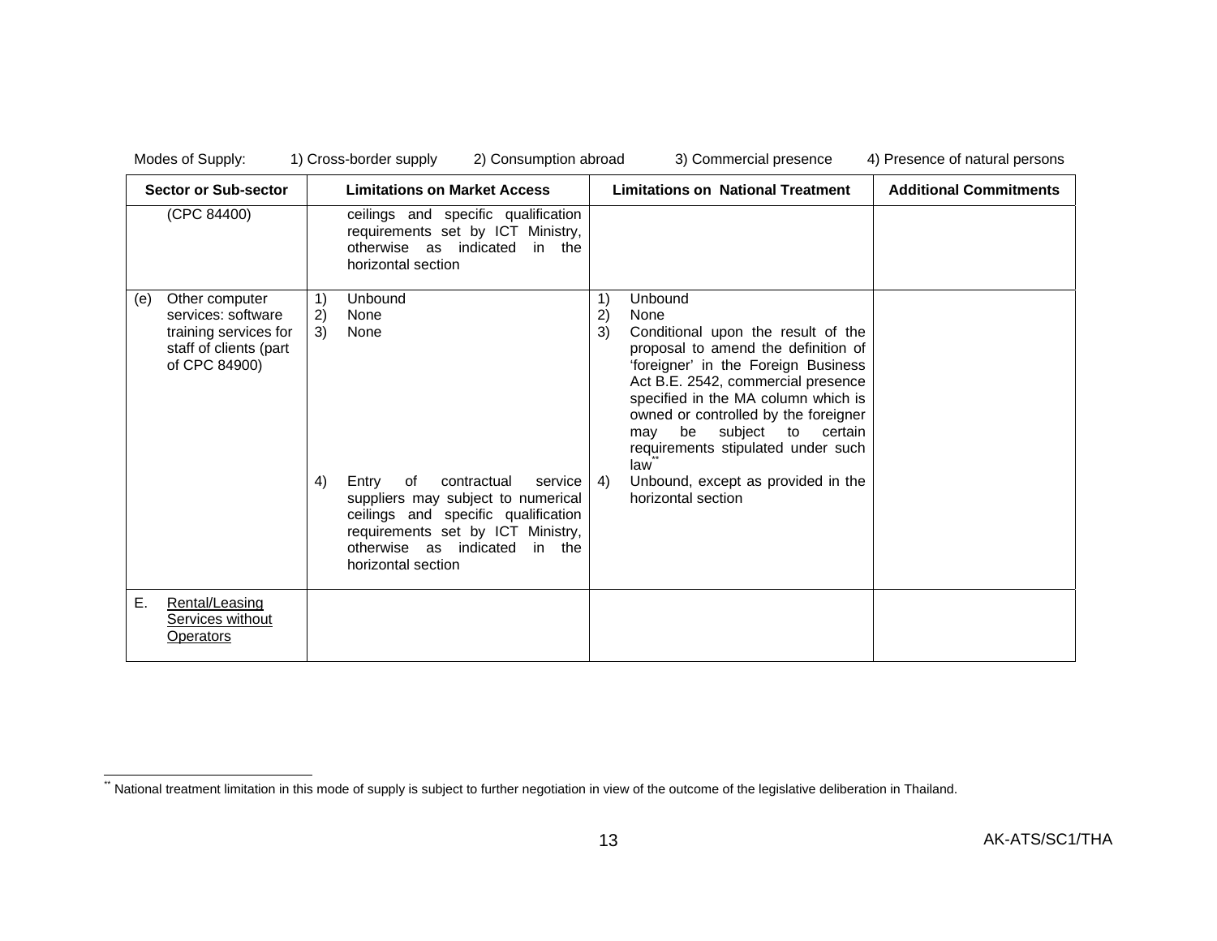Modes of Supply: 1) Cross-border supply 2) Consumption abroad 3) Commercial presence 4) Presence of natural persons

| Sector or Sub-sector | Limitations on Market Access | Limitations on National Treatment | Additional Commitments |
|---|---|---|---|
| (CPC 84400) | ceilings and specific qualification requirements set by ICT Ministry, otherwise as indicated in the horizontal section | | |
| (e) Other computer services: software training services for staff of clients (part of CPC 84900) | 1) Unbound<br>2) None<br>3) None<br><br>4) Entry of contractual service suppliers may subject to numerical ceilings and specific qualification requirements set by ICT Ministry, otherwise as indicated in the horizontal section | 1) Unbound<br>2) None<br>3) Conditional upon the result of the proposal to amend the definition of 'foreigner' in the Foreign Business Act B.E. 2542, commercial presence specified in the MA column which is owned or controlled by the foreigner may be subject to certain requirements stipulated under such law[**]<br>4) Unbound, except as provided in the horizontal section | |
| E. Rental/Leasing Services without Operators | | | |

[**] National treatment limitation in this mode of supply is subject to further negotiation in view of the outcome of the legislative deliberation in Thailand.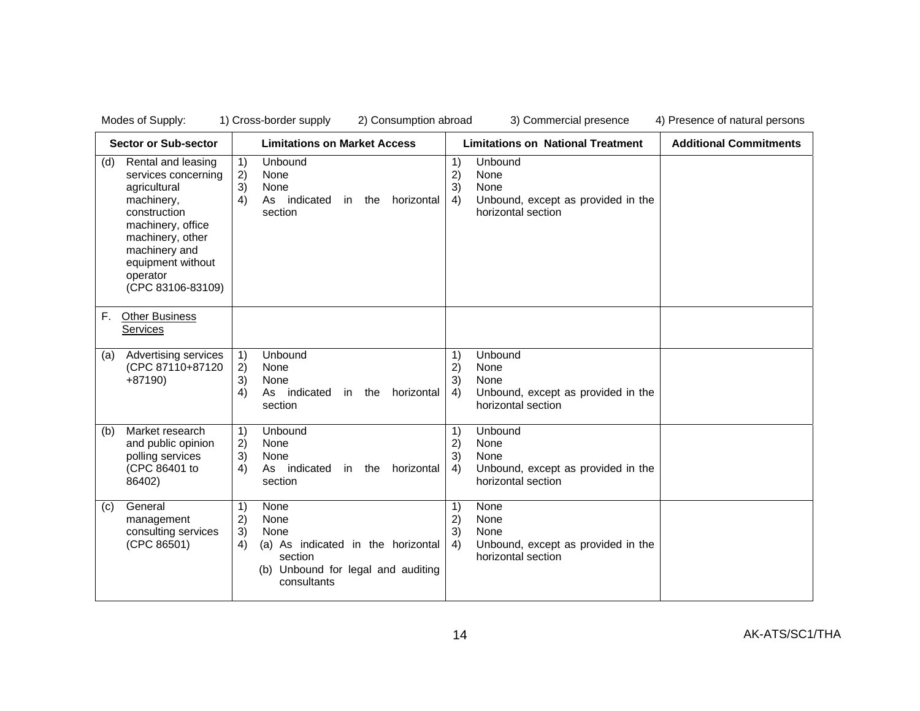Modes of Supply: 1) Cross-border supply 2) Consumption abroad 3) Commercial presence 4) Presence of natural persons

| Sector or Sub-sector | Limitations on Market Access | Limitations on National Treatment | Additional Commitments |
|---|---|---|---|
| (d) Rental and leasing services concerning agricultural machinery, construction machinery, office machinery, other machinery and equipment without operator (CPC 83106-83109) | 1) Unbound<br>2) None<br>3) None<br>4) As indicated in the horizontal section | 1) Unbound<br>2) None<br>3) None<br>4) Unbound, except as provided in the horizontal section | |
| F. Other Business Services | | | |
| (a) Advertising services (CPC 87110+87120 +87190) | 1) Unbound<br>2) None<br>3) None<br>4) As indicated in the horizontal section | 1) Unbound<br>2) None<br>3) None<br>4) Unbound, except as provided in the horizontal section | |
| (b) Market research and public opinion polling services (CPC 86401 to 86402) | 1) Unbound<br>2) None<br>3) None<br>4) As indicated in the horizontal section | 1) Unbound<br>2) None<br>3) None<br>4) Unbound, except as provided in the horizontal section | |
| (c) General management consulting services (CPC 86501) | 1) None<br>2) None<br>3) None<br>4) (a) As indicated in the horizontal section<br>(b) Unbound for legal and auditing consultants | 1) None<br>2) None<br>3) None<br>4) Unbound, except as provided in the horizontal section | |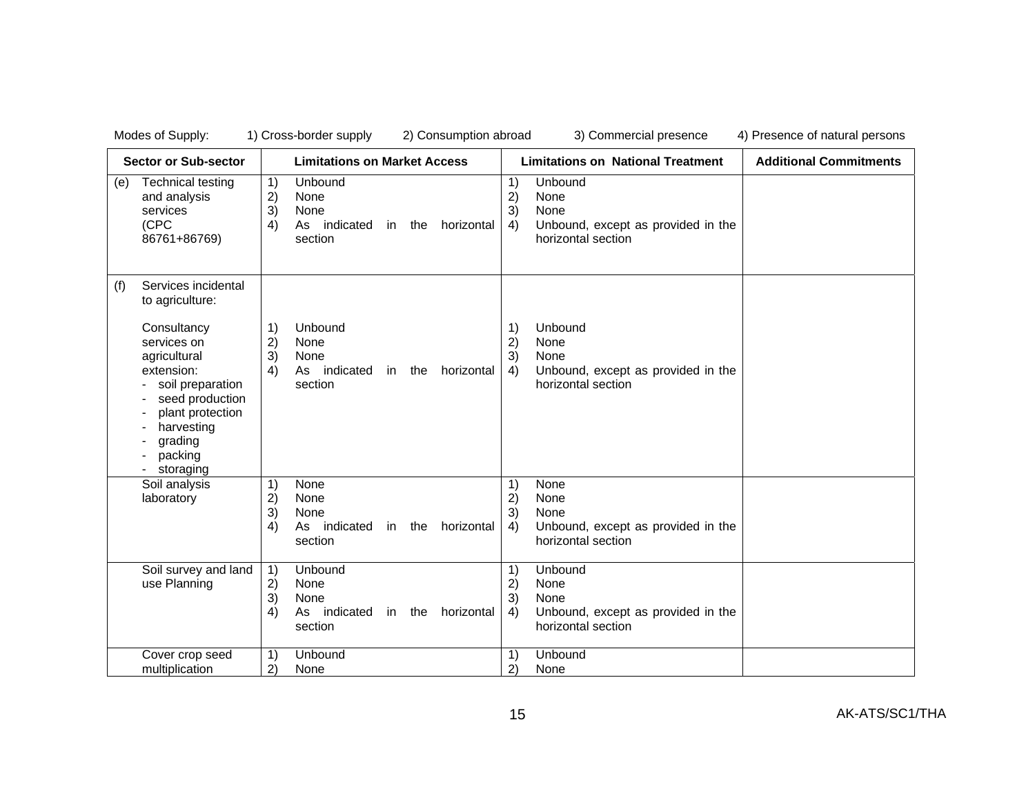Modes of Supply: 1) Cross-border supply 2) Consumption abroad 3) Commercial presence 4) Presence of natural persons

| Sector or Sub-sector | Limitations on Market Access | Limitations on National Treatment | Additional Commitments |
|---|---|---|---|
| (e) Technical testing and analysis services (CPC 86761+86769) | 1) Unbound<br>2) None<br>3) None<br>4) As indicated in the horizontal section | 1) Unbound<br>2) None<br>3) None<br>4) Unbound, except as provided in the horizontal section | |
| (f) Services incidental to agriculture: | | | |
| Consultancy services on agricultural extension:<br>- soil preparation<br>- seed production<br>- plant protection<br>- harvesting<br>- grading<br>- packing<br>- storaging | 1) Unbound<br>2) None<br>3) None<br>4) As indicated in the horizontal section | 1) Unbound<br>2) None<br>3) None<br>4) Unbound, except as provided in the horizontal section | |
| Soil analysis laboratory | 1) None<br>2) None<br>3) None<br>4) As indicated in the horizontal section | 1) None<br>2) None<br>3) None<br>4) Unbound, except as provided in the horizontal section | |
| Soil survey and land use Planning | 1) Unbound<br>2) None<br>3) None<br>4) As indicated in the horizontal section | 1) Unbound<br>2) None<br>3) None<br>4) Unbound, except as provided in the horizontal section | |
| Cover crop seed multiplication | 1) Unbound<br>2) None | 1) Unbound<br>2) None | |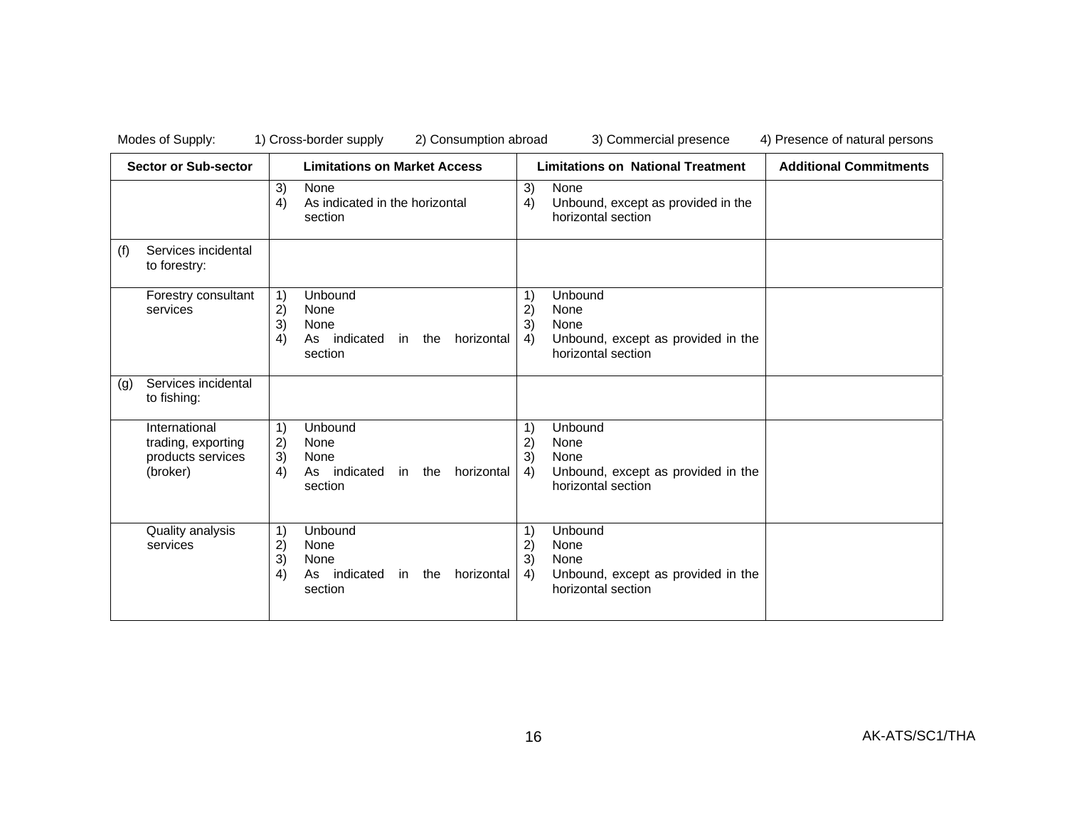Modes of Supply: 1) Cross-border supply 2) Consumption abroad 3) Commercial presence 4) Presence of natural persons

| Sector or Sub-sector | Limitations on Market Access | Limitations on National Treatment | Additional Commitments |
|---|---|---|---|
| | 3) None<br>4) As indicated in the horizontal section | 3) None<br>4) Unbound, except as provided in the horizontal section | |
| (f) Services incidental to forestry: | | | |
| Forestry consultant services | 1) Unbound<br>2) None<br>3) None<br>4) As indicated in the horizontal section | 1) Unbound<br>2) None<br>3) None<br>4) Unbound, except as provided in the horizontal section | |
| (g) Services incidental to fishing: | | | |
| International trading, exporting products services (broker) | 1) Unbound<br>2) None<br>3) None<br>4) As indicated in the horizontal section | 1) Unbound<br>2) None<br>3) None<br>4) Unbound, except as provided in the horizontal section | |
| Quality analysis services | 1) Unbound<br>2) None<br>3) None<br>4) As indicated in the horizontal section | 1) Unbound<br>2) None<br>3) None<br>4) Unbound, except as provided in the horizontal section | |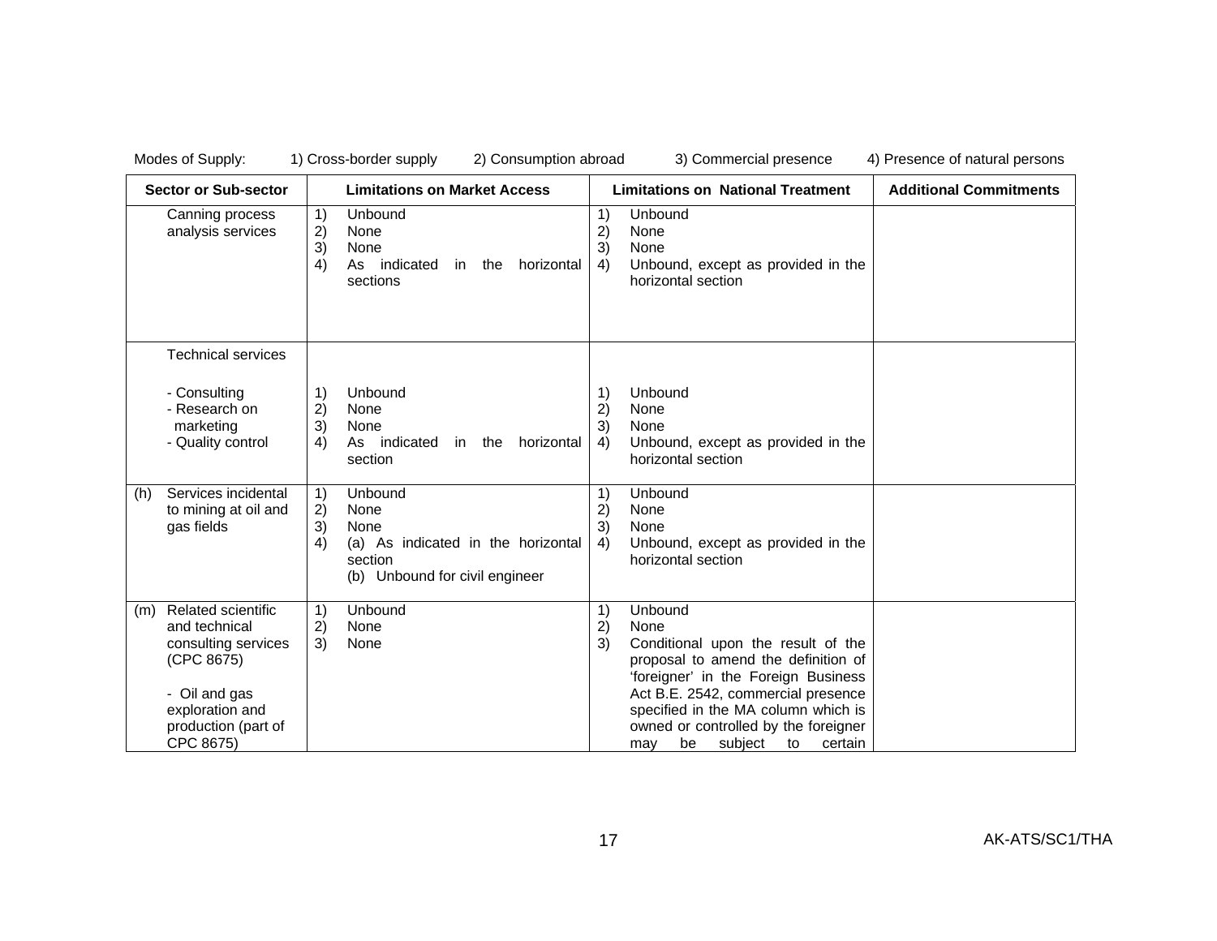Modes of Supply: 1) Cross-border supply 2) Consumption abroad 3) Commercial presence 4) Presence of natural persons

| Sector or Sub-sector | Limitations on Market Access | Limitations on National Treatment | Additional Commitments |
|---|---|---|---|
| Canning process analysis services | 1) Unbound<br>2) None<br>3) None<br>4) As indicated in the horizontal sections | 1) Unbound<br>2) None<br>3) None<br>4) Unbound, except as provided in the horizontal section | |
| Technical services<br><br>- Consulting<br>- Research on marketing<br>- Quality control | 1) Unbound<br>2) None<br>3) None<br>4) As indicated in the horizontal section | 1) Unbound<br>2) None<br>3) None<br>4) Unbound, except as provided in the horizontal section | |
| (h) Services incidental to mining at oil and gas fields | 1) Unbound<br>2) None<br>3) None<br>4) (a) As indicated in the horizontal section<br>(b) Unbound for civil engineer | 1) Unbound<br>2) None<br>3) None<br>4) Unbound, except as provided in the horizontal section | |
| (m) Related scientific and technical consulting services (CPC 8675)<br><br>- Oil and gas exploration and production (part of CPC 8675) | 1) Unbound<br>2) None<br>3) None | 1) Unbound<br>2) None<br>3) Conditional upon the result of the proposal to amend the definition of 'foreigner' in the Foreign Business Act B.E. 2542, commercial presence specified in the MA column which is owned or controlled by the foreigner may be subject to certain | |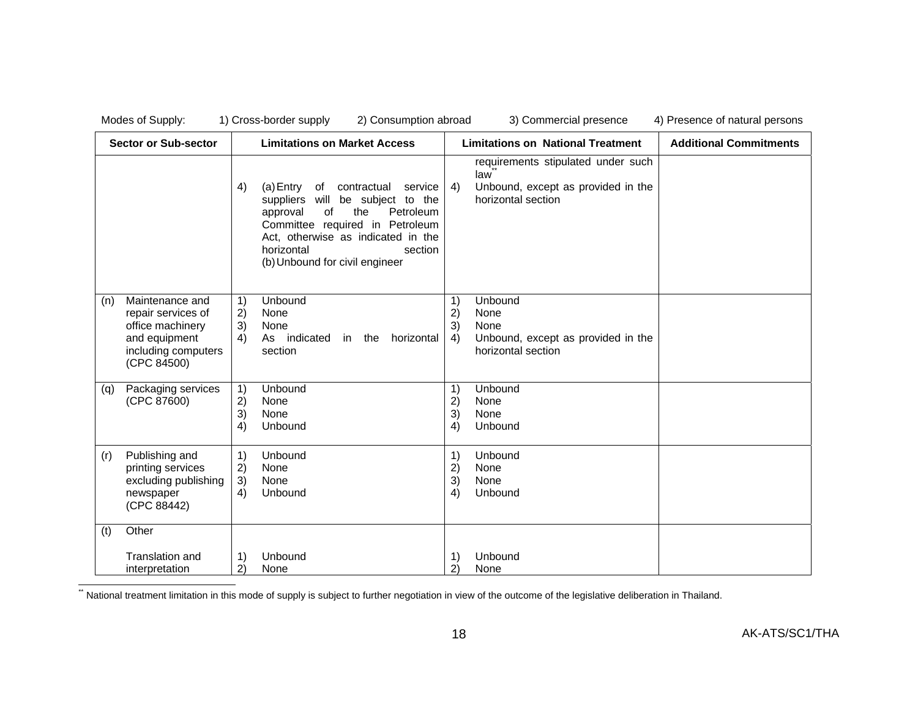Modes of Supply: 1) Cross-border supply 2) Consumption abroad 3) Commercial presence 4) Presence of natural persons

| Sector or Sub-sector | Limitations on Market Access | Limitations on National Treatment | Additional Commitments |
|---|---|---|---|
| | 4) (a) Entry of contractual service suppliers will be subject to the approval of the Petroleum Committee required in Petroleum Act, otherwise as indicated in the horizontal section<br>(b) Unbound for civil engineer | requirements stipulated under such law[**]<br>4) Unbound, except as provided in the horizontal section | |
| (n) Maintenance and repair services of office machinery and equipment including computers (CPC 84500) | 1) Unbound<br>2) None<br>3) None<br>4) As indicated in the horizontal section | 1) Unbound<br>2) None<br>3) None<br>4) Unbound, except as provided in the horizontal section | |
| (q) Packaging services (CPC 87600) | 1) Unbound<br>2) None<br>3) None<br>4) Unbound | 1) Unbound<br>2) None<br>3) None<br>4) Unbound | |
| (r) Publishing and printing services excluding publishing newspaper (CPC 88442) | 1) Unbound<br>2) None<br>3) None<br>4) Unbound | 1) Unbound<br>2) None<br>3) None<br>4) Unbound | |
| (t) Other<br><br>Translation and interpretation | <br><br>1) Unbound<br>2) None | <br><br>1) Unbound<br>2) None | |

[**] National treatment limitation in this mode of supply is subject to further negotiation in view of the outcome of the legislative deliberation in Thailand.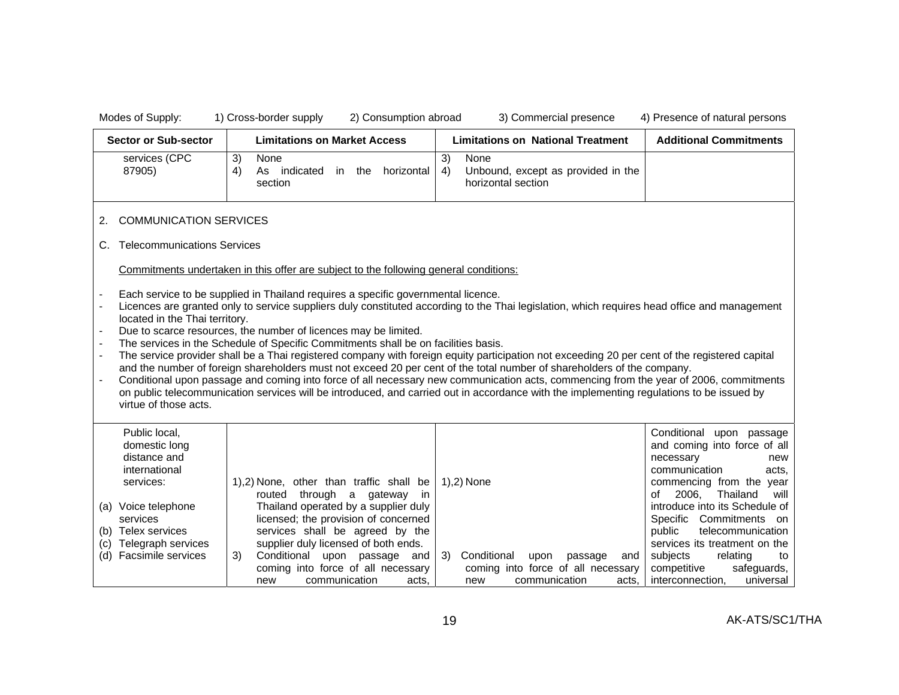Modes of Supply: 1) Cross-border supply 2) Consumption abroad 3) Commercial presence 4) Presence of natural persons

| Sector or Sub-sector | Limitations on Market Access | Limitations on National Treatment | Additional Commitments |
|---|---|---|---|
| services (CPC 87905) | 3) None<br>4) As indicated in the horizontal section | 3) None<br>4) Unbound, except as provided in the horizontal section | |

2. COMMUNICATION SERVICES

C. Telecommunications Services

Commitments undertaken in this offer are subject to the following general conditions:

- Each service to be supplied in Thailand requires a specific governmental licence.
- Licences are granted only to service suppliers duly constituted according to the Thai legislation, which requires head office and management located in the Thai territory.
- Due to scarce resources, the number of licences may be limited.
- The services in the Schedule of Specific Commitments shall be on facilities basis.
- The service provider shall be a Thai registered company with foreign equity participation not exceeding 20 per cent of the registered capital and the number of foreign shareholders must not exceed 20 per cent of the total number of shareholders of the company.
- Conditional upon passage and coming into force of all necessary new communication acts, commencing from the year of 2006, commitments on public telecommunication services will be introduced, and carried out in accordance with the implementing regulations to be issued by virtue of those acts.

| Sector or Sub-sector | Limitations on Market Access | Limitations on National Treatment | Additional Commitments |
|---|---|---|---|
| Public local, domestic long distance and international services:<br><br>(a) Voice telephone services<br>(b) Telex services<br>(c) Telegraph services<br>(d) Facsimile services | 1),2) None, other than traffic shall be routed through a gateway in Thailand operated by a supplier duly licensed; the provision of concerned services shall be agreed by the supplier duly licensed of both ends.<br>3) Conditional upon passage and coming into force of all necessary new communication acts, | 1),2) None<br><br>3) Conditional upon passage and coming into force of all necessary new communication acts, | Conditional upon passage and coming into force of all necessary new communication acts, commencing from the year of 2006, Thailand will introduce into its Schedule of Specific Commitments on public telecommunication services its treatment on the subjects relating to competitive safeguards, interconnection, universal |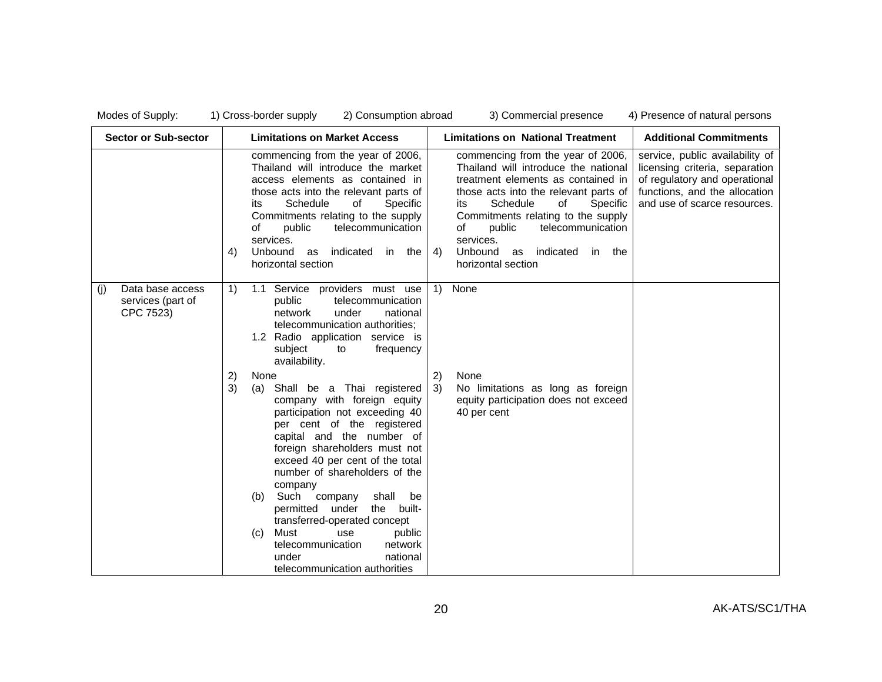Modes of Supply: 1) Cross-border supply 2) Consumption abroad 3) Commercial presence 4) Presence of natural persons

| Sector or Sub-sector | Limitations on Market Access | Limitations on National Treatment | Additional Commitments |
|---|---|---|---|
| | commencing from the year of 2006, Thailand will introduce the market access elements as contained in those acts into the relevant parts of its Schedule of Specific Commitments relating to the supply of public telecommunication services.<br>4) Unbound as indicated in the horizontal section | commencing from the year of 2006, Thailand will introduce the national treatment elements as contained in those acts into the relevant parts of its Schedule of Specific Commitments relating to the supply of public telecommunication services.<br>4) Unbound as indicated in the horizontal section | service, public availability of licensing criteria, separation of regulatory and operational functions, and the allocation and use of scarce resources. |
| (j) Data base access services (part of CPC 7523) | 1) 1.1 Service providers must use public telecommunication network under national telecommunication authorities;<br>1.2 Radio application service is subject to frequency availability.<br>2) None<br>3) (a) Shall be a Thai registered company with foreign equity participation not exceeding 40 per cent of the registered capital and the number of foreign shareholders must not exceed 40 per cent of the total number of shareholders of the company<br>(b) Such company shall be permitted under the built-transferred-operated concept<br>(c) Must use public telecommunication network under national telecommunication authorities | 1) None<br>2) None<br>3) No limitations as long as foreign equity participation does not exceed 40 per cent | |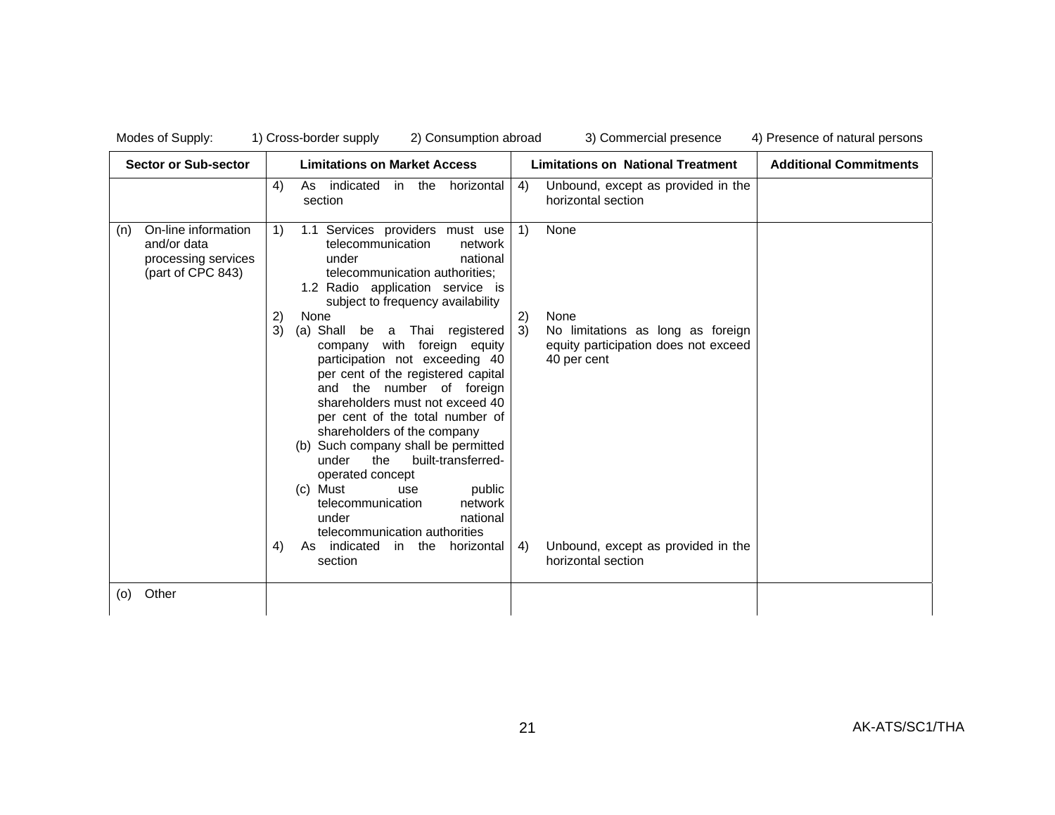Modes of Supply: 1) Cross-border supply 2) Consumption abroad 3) Commercial presence 4) Presence of natural persons

| Sector or Sub-sector | Limitations on Market Access | Limitations on National Treatment | Additional Commitments |
|---|---|---|---|
| | 4) As indicated in the horizontal section | 4) Unbound, except as provided in the horizontal section | |
| (n) On-line information and/or data processing services (part of CPC 843) | 1) 1.1 Services providers must use telecommunication network under national telecommunication authorities;<br>1.2 Radio application service is subject to frequency availability<br>2) None<br>3) (a) Shall be a Thai registered company with foreign equity participation not exceeding 40 per cent of the registered capital and the number of foreign shareholders must not exceed 40 per cent of the total number of shareholders of the company<br>(b) Such company shall be permitted under the built-transferred-operated concept<br>(c) Must use public telecommunication network under national telecommunication authorities<br>4) As indicated in the horizontal section | 1) None<br>2) None<br>3) No limitations as long as foreign equity participation does not exceed 40 per cent<br>4) Unbound, except as provided in the horizontal section | |
| (o) Other | | | |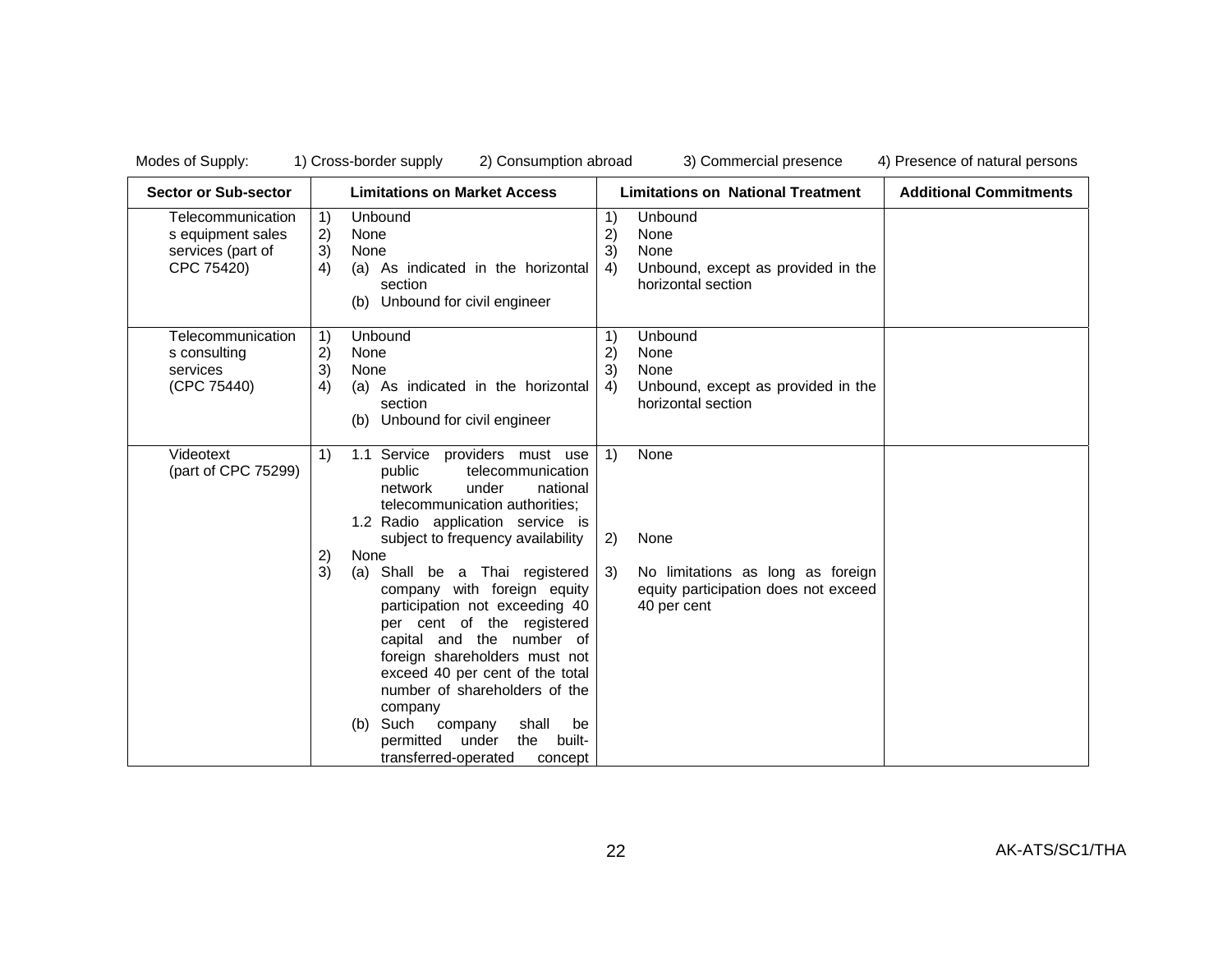Modes of Supply: 1) Cross-border supply 2) Consumption abroad 3) Commercial presence 4) Presence of natural persons

| Sector or Sub-sector | Limitations on Market Access | Limitations on National Treatment | Additional Commitments |
|---|---|---|---|
| Telecommunications equipment sales services (part of CPC 75420) | 1) Unbound<br>2) None<br>3) None<br>4) (a) As indicated in the horizontal section<br>(b) Unbound for civil engineer | 1) Unbound<br>2) None<br>3) None<br>4) Unbound, except as provided in the horizontal section | |
| Telecommunications consulting services (CPC 75440) | 1) Unbound<br>2) None<br>3) None<br>4) (a) As indicated in the horizontal section<br>(b) Unbound for civil engineer | 1) Unbound<br>2) None<br>3) None<br>4) Unbound, except as provided in the horizontal section | |
| Videotext (part of CPC 75299) | 1) 1.1 Service providers must use public telecommunication network under national telecommunication authorities;<br>1.2 Radio application service is subject to frequency availability<br>2) None<br>3) (a) Shall be a Thai registered company with foreign equity participation not exceeding 40 per cent of the registered capital and the number of foreign shareholders must not exceed 40 per cent of the total number of shareholders of the company<br>(b) Such company shall be permitted under the built-transferred-operated concept | 1) None<br>2) None<br>3) No limitations as long as foreign equity participation does not exceed 40 per cent | |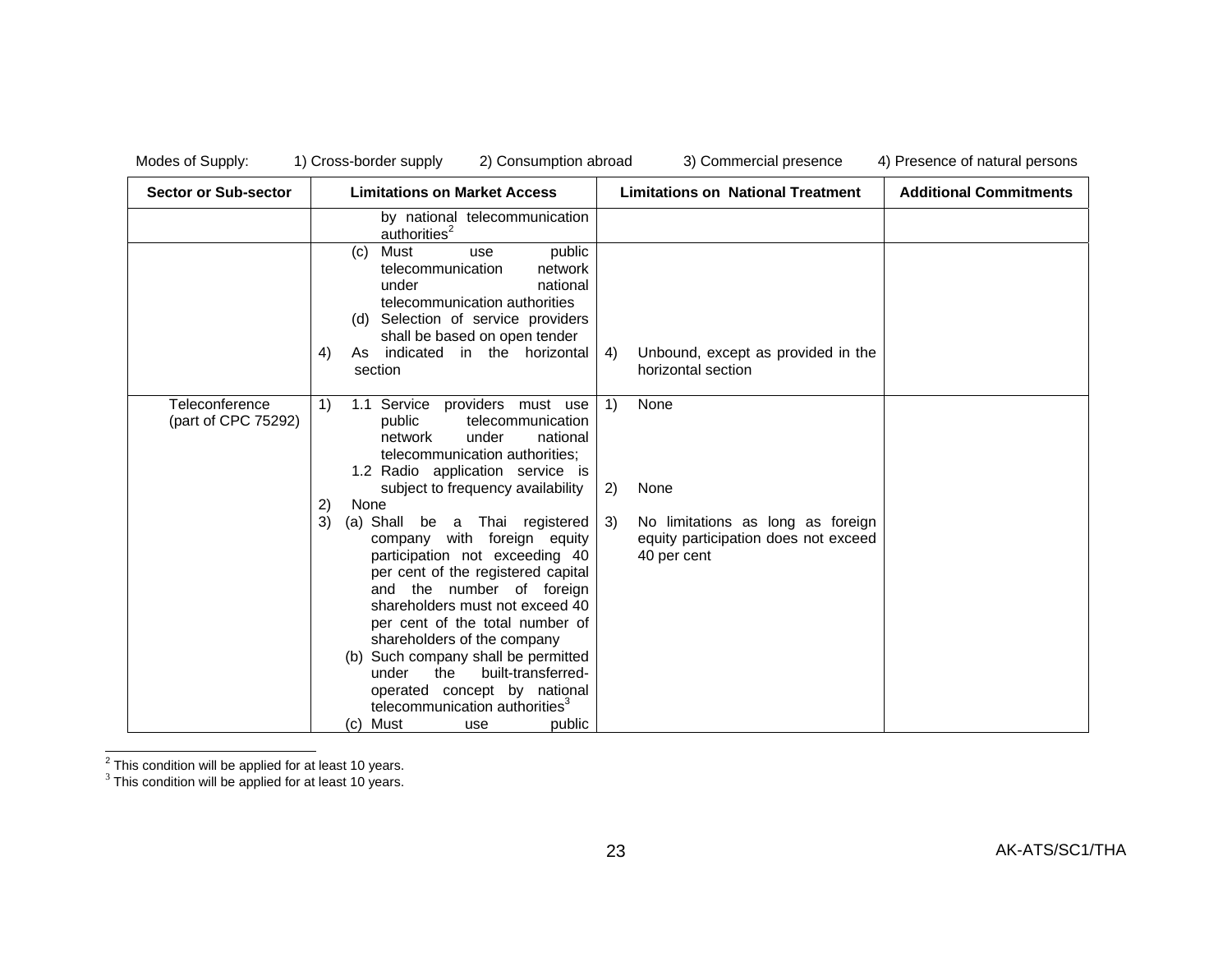Modes of Supply: 1) Cross-border supply 2) Consumption abroad 3) Commercial presence 4) Presence of natural persons

| Sector or Sub-sector | Limitations on Market Access | Limitations on National Treatment | Additional Commitments |
|---|---|---|---|
| | by national telecommunication authorities[2] | | |
| | (c) Must use public telecommunication network under national telecommunication authorities<br>(d) Selection of service providers shall be based on open tender<br>4) As indicated in the horizontal section | 4) Unbound, except as provided in the horizontal section | |
| Teleconference (part of CPC 75292) | 1) 1.1 Service providers must use public telecommunication network under national telecommunication authorities;<br>1.2 Radio application service is subject to frequency availability<br>2) None<br>3) (a) Shall be a Thai registered company with foreign equity participation not exceeding 40 per cent of the registered capital and the number of foreign shareholders must not exceed 40 per cent of the total number of shareholders of the company<br>(b) Such company shall be permitted under the built-transferred-operated concept by national telecommunication authorities[3]<br>(c) Must use public | 1) None<br>2) None<br>3) No limitations as long as foreign equity participation does not exceed 40 per cent | |

[2] This condition will be applied for at least 10 years.

[3] This condition will be applied for at least 10 years.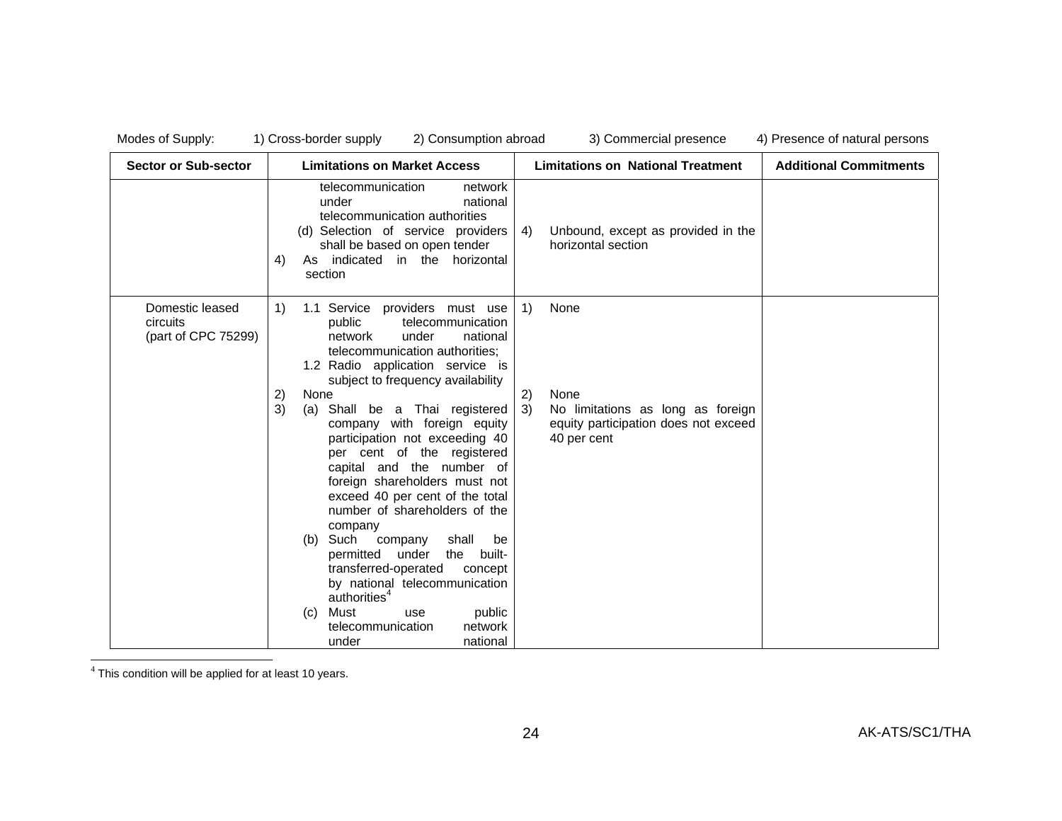Modes of Supply: 1) Cross-border supply 2) Consumption abroad 3) Commercial presence 4) Presence of natural persons

| Sector or Sub-sector | Limitations on Market Access | Limitations on National Treatment | Additional Commitments |
|---|---|---|---|
| | telecommunication network under national telecommunication authorities<br>(d) Selection of service providers shall be based on open tender<br>4) As indicated in the horizontal section | 4) Unbound, except as provided in the horizontal section | |
| Domestic leased circuits (part of CPC 75299) | 1) 1.1 Service providers must use public telecommunication network under national telecommunication authorities;<br>1.2 Radio application service is subject to frequency availability<br>2) None<br>3) (a) Shall be a Thai registered company with foreign equity participation not exceeding 40 per cent of the registered capital and the number of foreign shareholders must not exceed 40 per cent of the total number of shareholders of the company<br>(b) Such company shall be permitted under the built-transferred-operated concept by national telecommunication authorities[4]<br>(c) Must use public telecommunication network under national | 1) None<br>2) None<br>3) No limitations as long as foreign equity participation does not exceed 40 per cent | |

[4] This condition will be applied for at least 10 years.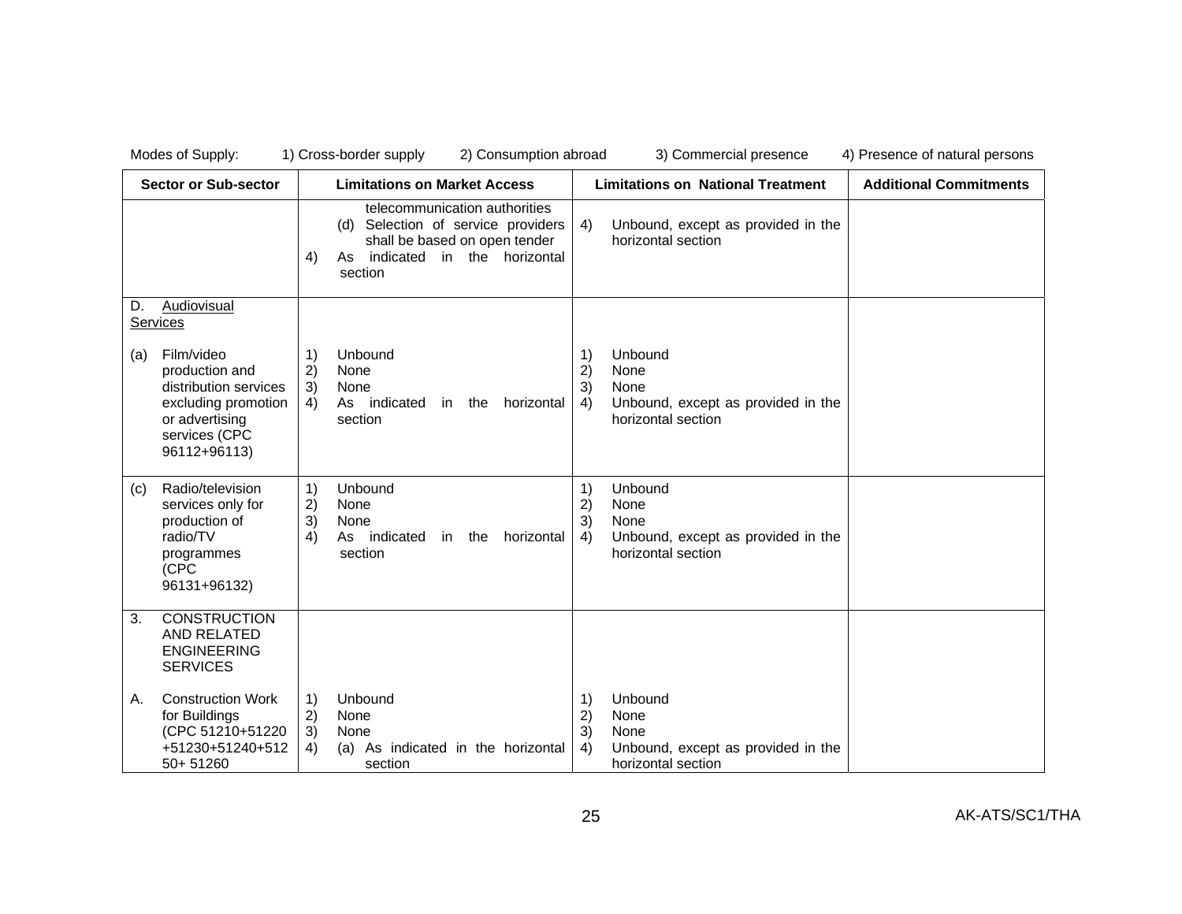Modes of Supply: 1) Cross-border supply 2) Consumption abroad 3) Commercial presence 4) Presence of natural persons

| Sector or Sub-sector | Limitations on Market Access | Limitations on National Treatment | Additional Commitments |
|---|---|---|---|
| | telecommunication authorities<br>(d) Selection of service providers shall be based on open tender<br>4) As indicated in the horizontal section | 4) Unbound, except as provided in the horizontal section | |
| D. Audiovisual Services<br><br>(a) Film/video production and distribution services excluding promotion or advertising services (CPC 96112+96113) | 1) Unbound<br>2) None<br>3) None<br>4) As indicated in the horizontal section | 1) Unbound<br>2) None<br>3) None<br>4) Unbound, except as provided in the horizontal section | |
| (c) Radio/television services only for production of radio/TV programmes (CPC 96131+96132) | 1) Unbound<br>2) None<br>3) None<br>4) As indicated in the horizontal section | 1) Unbound<br>2) None<br>3) None<br>4) Unbound, except as provided in the horizontal section | |
| 3. CONSTRUCTION AND RELATED ENGINEERING SERVICES<br><br>A. Construction Work for Buildings (CPC 51210+51220 +51230+51240+51250+ 51260 | 1) Unbound<br>2) None<br>3) None<br>4) (a) As indicated in the horizontal section | 1) Unbound<br>2) None<br>3) None<br>4) Unbound, except as provided in the horizontal section | |

AK-ATS/SC1/THA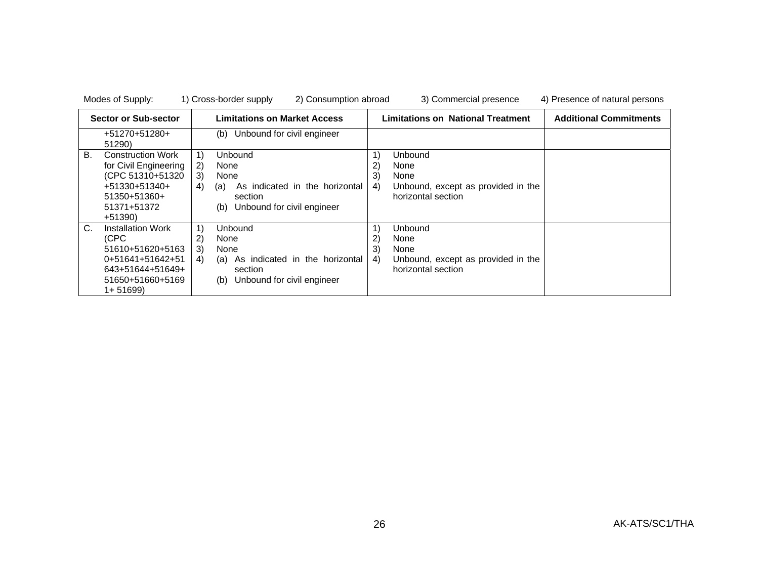Modes of Supply: 1) Cross-border supply 2) Consumption abroad 3) Commercial presence 4) Presence of natural persons

| Sector or Sub-sector | Limitations on Market Access | Limitations on National Treatment | Additional Commitments |
|---|---|---|---|
| +51270+51280+ 51290) | (b) Unbound for civil engineer | | |
| B. Construction Work for Civil Engineering (CPC 51310+51320 +51330+51340+ 51350+51360+ 51371+51372 +51390) | 1) Unbound<br>2) None<br>3) None<br>4) (a) As indicated in the horizontal section<br>(b) Unbound for civil engineer | 1) Unbound<br>2) None<br>3) None<br>4) Unbound, except as provided in the horizontal section | |
| C. Installation Work (CPC 51610+51620+51630+51641+51642+51643+51644+51649+51650+51660+51691+ 51699) | 1) Unbound<br>2) None<br>3) None<br>4) (a) As indicated in the horizontal section<br>(b) Unbound for civil engineer | 1) Unbound<br>2) None<br>3) None<br>4) Unbound, except as provided in the horizontal section | |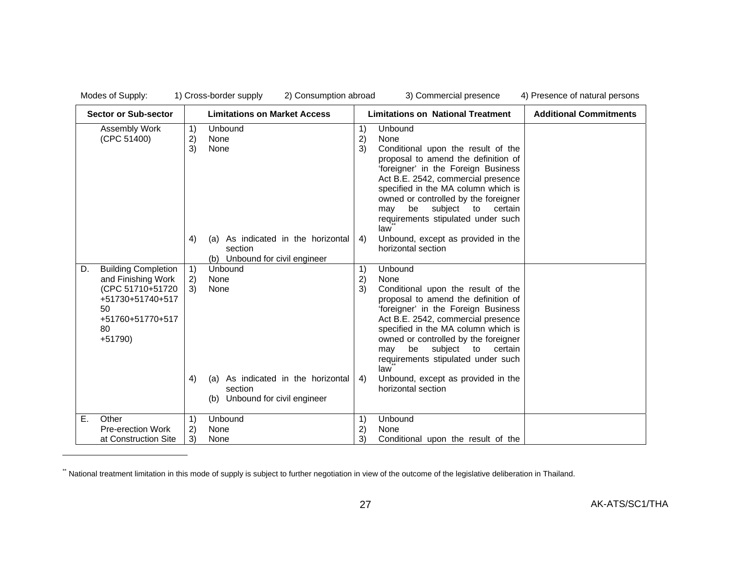Modes of Supply: 1) Cross-border supply 2) Consumption abroad 3) Commercial presence 4) Presence of natural persons

| Sector or Sub-sector | Limitations on Market Access | Limitations on National Treatment | Additional Commitments |
|---|---|---|---|
| Assembly Work (CPC 51400) | 1) Unbound<br>2) None<br>3) None<br><br>4) (a) As indicated in the horizontal section<br>(b) Unbound for civil engineer | 1) Unbound<br>2) None<br>3) Conditional upon the result of the proposal to amend the definition of 'foreigner' in the Foreign Business Act B.E. 2542, commercial presence specified in the MA column which is owned or controlled by the foreigner may be subject to certain requirements stipulated under such law[**]<br>4) Unbound, except as provided in the horizontal section | |
| D. Building Completion and Finishing Work (CPC 51710+51720 +51730+51740+51750 +51760+51770+51780 +51790) | 1) Unbound<br>2) None<br>3) None<br><br>4) (a) As indicated in the horizontal section<br>(b) Unbound for civil engineer | 1) Unbound<br>2) None<br>3) Conditional upon the result of the proposal to amend the definition of 'foreigner' in the Foreign Business Act B.E. 2542, commercial presence specified in the MA column which is owned or controlled by the foreigner may be subject to certain requirements stipulated under such law[**]<br>4) Unbound, except as provided in the horizontal section | |
| E. Other Pre-erection Work at Construction Site | 1) Unbound<br>2) None<br>3) None | 1) Unbound<br>2) None<br>3) Conditional upon the result of the | |

[**] National treatment limitation in this mode of supply is subject to further negotiation in view of the outcome of the legislative deliberation in Thailand.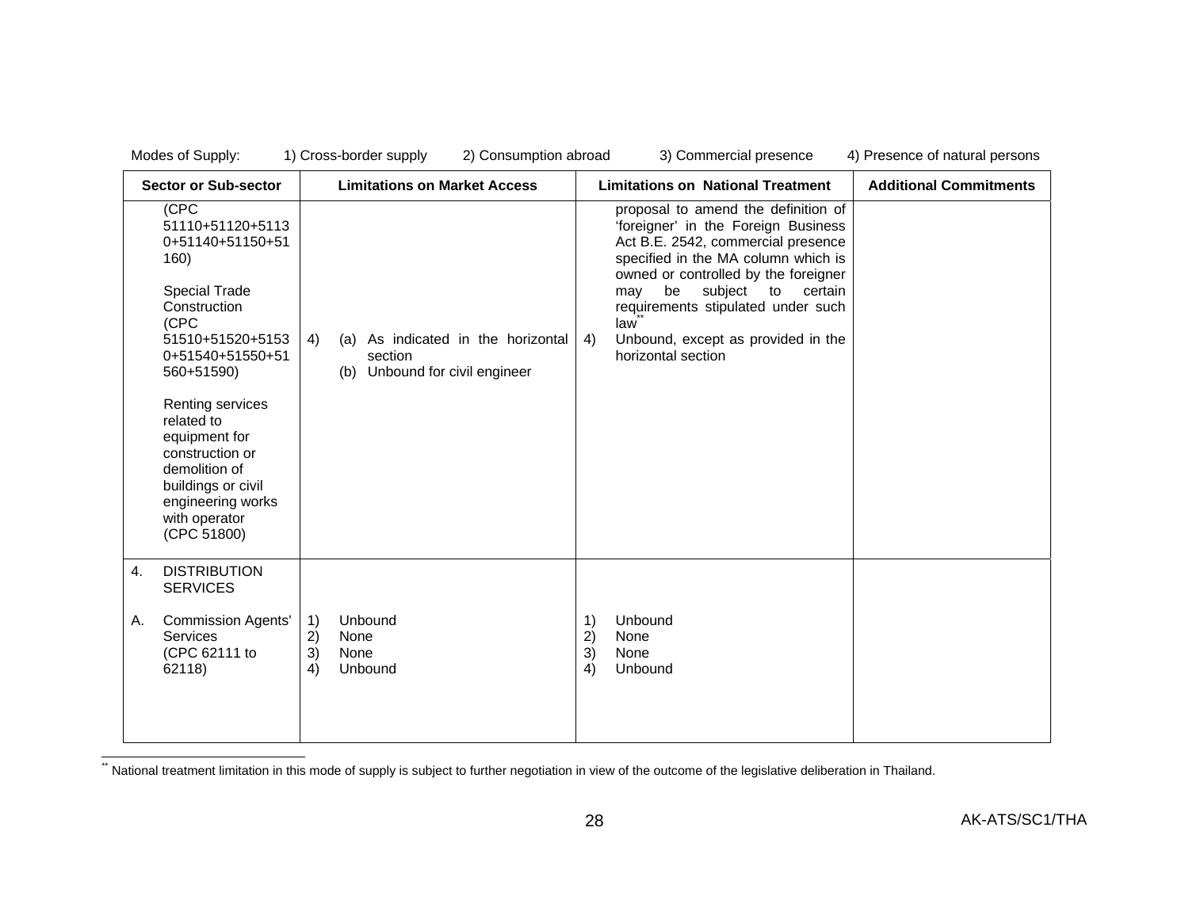Modes of Supply: 1) Cross-border supply 2) Consumption abroad 3) Commercial presence 4) Presence of natural persons

| Sector or Sub-sector | Limitations on Market Access | Limitations on National Treatment | Additional Commitments |
|---|---|---|---|
| (CPC 51110+51120+51130+51140+51150+51160)<br><br>Special Trade Construction (CPC 51510+51520+51530+51540+51550+51560+51590)<br><br>Renting services related to equipment for construction or demolition of buildings or civil engineering works with operator (CPC 51800) | 4) (a) As indicated in the horizontal section<br>(b) Unbound for civil engineer | proposal to amend the definition of 'foreigner' in the Foreign Business Act B.E. 2542, commercial presence specified in the MA column which is owned or controlled by the foreigner may be subject to certain requirements stipulated under such law**<br>4) Unbound, except as provided in the horizontal section | |
| 4. DISTRIBUTION SERVICES<br><br>A. Commission Agents' Services (CPC 62111 to 62118) | 1) Unbound<br>2) None<br>3) None<br>4) Unbound | 1) Unbound<br>2) None<br>3) None<br>4) Unbound | |

** National treatment limitation in this mode of supply is subject to further negotiation in view of the outcome of the legislative deliberation in Thailand.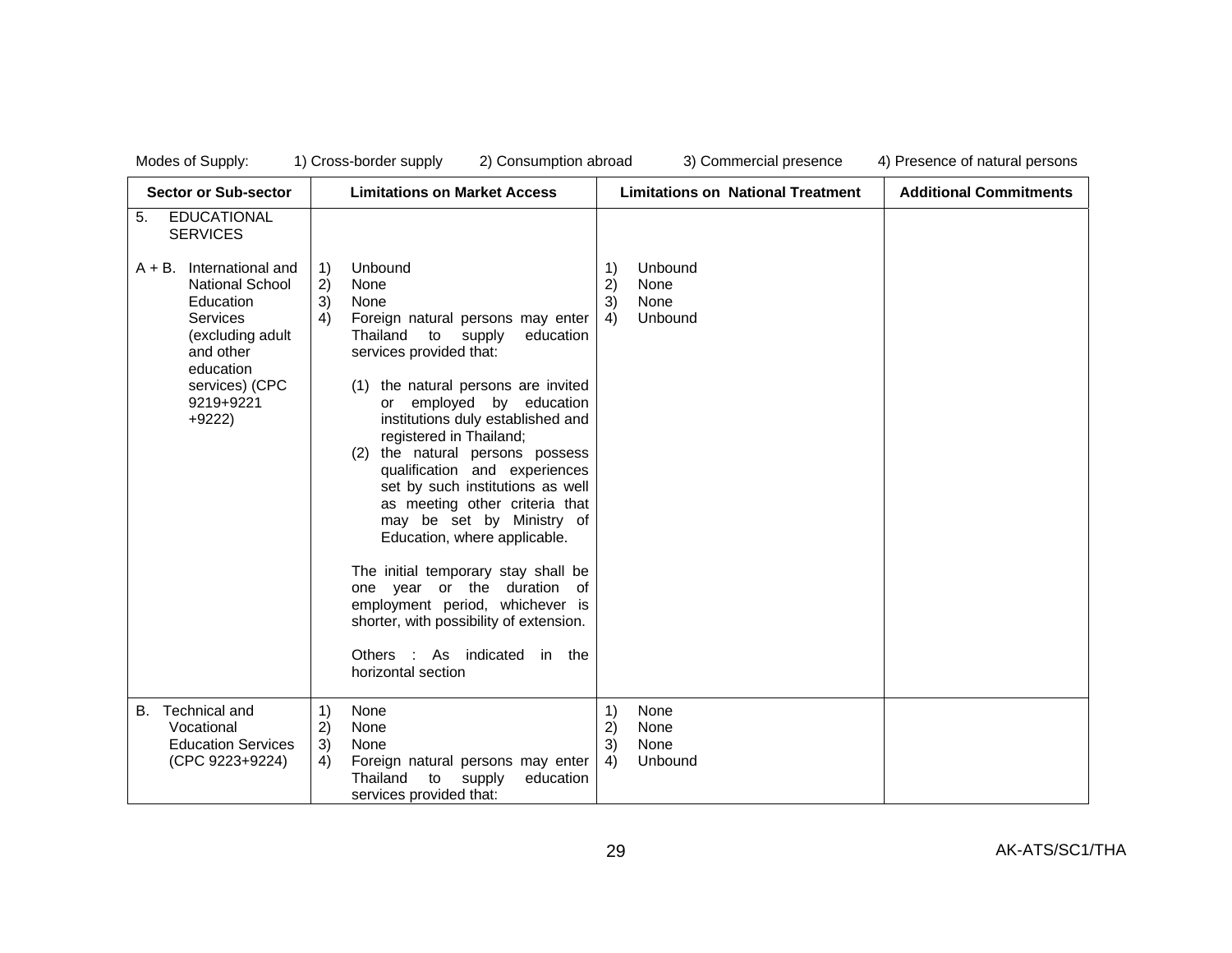Modes of Supply: 1) Cross-border supply 2) Consumption abroad 3) Commercial presence 4) Presence of natural persons

| Sector or Sub-sector | Limitations on Market Access | Limitations on National Treatment | Additional Commitments |
|---|---|---|---|
| 5. EDUCATIONAL SERVICES | | | |
| A + B. International and National School Education Services (excluding adult and other education services) (CPC 9219+9221 +9222) | 1) Unbound<br>2) None<br>3) None<br>4) Foreign natural persons may enter Thailand to supply education services provided that:<br><br>(1) the natural persons are invited or employed by education institutions duly established and registered in Thailand;<br>(2) the natural persons possess qualification and experiences set by such institutions as well as meeting other criteria that may be set by Ministry of Education, where applicable.<br><br>The initial temporary stay shall be one year or the duration of employment period, whichever is shorter, with possibility of extension.<br><br>Others : As indicated in the horizontal section | 1) Unbound<br>2) None<br>3) None<br>4) Unbound | |
| B. Technical and Vocational Education Services (CPC 9223+9224) | 1) None<br>2) None<br>3) None<br>4) Foreign natural persons may enter Thailand to supply education services provided that: | 1) None<br>2) None<br>3) None<br>4) Unbound | |

AK-ATS/SC1/THA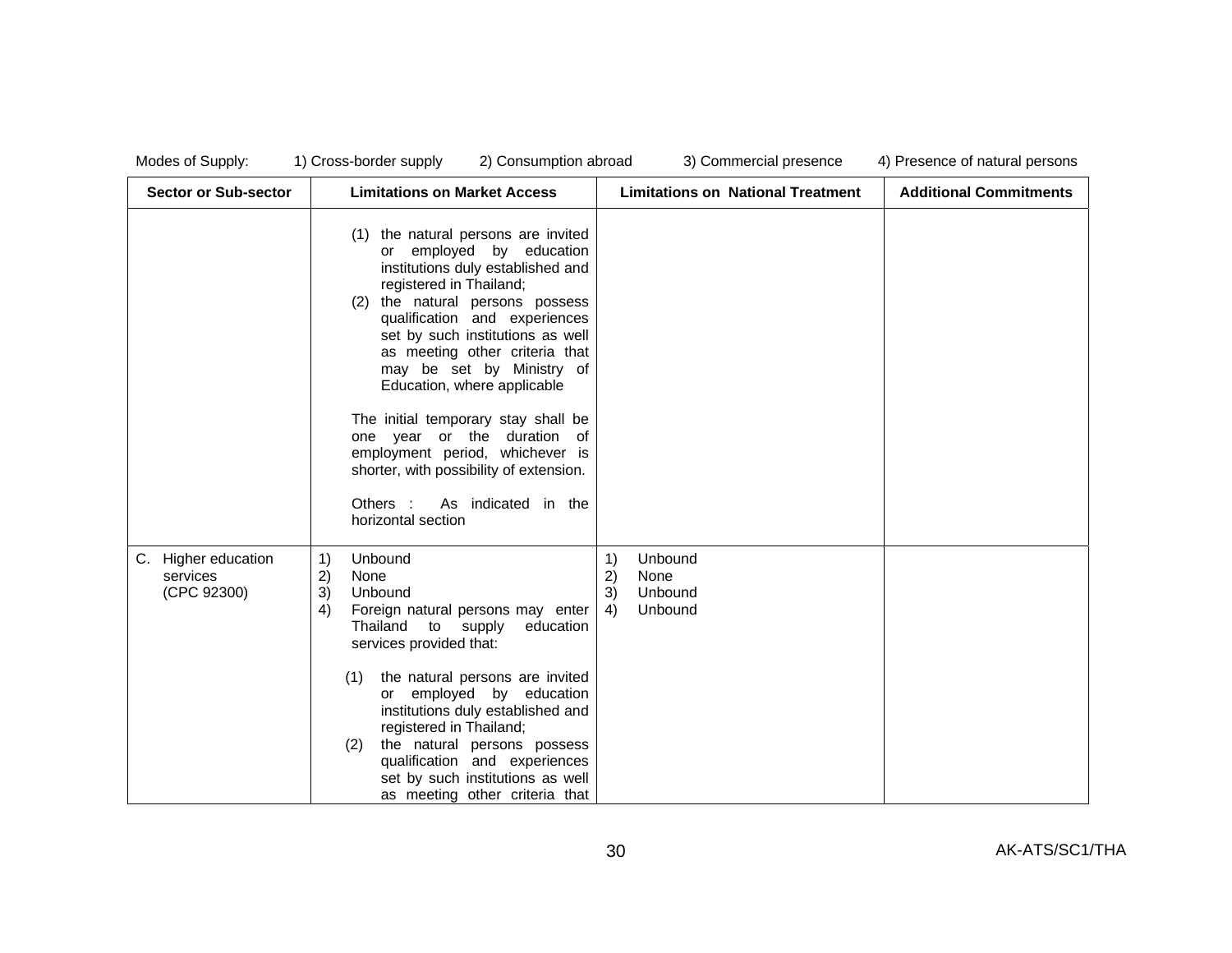Modes of Supply: 1) Cross-border supply 2) Consumption abroad 3) Commercial presence 4) Presence of natural persons

| Sector or Sub-sector | Limitations on Market Access | Limitations on National Treatment | Additional Commitments |
|---|---|---|---|
| | (1) the natural persons are invited or employed by education institutions duly established and registered in Thailand;<br>(2) the natural persons possess qualification and experiences set by such institutions as well as meeting other criteria that may be set by Ministry of Education, where applicable<br><br>The initial temporary stay shall be one year or the duration of employment period, whichever is shorter, with possibility of extension.<br><br>Others : As indicated in the horizontal section | | |
| C. Higher education services (CPC 92300) | 1) Unbound<br>2) None<br>3) Unbound<br>4) Foreign natural persons may enter Thailand to supply education services provided that:<br><br>(1) the natural persons are invited or employed by education institutions duly established and registered in Thailand;<br>(2) the natural persons possess qualification and experiences set by such institutions as well as meeting other criteria that | 1) Unbound<br>2) None<br>3) Unbound<br>4) Unbound | |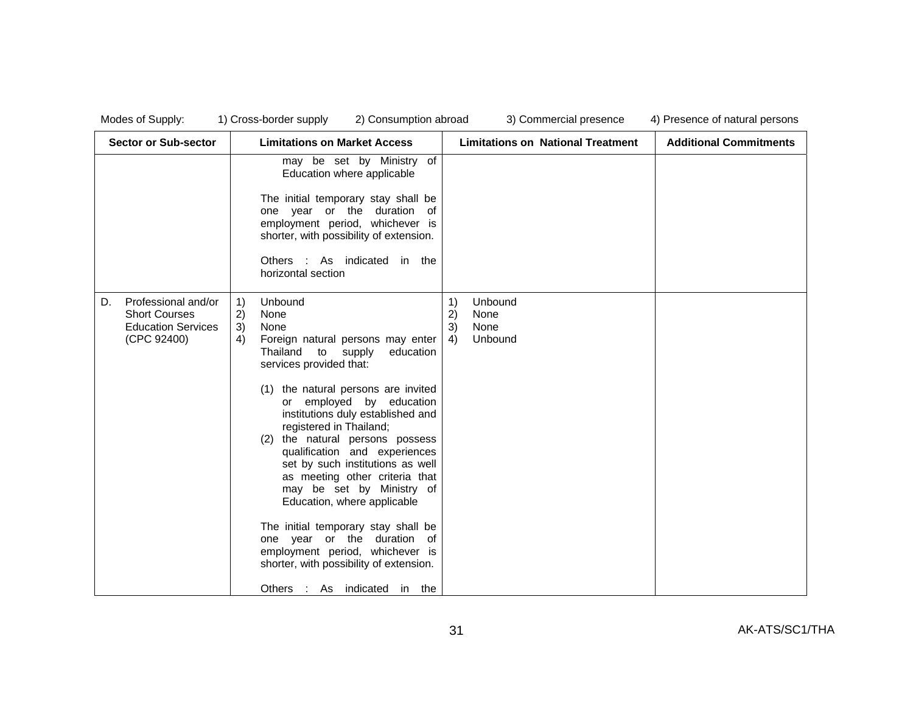Modes of Supply: 1) Cross-border supply 2) Consumption abroad 3) Commercial presence 4) Presence of natural persons

| Sector or Sub-sector | Limitations on Market Access | Limitations on National Treatment | Additional Commitments |
|---|---|---|---|
| | may be set by Ministry of Education where applicable<br><br>The initial temporary stay shall be one year or the duration of employment period, whichever is shorter, with possibility of extension.<br><br>Others : As indicated in the horizontal section | | |
| D. Professional and/or Short Courses Education Services (CPC 92400) | 1) Unbound<br>2) None<br>3) None<br>4) Foreign natural persons may enter Thailand to supply education services provided that:<br><br>(1) the natural persons are invited or employed by education institutions duly established and registered in Thailand;<br>(2) the natural persons possess qualification and experiences set by such institutions as well as meeting other criteria that may be set by Ministry of Education, where applicable<br><br>The initial temporary stay shall be one year or the duration of employment period, whichever is shorter, with possibility of extension.<br><br>Others : As indicated in the | 1) Unbound<br>2) None<br>3) None<br>4) Unbound | |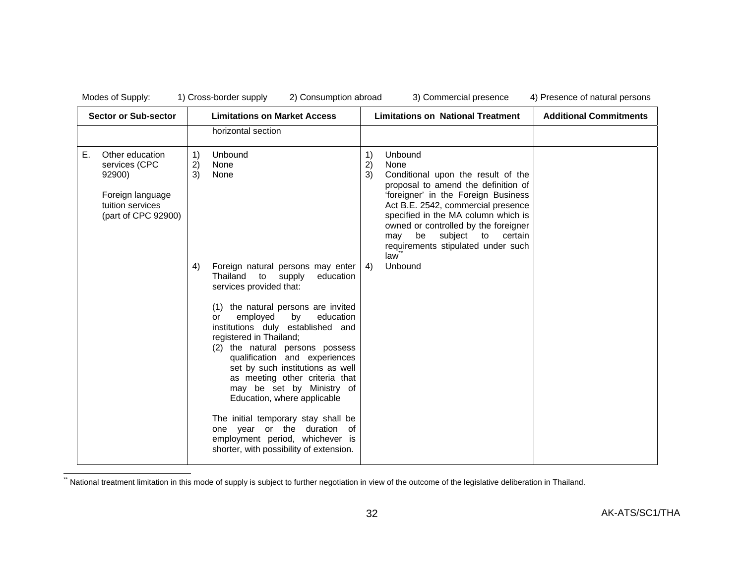Modes of Supply: 1) Cross-border supply 2) Consumption abroad 3) Commercial presence 4) Presence of natural persons

| Sector or Sub-sector | Limitations on Market Access | Limitations on National Treatment | Additional Commitments |
|---|---|---|---|
| | horizontal section | | |
| E. Other education services (CPC 92900)<br><br>Foreign language tuition services (part of CPC 92900) | 1) Unbound<br>2) None<br>3) None | 1) Unbound<br>2) None<br>3) Conditional upon the result of the proposal to amend the definition of 'foreigner' in the Foreign Business Act B.E. 2542, commercial presence specified in the MA column which is owned or controlled by the foreigner may be subject to certain requirements stipulated under such law** | |
| | 4) Foreign natural persons may enter Thailand to supply education services provided that:<br><br>(1) the natural persons are invited or employed by education institutions duly established and registered in Thailand;<br>(2) the natural persons possess qualification and experiences set by such institutions as well as meeting other criteria that may be set by Ministry of Education, where applicable<br><br>The initial temporary stay shall be one year or the duration of employment period, whichever is shorter, with possibility of extension. | 4) Unbound | |

** National treatment limitation in this mode of supply is subject to further negotiation in view of the outcome of the legislative deliberation in Thailand.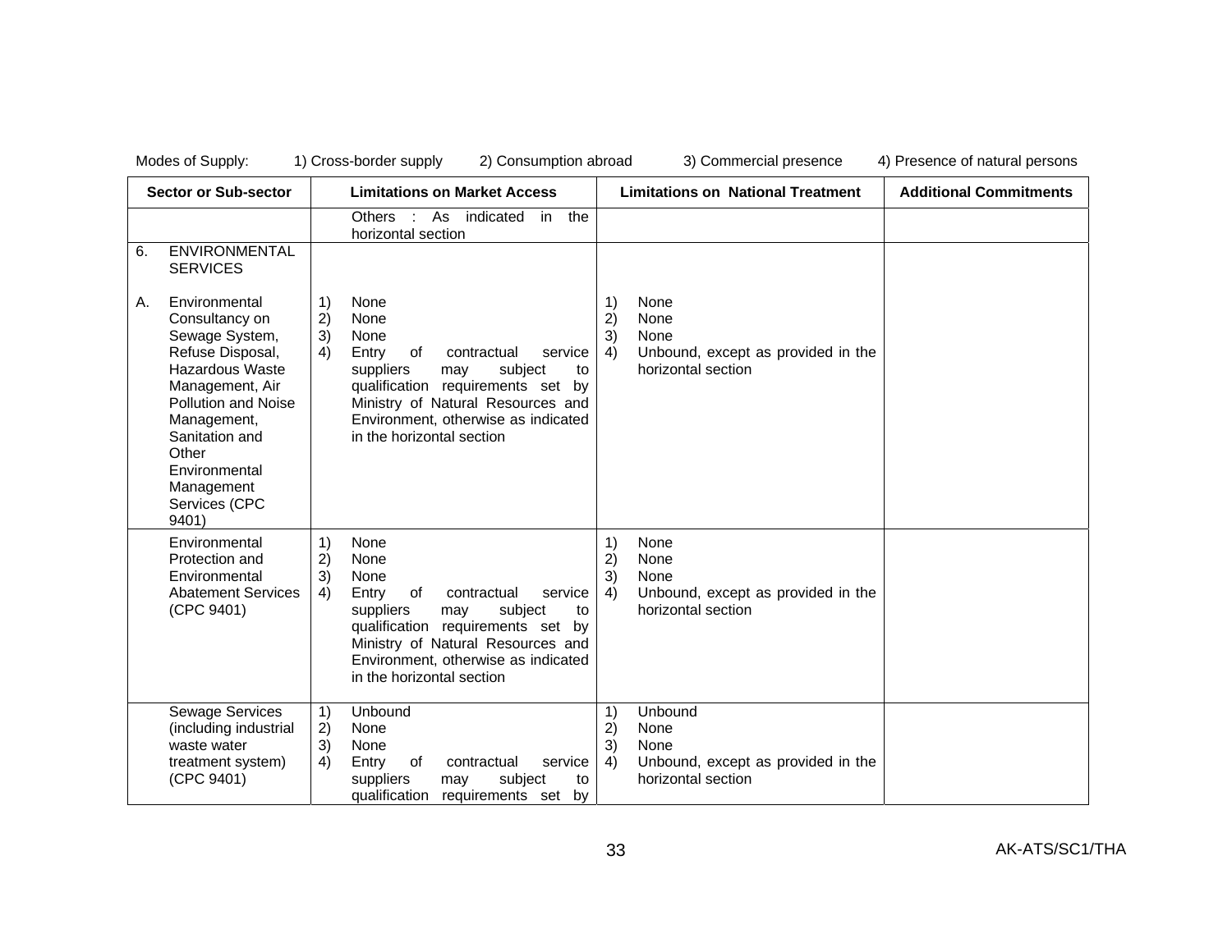Modes of Supply: 1) Cross-border supply 2) Consumption abroad 3) Commercial presence 4) Presence of natural persons

| Sector or Sub-sector | Limitations on Market Access | Limitations on National Treatment | Additional Commitments |
|---|---|---|---|
| | Others : As indicated in the horizontal section | | |
| 6. ENVIRONMENTAL SERVICES<br><br>A. Environmental Consultancy on Sewage System, Refuse Disposal, Hazardous Waste Management, Air Pollution and Noise Management, Sanitation and Other Environmental Management Services (CPC 9401) | 1) None<br>2) None<br>3) None<br>4) Entry of contractual service suppliers may subject to qualification requirements set by Ministry of Natural Resources and Environment, otherwise as indicated in the horizontal section | 1) None<br>2) None<br>3) None<br>4) Unbound, except as provided in the horizontal section | |
| Environmental Protection and Environmental Abatement Services (CPC 9401) | 1) None<br>2) None<br>3) None<br>4) Entry of contractual service suppliers may subject to qualification requirements set by Ministry of Natural Resources and Environment, otherwise as indicated in the horizontal section | 1) None<br>2) None<br>3) None<br>4) Unbound, except as provided in the horizontal section | |
| Sewage Services (including industrial waste water treatment system) (CPC 9401) | 1) Unbound<br>2) None<br>3) None<br>4) Entry of contractual service suppliers may subject to qualification requirements set by | 1) Unbound<br>2) None<br>3) None<br>4) Unbound, except as provided in the horizontal section | |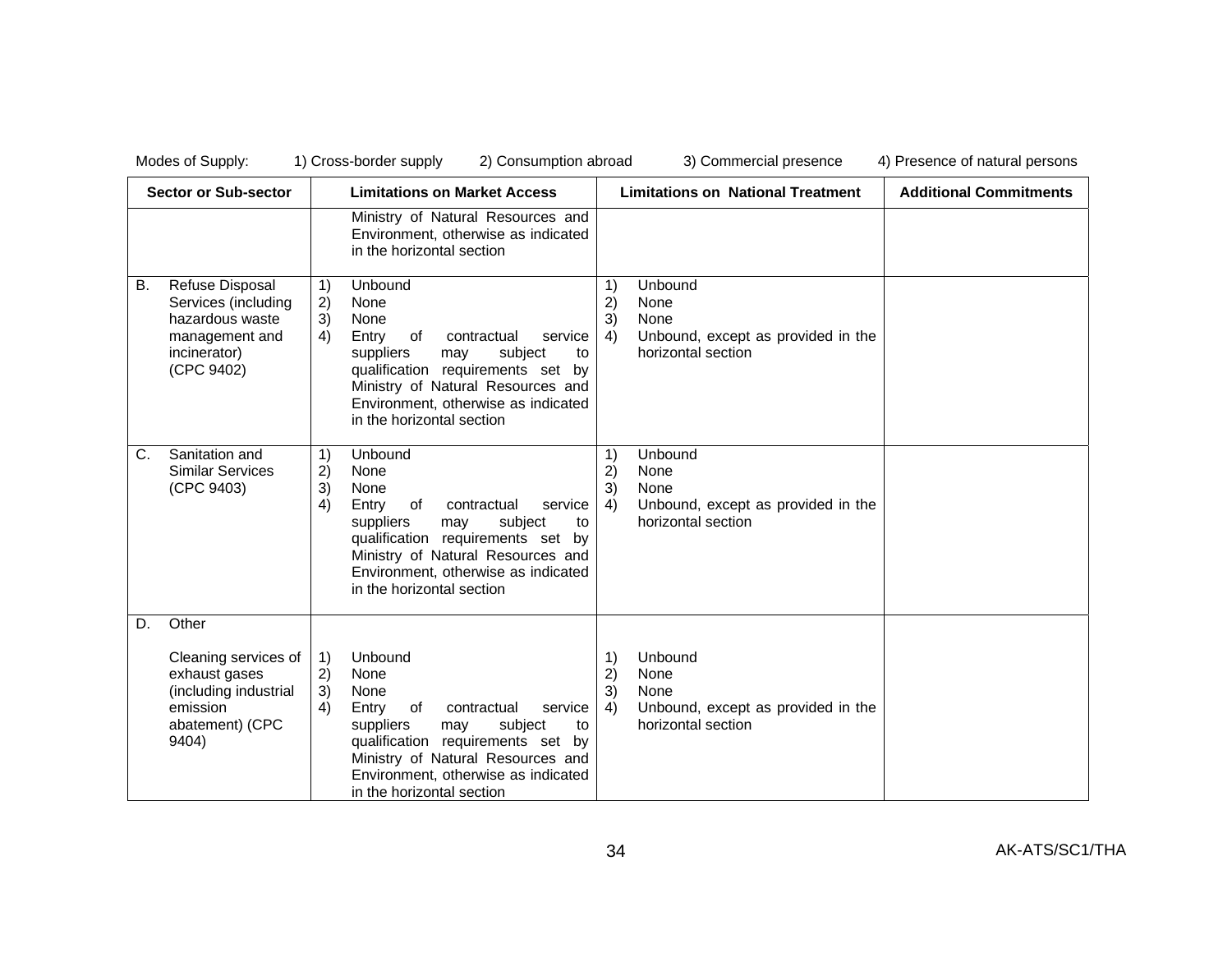Modes of Supply: 1) Cross-border supply 2) Consumption abroad 3) Commercial presence 4) Presence of natural persons

| Sector or Sub-sector | Limitations on Market Access | Limitations on National Treatment | Additional Commitments |
|---|---|---|---|
| | Ministry of Natural Resources and Environment, otherwise as indicated in the horizontal section | | |
| B. Refuse Disposal Services (including hazardous waste management and incinerator) (CPC 9402) | 1) Unbound<br>2) None<br>3) None<br>4) Entry of contractual service suppliers may subject to qualification requirements set by Ministry of Natural Resources and Environment, otherwise as indicated in the horizontal section | 1) Unbound<br>2) None<br>3) None<br>4) Unbound, except as provided in the horizontal section | |
| C. Sanitation and Similar Services (CPC 9403) | 1) Unbound<br>2) None<br>3) None<br>4) Entry of contractual service suppliers may subject to qualification requirements set by Ministry of Natural Resources and Environment, otherwise as indicated in the horizontal section | 1) Unbound<br>2) None<br>3) None<br>4) Unbound, except as provided in the horizontal section | |
| D. Other<br><br>Cleaning services of exhaust gases (including industrial emission abatement) (CPC 9404) | 1) Unbound<br>2) None<br>3) None<br>4) Entry of contractual service suppliers may subject to qualification requirements set by Ministry of Natural Resources and Environment, otherwise as indicated in the horizontal section | 1) Unbound<br>2) None<br>3) None<br>4) Unbound, except as provided in the horizontal section | |

AK-ATS/SC1/THA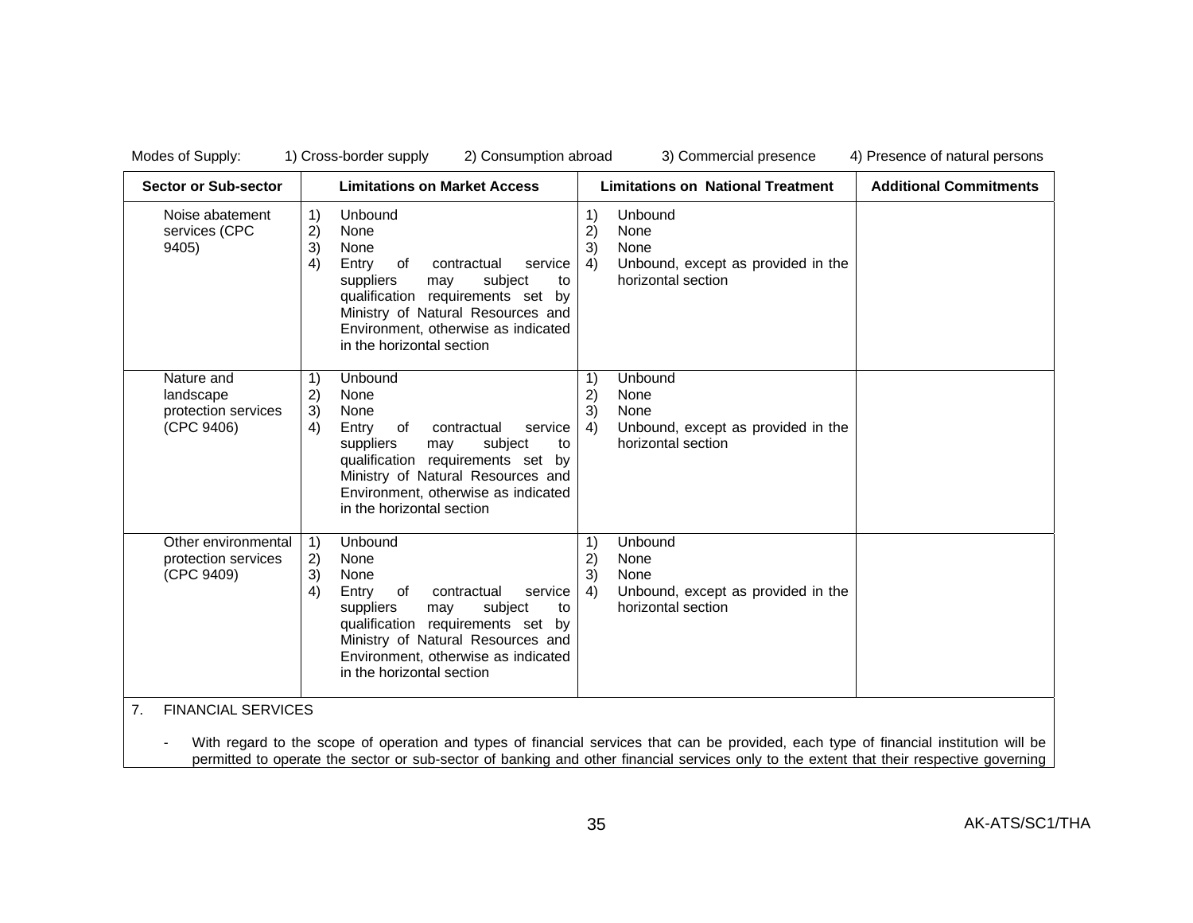Modes of Supply: 1) Cross-border supply 2) Consumption abroad 3) Commercial presence 4) Presence of natural persons

| Sector or Sub-sector | Limitations on Market Access | Limitations on National Treatment | Additional Commitments |
|---|---|---|---|
| Noise abatement services (CPC 9405) | 1) Unbound<br>2) None<br>3) None<br>4) Entry of contractual service suppliers may subject to qualification requirements set by Ministry of Natural Resources and Environment, otherwise as indicated in the horizontal section | 1) Unbound<br>2) None<br>3) None<br>4) Unbound, except as provided in the horizontal section | |
| Nature and landscape protection services (CPC 9406) | 1) Unbound<br>2) None<br>3) None<br>4) Entry of contractual service suppliers may subject to qualification requirements set by Ministry of Natural Resources and Environment, otherwise as indicated in the horizontal section | 1) Unbound<br>2) None<br>3) None<br>4) Unbound, except as provided in the horizontal section | |
| Other environmental protection services (CPC 9409) | 1) Unbound<br>2) None<br>3) None<br>4) Entry of contractual service suppliers may subject to qualification requirements set by Ministry of Natural Resources and Environment, otherwise as indicated in the horizontal section | 1) Unbound<br>2) None<br>3) None<br>4) Unbound, except as provided in the horizontal section | |

7. FINANCIAL SERVICES

- With regard to the scope of operation and types of financial services that can be provided, each type of financial institution will be permitted to operate the sector or sub-sector of banking and other financial services only to the extent that their respective governing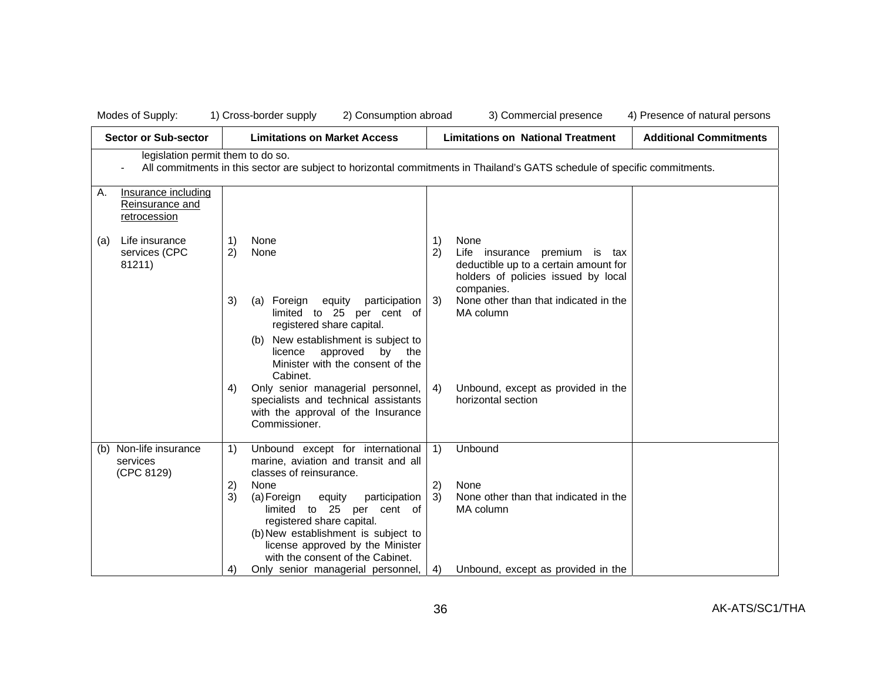Modes of Supply: 1) Cross-border supply 2) Consumption abroad 3) Commercial presence 4) Presence of natural persons

| Sector or Sub-sector | Limitations on Market Access | Limitations on National Treatment | Additional Commitments |
|---|---|---|---|
| legislation permit them to do so.<br>- All commitments in this sector are subject to horizontal commitments in Thailand's GATS schedule of specific commitments. | | | |
| A. Insurance including Reinsurance and retrocession | | | |
| (a) Life insurance services (CPC 81211) | 1) None<br>2) None<br>3) (a) Foreign equity participation limited to 25 per cent of registered share capital.<br>(b) New establishment is subject to licence approved by the Minister with the consent of the Cabinet.<br>4) Only senior managerial personnel, specialists and technical assistants with the approval of the Insurance Commissioner. | 1) None<br>2) Life insurance premium is tax deductible up to a certain amount for holders of policies issued by local companies.<br>3) None other than that indicated in the MA column<br>4) Unbound, except as provided in the horizontal section | |
| (b) Non-life insurance services (CPC 8129) | 1) Unbound except for international marine, aviation and transit and all classes of reinsurance.<br>2) None<br>3) (a) Foreign equity participation limited to 25 per cent of registered share capital.<br>(b) New establishment is subject to license approved by the Minister with the consent of the Cabinet.<br>4) Only senior managerial personnel, | 1) Unbound<br>2) None<br>3) None other than that indicated in the MA column<br>4) Unbound, except as provided in the | |

AK-ATS/SC1/THA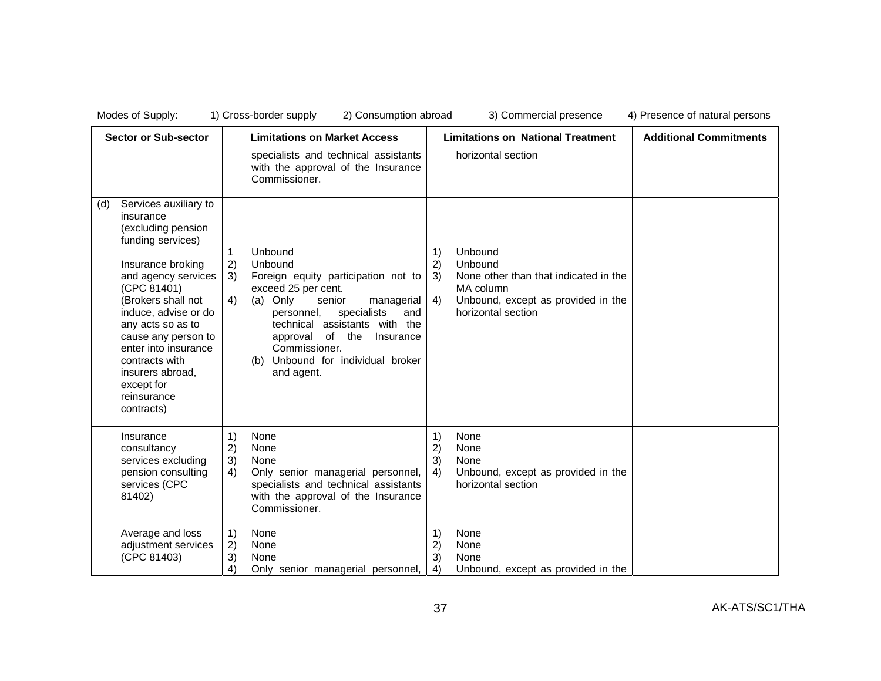Modes of Supply: 1) Cross-border supply 2) Consumption abroad 3) Commercial presence 4) Presence of natural persons

| Sector or Sub-sector | Limitations on Market Access | Limitations on National Treatment | Additional Commitments |
|---|---|---|---|
| | specialists and technical assistants with the approval of the Insurance Commissioner. | horizontal section | |
| (d) Services auxiliary to insurance (excluding pension funding services)<br><br>Insurance broking and agency services (CPC 81401) (Brokers shall not induce, advise or do any acts so as to cause any person to enter into insurance contracts with insurers abroad, except for reinsurance contracts) | 1 Unbound<br>2) Unbound<br>3) Foreign equity participation not to exceed 25 per cent.<br>4) (a) Only senior managerial personnel, specialists and technical assistants with the approval of the Insurance Commissioner.<br>(b) Unbound for individual broker and agent. | 1) Unbound<br>2) Unbound<br>3) None other than that indicated in the MA column<br>4) Unbound, except as provided in the horizontal section | |
| Insurance consultancy services excluding pension consulting services (CPC 81402) | 1) None<br>2) None<br>3) None<br>4) Only senior managerial personnel, specialists and technical assistants with the approval of the Insurance Commissioner. | 1) None<br>2) None<br>3) None<br>4) Unbound, except as provided in the horizontal section | |
| Average and loss adjustment services (CPC 81403) | 1) None<br>2) None<br>3) None<br>4) Only senior managerial personnel, | 1) None<br>2) None<br>3) None<br>4) Unbound, except as provided in the | |

AK-ATS/SC1/THA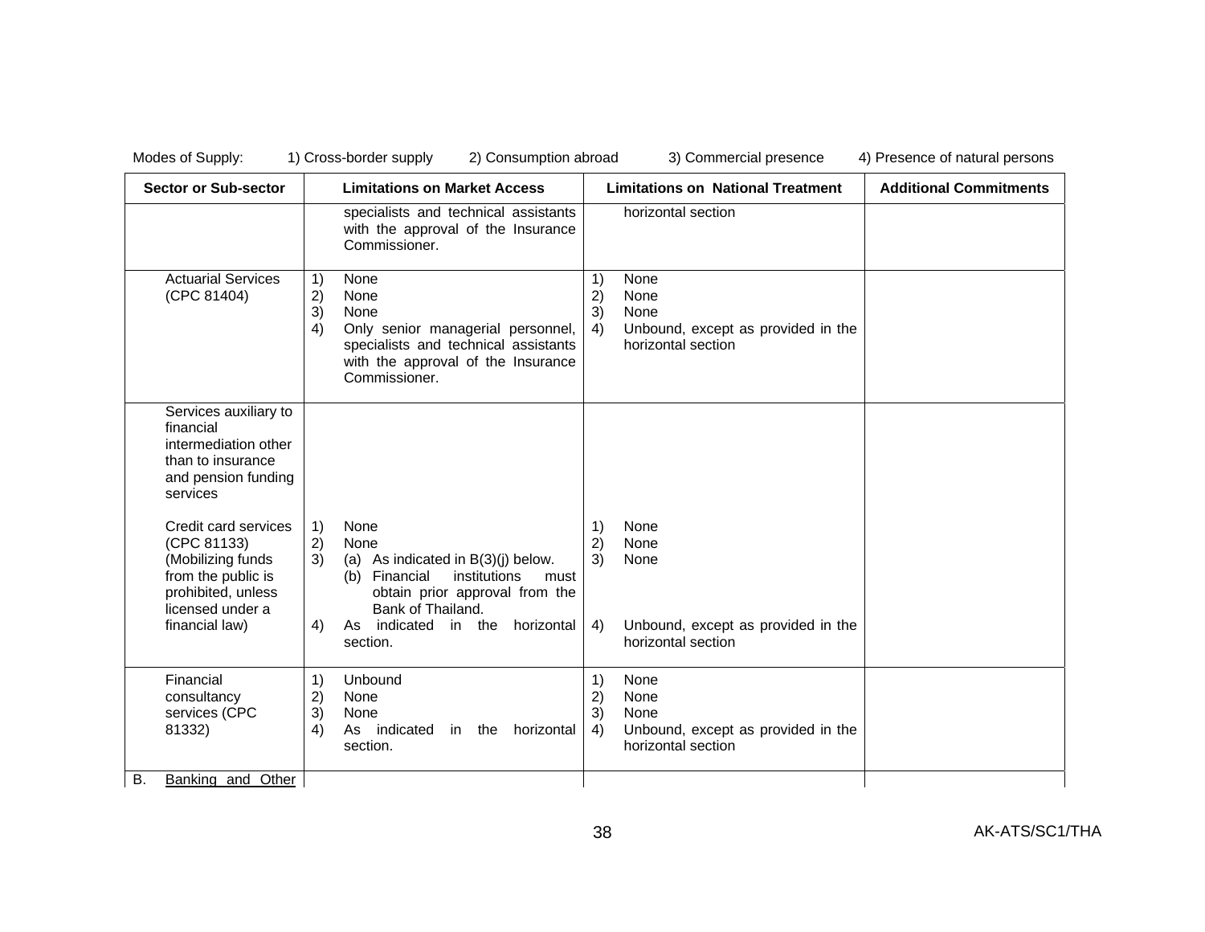Modes of Supply: 1) Cross-border supply 2) Consumption abroad 3) Commercial presence 4) Presence of natural persons

| Sector or Sub-sector | Limitations on Market Access | Limitations on National Treatment | Additional Commitments |
|---|---|---|---|
| | specialists and technical assistants with the approval of the Insurance Commissioner. | horizontal section | |
| Actuarial Services (CPC 81404) | 1) None<br>2) None<br>3) None<br>4) Only senior managerial personnel, specialists and technical assistants with the approval of the Insurance Commissioner. | 1) None<br>2) None<br>3) None<br>4) Unbound, except as provided in the horizontal section | |
| Services auxiliary to financial intermediation other than to insurance and pension funding services<br><br>Credit card services (CPC 81133) (Mobilizing funds from the public is prohibited, unless licensed under a financial law) | 1) None<br>2) None<br>3) (a) As indicated in B(3)(j) below.<br>(b) Financial institutions must obtain prior approval from the Bank of Thailand.<br>4) As indicated in the horizontal section. | 1) None<br>2) None<br>3) None<br>4) Unbound, except as provided in the horizontal section | |
| Financial consultancy services (CPC 81332) | 1) Unbound<br>2) None<br>3) None<br>4) As indicated in the horizontal section. | 1) None<br>2) None<br>3) None<br>4) Unbound, except as provided in the horizontal section | |
| B. Banking and Other | | | |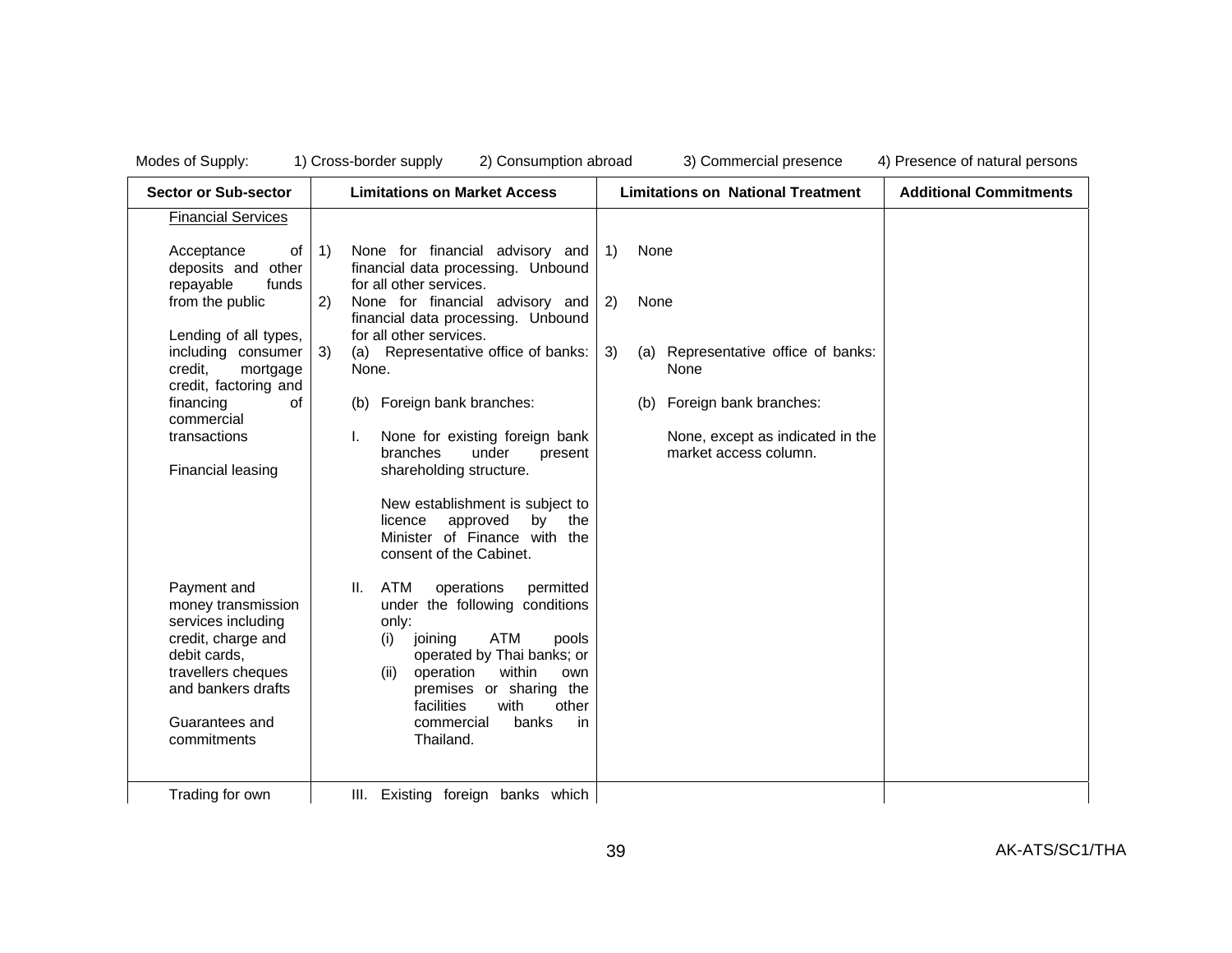Modes of Supply: 1) Cross-border supply 2) Consumption abroad 3) Commercial presence 4) Presence of natural persons

| Sector or Sub-sector | Limitations on Market Access | Limitations on National Treatment | Additional Commitments |
|---|---|---|---|
| Financial Services<br><br>Acceptance of deposits and other repayable funds from the public<br><br>Lending of all types, including consumer credit, mortgage credit, factoring and financing of commercial transactions<br><br>Financial leasing<br><br>Payment and money transmission services including credit, charge and debit cards, travellers cheques and bankers drafts<br><br>Guarantees and commitments | 1) None for financial advisory and financial data processing. Unbound for all other services.<br>2) None for financial advisory and financial data processing. Unbound for all other services.<br>3) (a) Representative office of banks: None.<br><br>(b) Foreign bank branches:<br><br>I. None for existing foreign bank branches under present shareholding structure.<br><br>New establishment is subject to licence approved by the Minister of Finance with the consent of the Cabinet.<br><br>II. ATM operations permitted under the following conditions only:<br>(i) joining ATM pools operated by Thai banks; or<br>(ii) operation within own premises or sharing the facilities with other commercial banks in Thailand. | 1) None<br><br>2) None<br><br>3) (a) Representative office of banks: None<br><br>(b) Foreign bank branches:<br><br>None, except as indicated in the market access column. | |
| Trading for own | III. Existing foreign banks which | | |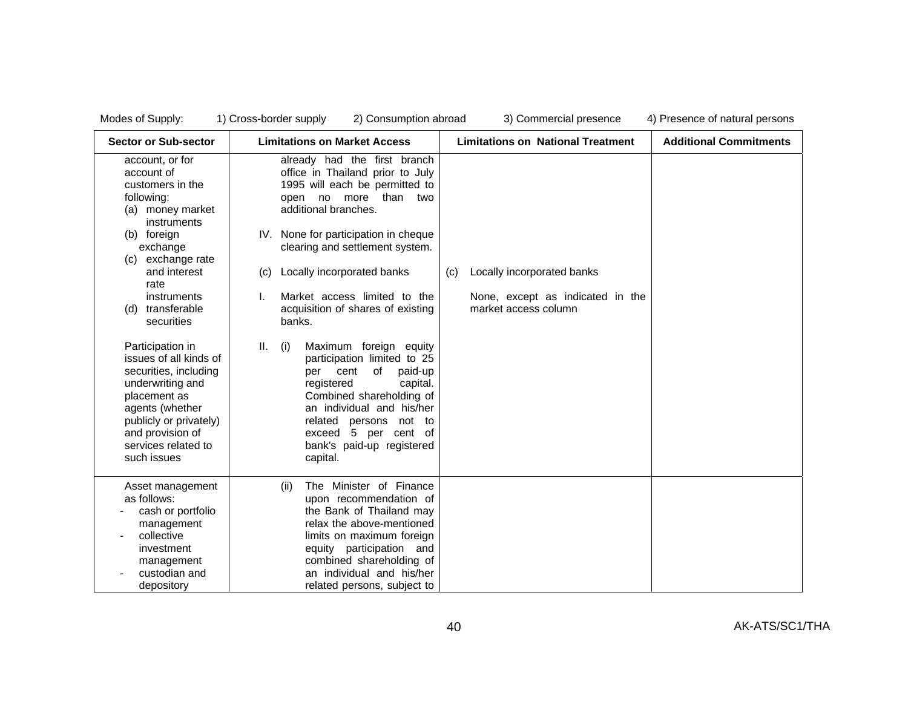Modes of Supply: 1) Cross-border supply 2) Consumption abroad 3) Commercial presence 4) Presence of natural persons

| Sector or Sub-sector | Limitations on Market Access | Limitations on National Treatment | Additional Commitments |
|---|---|---|---|
| account, or for account of customers in the following:<br>(a) money market instruments<br>(b) foreign exchange<br>(c) exchange rate and interest rate instruments<br>(d) transferable securities<br><br>Participation in issues of all kinds of securities, including underwriting and placement as agents (whether publicly or privately) and provision of services related to such issues | already had the first branch office in Thailand prior to July 1995 will each be permitted to open no more than two additional branches.<br><br>IV. None for participation in cheque clearing and settlement system.<br><br>(c) Locally incorporated banks<br><br>I. Market access limited to the acquisition of shares of existing banks.<br><br>II. (i) Maximum foreign equity participation limited to 25 per cent of paid-up registered capital. Combined shareholding of an individual and his/her related persons not to exceed 5 per cent of bank's paid-up registered capital. | <br><br><br><br><br><br>(c) Locally incorporated banks<br><br>None, except as indicated in the market access column | |
| Asset management as follows:<br>- cash or portfolio management<br>- collective investment management<br>- custodian and depository | (ii) The Minister of Finance upon recommendation of the Bank of Thailand may relax the above-mentioned limits on maximum foreign equity participation and combined shareholding of an individual and his/her related persons, subject to | | |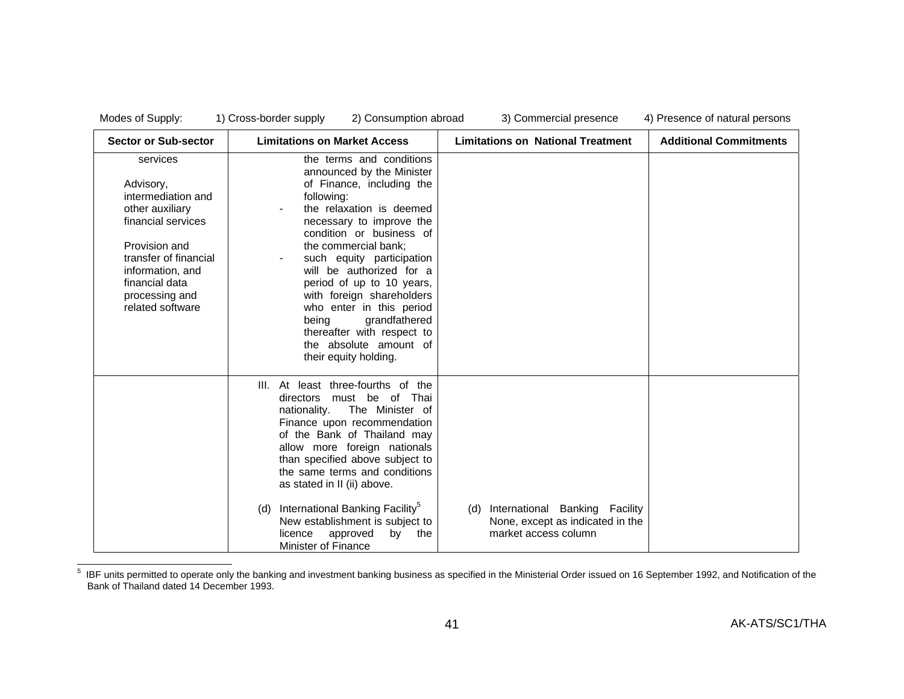Modes of Supply: 1) Cross-border supply 2) Consumption abroad 3) Commercial presence 4) Presence of natural persons

| Sector or Sub-sector | Limitations on Market Access | Limitations on National Treatment | Additional Commitments |
|---|---|---|---|
| services<br><br>Advisory, intermediation and other auxiliary financial services<br><br>Provision and transfer of financial information, and financial data processing and related software | the terms and conditions announced by the Minister of Finance, including the following:<br>- the relaxation is deemed necessary to improve the condition or business of the commercial bank;<br>- such equity participation will be authorized for a period of up to 10 years, with foreign shareholders who enter in this period being grandfathered thereafter with respect to the absolute amount of their equity holding. | | |
| | III. At least three-fourths of the directors must be of Thai nationality. The Minister of Finance upon recommendation of the Bank of Thailand may allow more foreign nationals than specified above subject to the same terms and conditions as stated in II (ii) above.<br><br>(d) International Banking Facility[5] New establishment is subject to licence approved by the Minister of Finance | (d) International Banking Facility None, except as indicated in the market access column | |

[5] IBF units permitted to operate only the banking and investment banking business as specified in the Ministerial Order issued on 16 September 1992, and Notification of the Bank of Thailand dated 14 December 1993.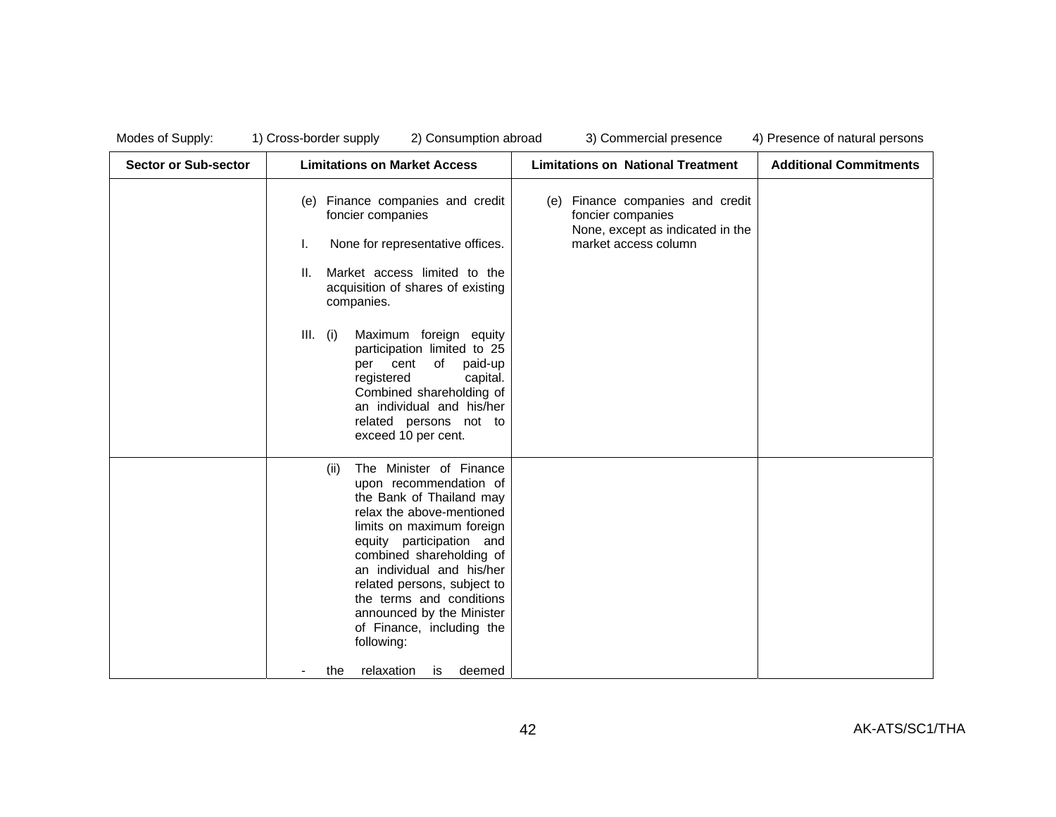Modes of Supply: 1) Cross-border supply 2) Consumption abroad 3) Commercial presence 4) Presence of natural persons

| Sector or Sub-sector | Limitations on Market Access | Limitations on National Treatment | Additional Commitments |
|---|---|---|---|
| | (e) Finance companies and credit foncier companies<br><br>I. None for representative offices.<br><br>II. Market access limited to the acquisition of shares of existing companies.<br><br>III. (i) Maximum foreign equity participation limited to 25 per cent of paid-up registered capital. Combined shareholding of an individual and his/her related persons not to exceed 10 per cent. | (e) Finance companies and credit foncier companies<br>None, except as indicated in the market access column | |
| | (ii) The Minister of Finance upon recommendation of the Bank of Thailand may relax the above-mentioned limits on maximum foreign equity participation and combined shareholding of an individual and his/her related persons, subject to the terms and conditions announced by the Minister of Finance, including the following:<br><br>- the relaxation is deemed | | |

AK-ATS/SC1/THA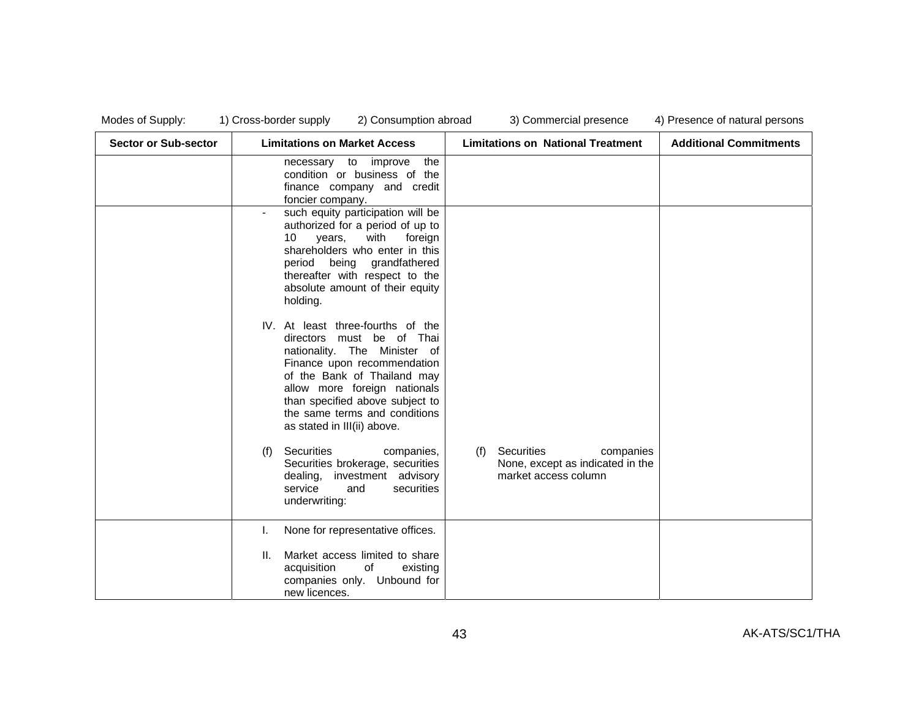Modes of Supply: 1) Cross-border supply 2) Consumption abroad 3) Commercial presence 4) Presence of natural persons

| Sector or Sub-sector | Limitations on Market Access | Limitations on National Treatment | Additional Commitments |
|---|---|---|---|
| | necessary to improve the condition or business of the finance company and credit foncier company. | | |
| | - such equity participation will be authorized for a period of up to 10 years, with foreign shareholders who enter in this period being grandfathered thereafter with respect to the absolute amount of their equity holding.<br><br>IV. At least three-fourths of the directors must be of Thai nationality. The Minister of Finance upon recommendation of the Bank of Thailand may allow more foreign nationals than specified above subject to the same terms and conditions as stated in III(ii) above.<br><br>(f) Securities companies, Securities brokerage, securities dealing, investment advisory service and securities underwriting: | (f) Securities companies None, except as indicated in the market access column | |
| | I. None for representative offices.<br><br>II. Market access limited to share acquisition of existing companies only. Unbound for new licences. | | |

AK-ATS/SC1/THA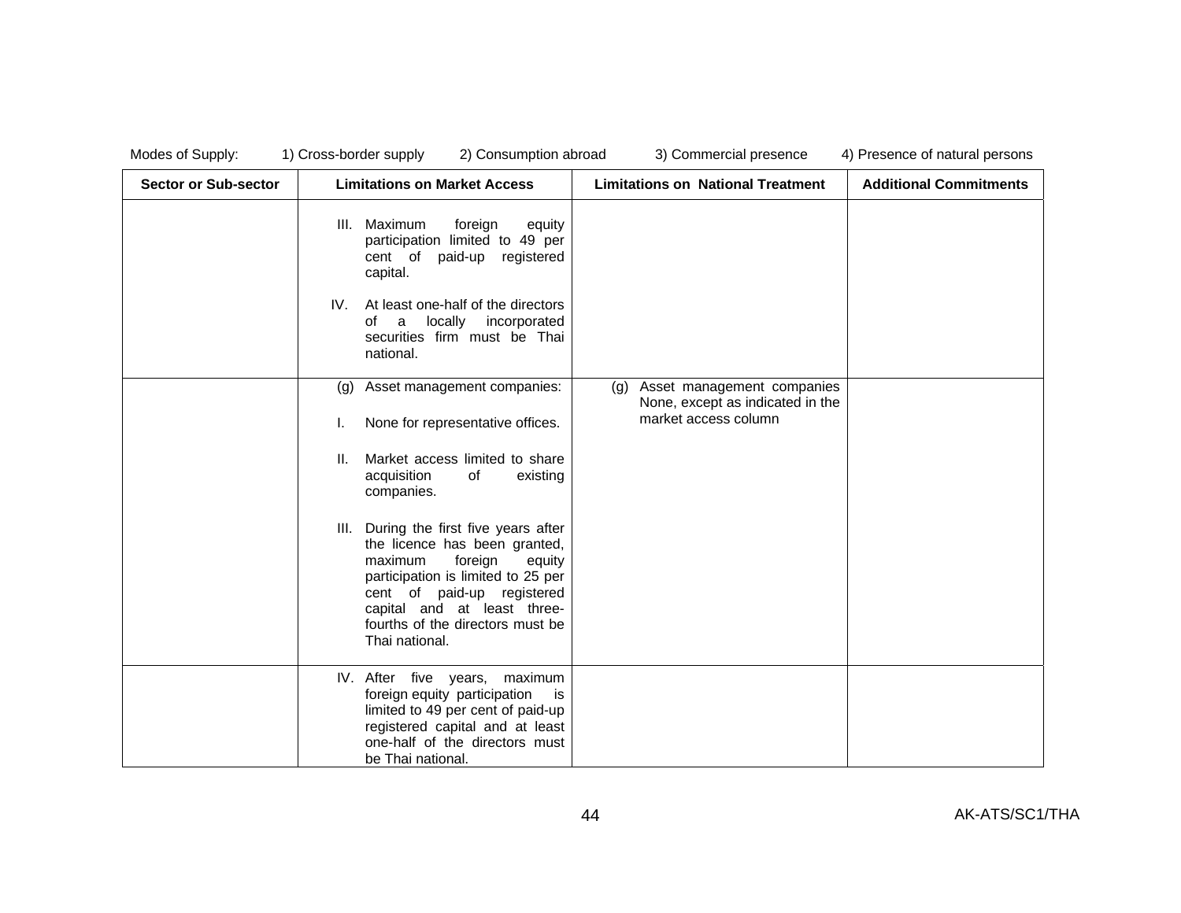Modes of Supply: 1) Cross-border supply 2) Consumption abroad 3) Commercial presence 4) Presence of natural persons

| Sector or Sub-sector | Limitations on Market Access | Limitations on National Treatment | Additional Commitments |
|---|---|---|---|
| | III. Maximum foreign equity participation limited to 49 per cent of paid-up registered capital.<br><br>IV. At least one-half of the directors of a locally incorporated securities firm must be Thai national. | | |
| | (g) Asset management companies:<br><br>I. None for representative offices.<br><br>II. Market access limited to share acquisition of existing companies.<br><br>III. During the first five years after the licence has been granted, maximum foreign equity participation is limited to 25 per cent of paid-up registered capital and at least three-fourths of the directors must be Thai national. | (g) Asset management companies None, except as indicated in the market access column | |
| | IV. After five years, maximum foreign equity participation is limited to 49 per cent of paid-up registered capital and at least one-half of the directors must be Thai national. | | |

AK-ATS/SC1/THA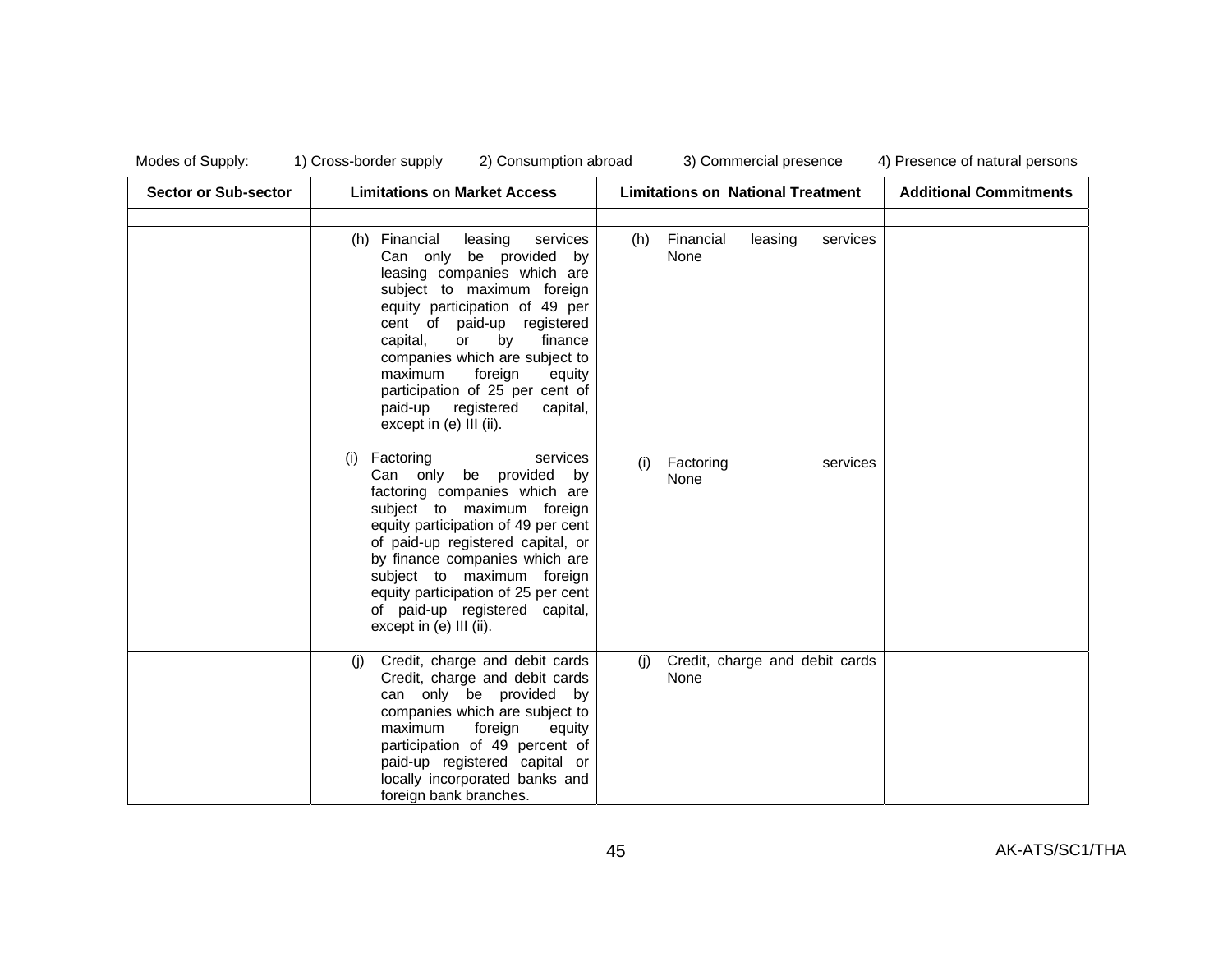Modes of Supply: 1) Cross-border supply 2) Consumption abroad 3) Commercial presence 4) Presence of natural persons

| Sector or Sub-sector | Limitations on Market Access | Limitations on National Treatment | Additional Commitments |
|---|---|---|---|
| | | | |
| | (h) Financial leasing services<br>Can only be provided by leasing companies which are subject to maximum foreign equity participation of 49 per cent of paid-up registered capital, or by finance companies which are subject to maximum foreign equity participation of 25 per cent of paid-up registered capital, except in (e) III (ii).<br><br>(i) Factoring services<br>Can only be provided by factoring companies which are subject to maximum foreign equity participation of 49 per cent of paid-up registered capital, or by finance companies which are subject to maximum foreign equity participation of 25 per cent of paid-up registered capital, except in (e) III (ii). | (h) Financial leasing services<br>None<br><br>(i) Factoring services<br>None | |
| | (j) Credit, charge and debit cards<br>Credit, charge and debit cards can only be provided by companies which are subject to maximum foreign equity participation of 49 percent of paid-up registered capital or locally incorporated banks and foreign bank branches. | (j) Credit, charge and debit cards<br>None | |

AK-ATS/SC1/THA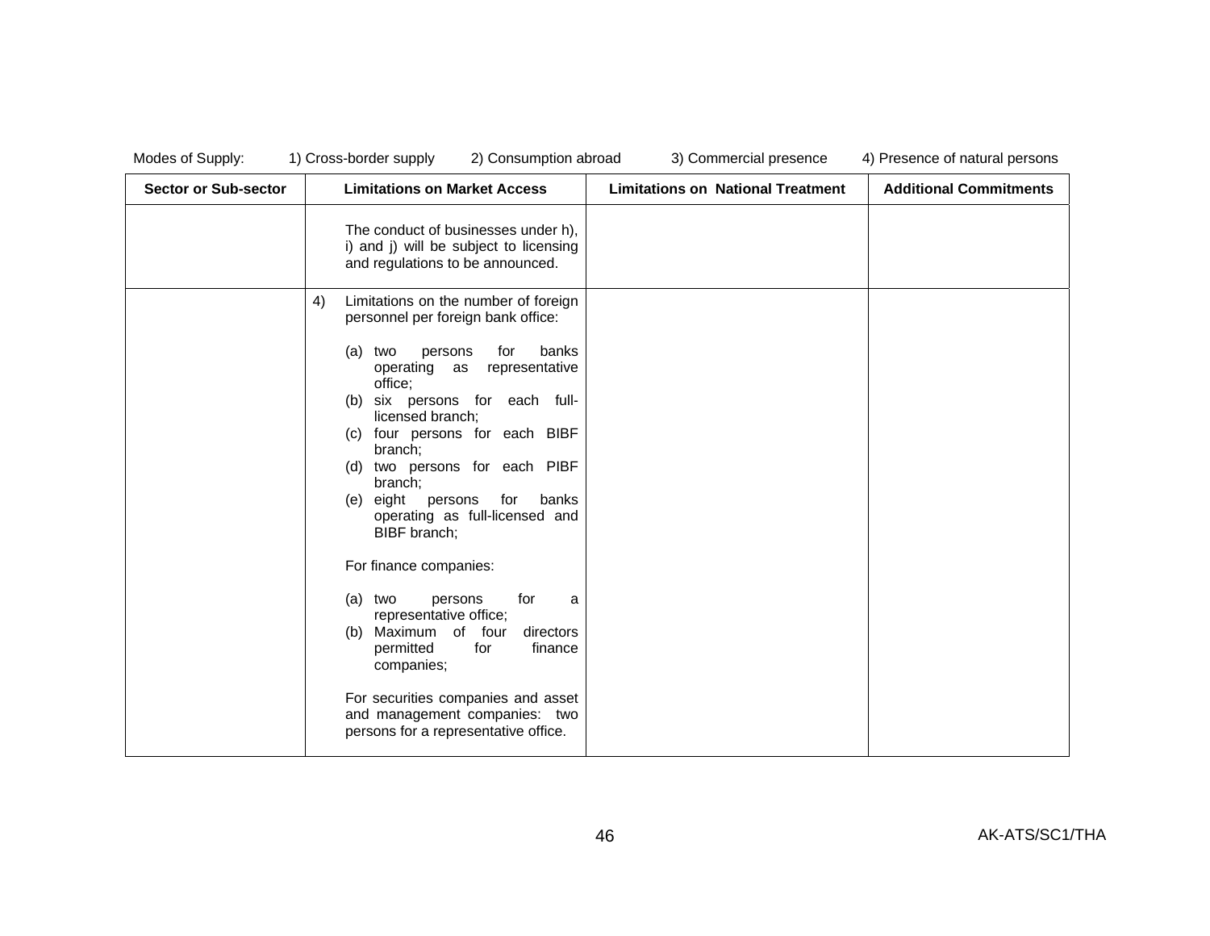Modes of Supply: 1) Cross-border supply 2) Consumption abroad 3) Commercial presence 4) Presence of natural persons

| Sector or Sub-sector | Limitations on Market Access | Limitations on National Treatment | Additional Commitments |
|---|---|---|---|
| | The conduct of businesses under h), i) and j) will be subject to licensing and regulations to be announced. | | |
| | 4) Limitations on the number of foreign personnel per foreign bank office:<br><br>(a) two persons for banks operating as representative office;<br>(b) six persons for each full-licensed branch;<br>(c) four persons for each BIBF branch;<br>(d) two persons for each PIBF branch;<br>(e) eight persons for banks operating as full-licensed and BIBF branch;<br><br>For finance companies:<br><br>(a) two persons for a representative office;<br>(b) Maximum of four directors permitted for finance companies;<br><br>For securities companies and asset and management companies: two persons for a representative office. | | |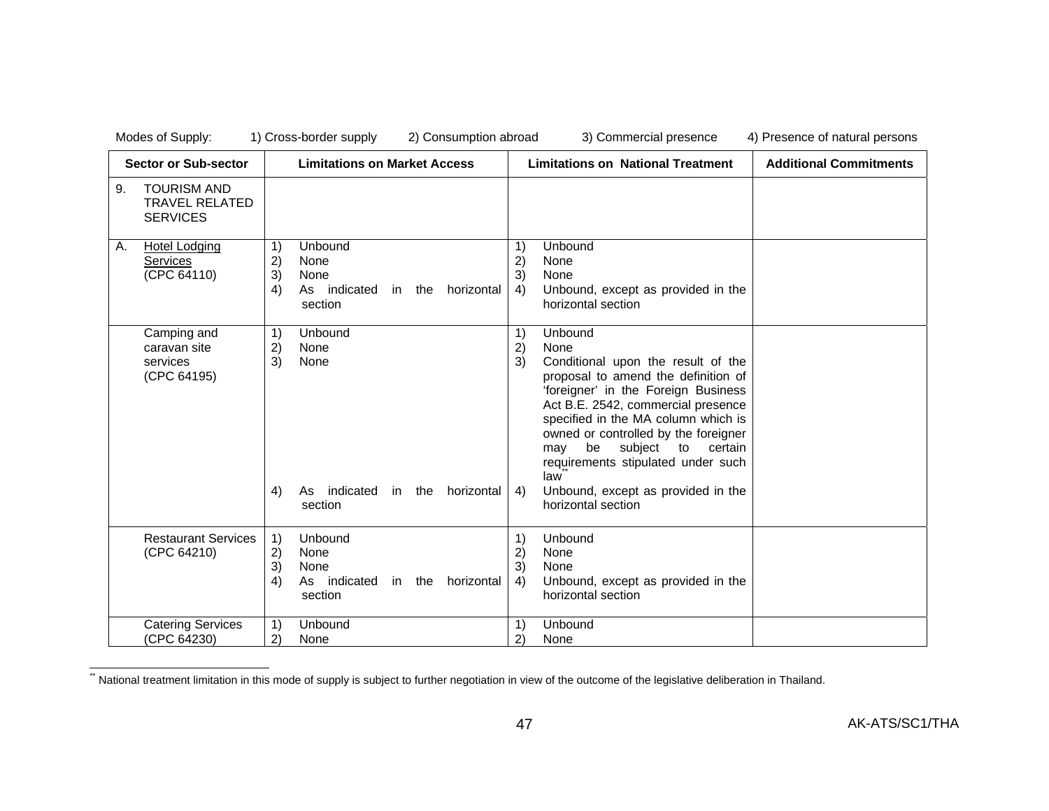Modes of Supply: 1) Cross-border supply 2) Consumption abroad 3) Commercial presence 4) Presence of natural persons

| Sector or Sub-sector | Limitations on Market Access | Limitations on National Treatment | Additional Commitments |
|---|---|---|---|
| 9. TOURISM AND TRAVEL RELATED SERVICES | | | |
| A. Hotel Lodging Services (CPC 64110) | 1) Unbound<br>2) None<br>3) None<br>4) As indicated in the horizontal section | 1) Unbound<br>2) None<br>3) None<br>4) Unbound, except as provided in the horizontal section | |
| Camping and caravan site services (CPC 64195) | 1) Unbound<br>2) None<br>3) None<br>4) As indicated in the horizontal section | 1) Unbound<br>2) None<br>3) Conditional upon the result of the proposal to amend the definition of 'foreigner' in the Foreign Business Act B.E. 2542, commercial presence specified in the MA column which is owned or controlled by the foreigner may be subject to certain requirements stipulated under such law[**]<br>4) Unbound, except as provided in the horizontal section | |
| Restaurant Services (CPC 64210) | 1) Unbound<br>2) None<br>3) None<br>4) As indicated in the horizontal section | 1) Unbound<br>2) None<br>3) None<br>4) Unbound, except as provided in the horizontal section | |
| Catering Services (CPC 64230) | 1) Unbound<br>2) None | 1) Unbound<br>2) None | |

[**] National treatment limitation in this mode of supply is subject to further negotiation in view of the outcome of the legislative deliberation in Thailand.

AK-ATS/SC1/THA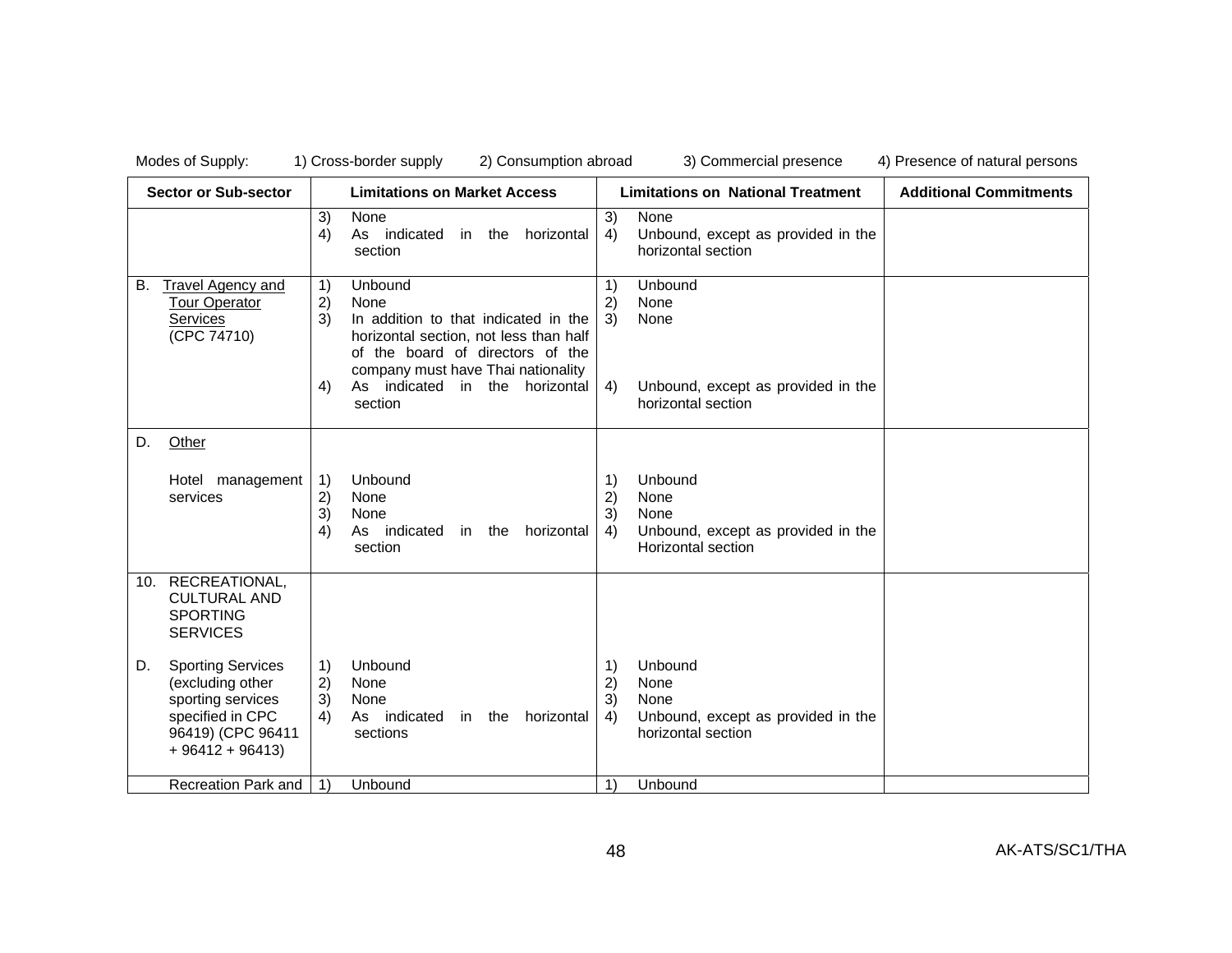Modes of Supply: 1) Cross-border supply 2) Consumption abroad 3) Commercial presence 4) Presence of natural persons

| Sector or Sub-sector | Limitations on Market Access | Limitations on National Treatment | Additional Commitments |
|---|---|---|---|
| | 3) None<br>4) As indicated in the horizontal section | 3) None<br>4) Unbound, except as provided in the horizontal section | |
| B. Travel Agency and Tour Operator Services (CPC 74710) | 1) Unbound<br>2) None<br>3) In addition to that indicated in the horizontal section, not less than half of the board of directors of the company must have Thai nationality<br>4) As indicated in the horizontal section | 1) Unbound<br>2) None<br>3) None<br>4) Unbound, except as provided in the horizontal section | |
| D. Other<br><br>Hotel management services | 1) Unbound<br>2) None<br>3) None<br>4) As indicated in the horizontal section | 1) Unbound<br>2) None<br>3) None<br>4) Unbound, except as provided in the Horizontal section | |
| 10. RECREATIONAL, CULTURAL AND SPORTING SERVICES<br><br>D. Sporting Services (excluding other sporting services specified in CPC 96419) (CPC 96411 + 96412 + 96413) | 1) Unbound<br>2) None<br>3) None<br>4) As indicated in the horizontal sections | 1) Unbound<br>2) None<br>3) None<br>4) Unbound, except as provided in the horizontal section | |
| Recreation Park and | 1) Unbound | 1) Unbound | |

AK-ATS/SC1/THA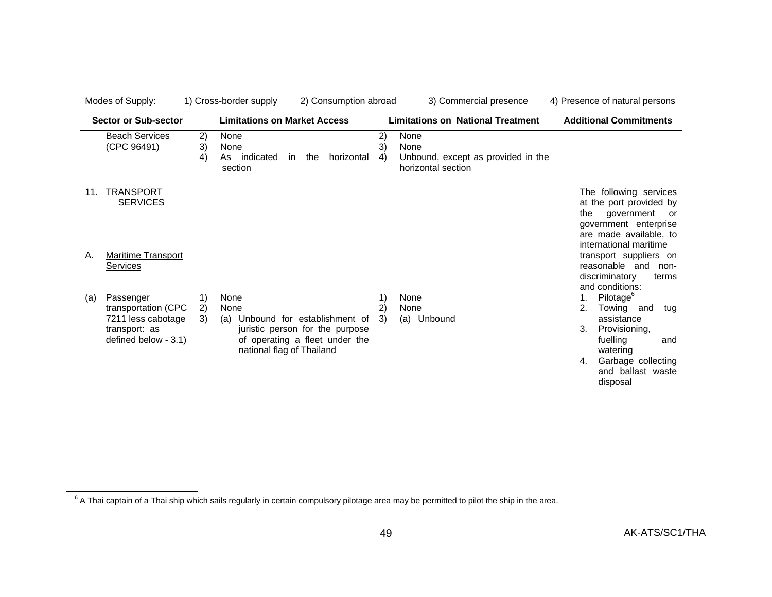Modes of Supply: 1) Cross-border supply 2) Consumption abroad 3) Commercial presence 4) Presence of natural persons

| Sector or Sub-sector | Limitations on Market Access | Limitations on National Treatment | Additional Commitments |
|---|---|---|---|
| Beach Services (CPC 96491) | 2) None<br>3) None<br>4) As indicated in the horizontal section | 2) None<br>3) None<br>4) Unbound, except as provided in the horizontal section | |
| 11. TRANSPORT SERVICES<br><br>A. <u>Maritime Transport Services</u><br><br>(a) Passenger transportation (CPC 7211 less cabotage transport: as defined below - 3.1) | 1) None<br>2) None<br>3) (a) Unbound for establishment of juristic person for the purpose of operating a fleet under the national flag of Thailand | 1) None<br>2) None<br>3) (a) Unbound | The following services at the port provided by the government or government enterprise are made available, to international maritime transport suppliers on reasonable and non-discriminatory terms and conditions:<br>1. Pilotage[6]<br>2. Towing and tug assistance<br>3. Provisioning, fuelling and watering<br>4. Garbage collecting and ballast waste disposal |

[6] A Thai captain of a Thai ship which sails regularly in certain compulsory pilotage area may be permitted to pilot the ship in the area.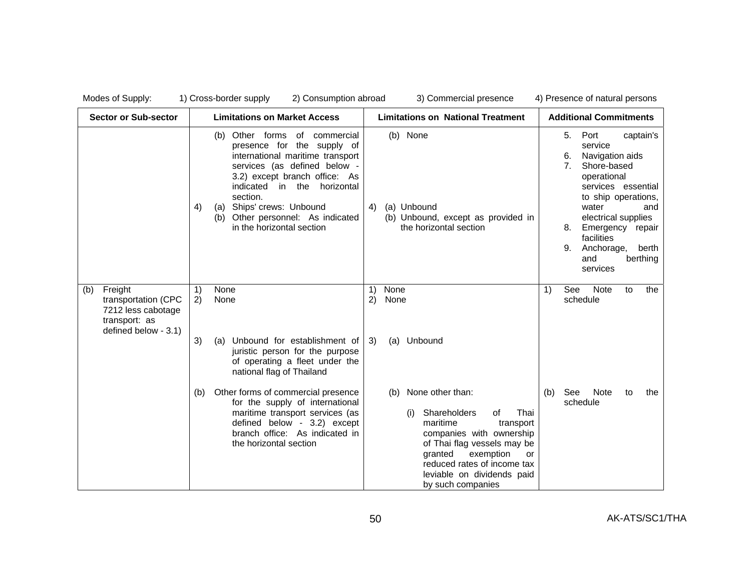Modes of Supply: 1) Cross-border supply 2) Consumption abroad 3) Commercial presence 4) Presence of natural persons

| Sector or Sub-sector | Limitations on Market Access | Limitations on National Treatment | Additional Commitments |
|---|---|---|---|
| | (b) Other forms of commercial presence for the supply of international maritime transport services (as defined below - 3.2) except branch office: As indicated in the horizontal section.<br>4) (a) Ships' crews: Unbound<br>(b) Other personnel: As indicated in the horizontal section | (b) None<br><br>4) (a) Unbound<br>(b) Unbound, except as provided in the horizontal section | 5. Port captain's service<br>6. Navigation aids<br>7. Shore-based operational services essential to ship operations, water and electrical supplies<br>8. Emergency repair facilities<br>9. Anchorage, berth and berthing services |
| (b) Freight transportation (CPC 7212 less cabotage transport: as defined below - 3.1) | 1) None<br>2) None<br><br>3) (a) Unbound for establishment of juristic person for the purpose of operating a fleet under the national flag of Thailand<br><br>(b) Other forms of commercial presence for the supply of international maritime transport services (as defined below - 3.2) except branch office: As indicated in the horizontal section | 1) None<br>2) None<br><br>3) (a) Unbound<br><br>(b) None other than:<br>(i) Shareholders of Thai maritime transport companies with ownership of Thai flag vessels may be granted exemption or reduced rates of income tax leviable on dividends paid by such companies | 1) See Note to the schedule<br><br>(b) See Note to the schedule |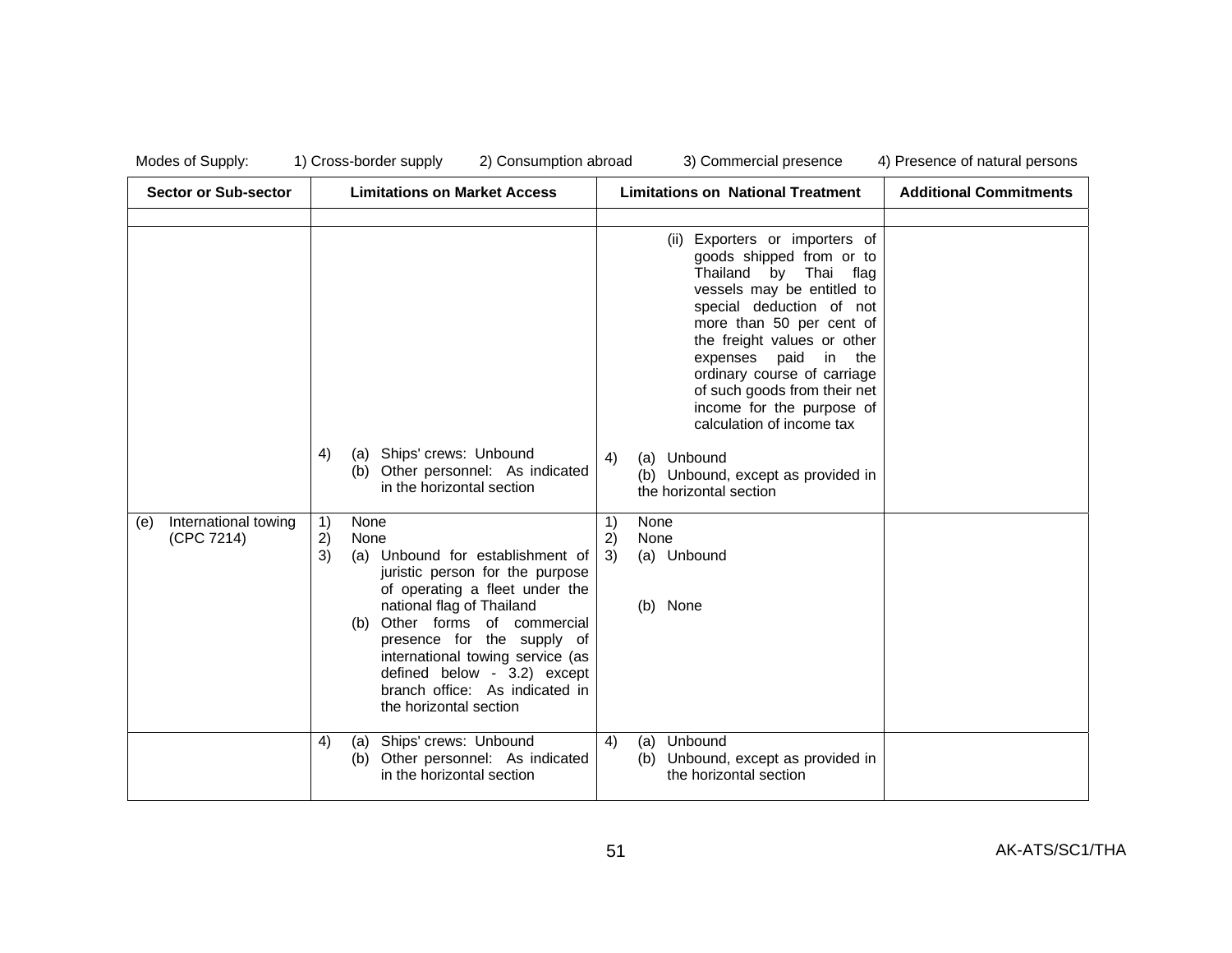Modes of Supply: 1) Cross-border supply 2) Consumption abroad 3) Commercial presence 4) Presence of natural persons

| Sector or Sub-sector | Limitations on Market Access | Limitations on National Treatment | Additional Commitments |
|---|---|---|---|
| | | | |
| | 4) (a) Ships' crews: Unbound<br>(b) Other personnel: As indicated in the horizontal section | (ii) Exporters or importers of goods shipped from or to Thailand by Thai flag vessels may be entitled to special deduction of not more than 50 per cent of the freight values or other expenses paid in the ordinary course of carriage of such goods from their net income for the purpose of calculation of income tax<br><br>4) (a) Unbound<br>(b) Unbound, except as provided in the horizontal section | |
| (e) International towing (CPC 7214) | 1) None<br>2) None<br>3) (a) Unbound for establishment of juristic person for the purpose of operating a fleet under the national flag of Thailand<br>(b) Other forms of commercial presence for the supply of international towing service (as defined below - 3.2) except branch office: As indicated in the horizontal section | 1) None<br>2) None<br>3) (a) Unbound<br>(b) None | |
| | 4) (a) Ships' crews: Unbound<br>(b) Other personnel: As indicated in the horizontal section | 4) (a) Unbound<br>(b) Unbound, except as provided in the horizontal section | |

AK-ATS/SC1/THA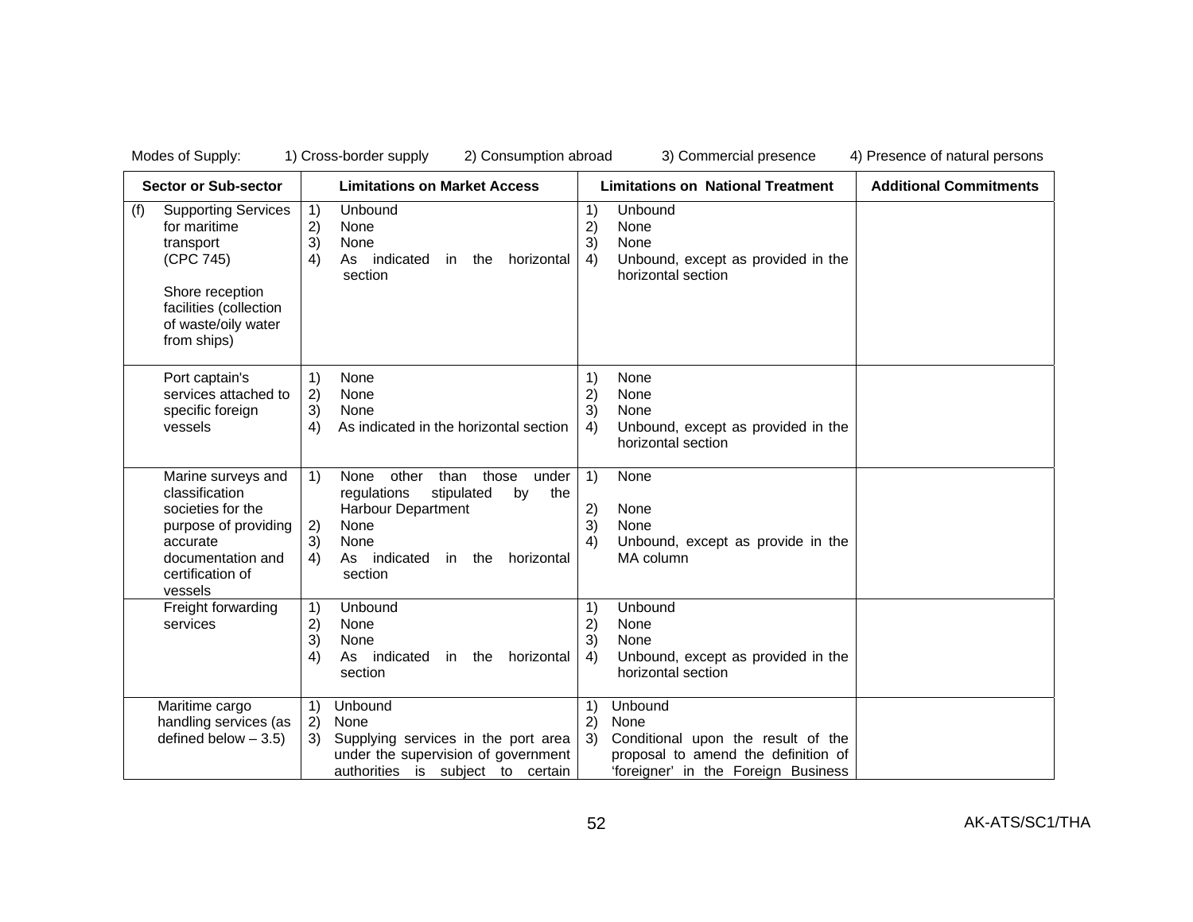Modes of Supply: 1) Cross-border supply 2) Consumption abroad 3) Commercial presence 4) Presence of natural persons

| Sector or Sub-sector | Limitations on Market Access | Limitations on National Treatment | Additional Commitments |
|---|---|---|---|
| (f) Supporting Services for maritime transport (CPC 745)<br><br>Shore reception facilities (collection of waste/oily water from ships) | 1) Unbound<br>2) None<br>3) None<br>4) As indicated in the horizontal section | 1) Unbound<br>2) None<br>3) None<br>4) Unbound, except as provided in the horizontal section | |
| Port captain's services attached to specific foreign vessels | 1) None<br>2) None<br>3) None<br>4) As indicated in the horizontal section | 1) None<br>2) None<br>3) None<br>4) Unbound, except as provided in the horizontal section | |
| Marine surveys and classification societies for the purpose of providing accurate documentation and certification of vessels | 1) None other than those under regulations stipulated by the Harbour Department<br>2) None<br>3) None<br>4) As indicated in the horizontal section | 1) None<br>2) None<br>3) None<br>4) Unbound, except as provide in the MA column | |
| Freight forwarding services | 1) Unbound<br>2) None<br>3) None<br>4) As indicated in the horizontal section | 1) Unbound<br>2) None<br>3) None<br>4) Unbound, except as provided in the horizontal section | |
| Maritime cargo handling services (as defined below – 3.5) | 1) Unbound<br>2) None<br>3) Supplying services in the port area under the supervision of government authorities is subject to certain | 1) Unbound<br>2) None<br>3) Conditional upon the result of the proposal to amend the definition of 'foreigner' in the Foreign Business | |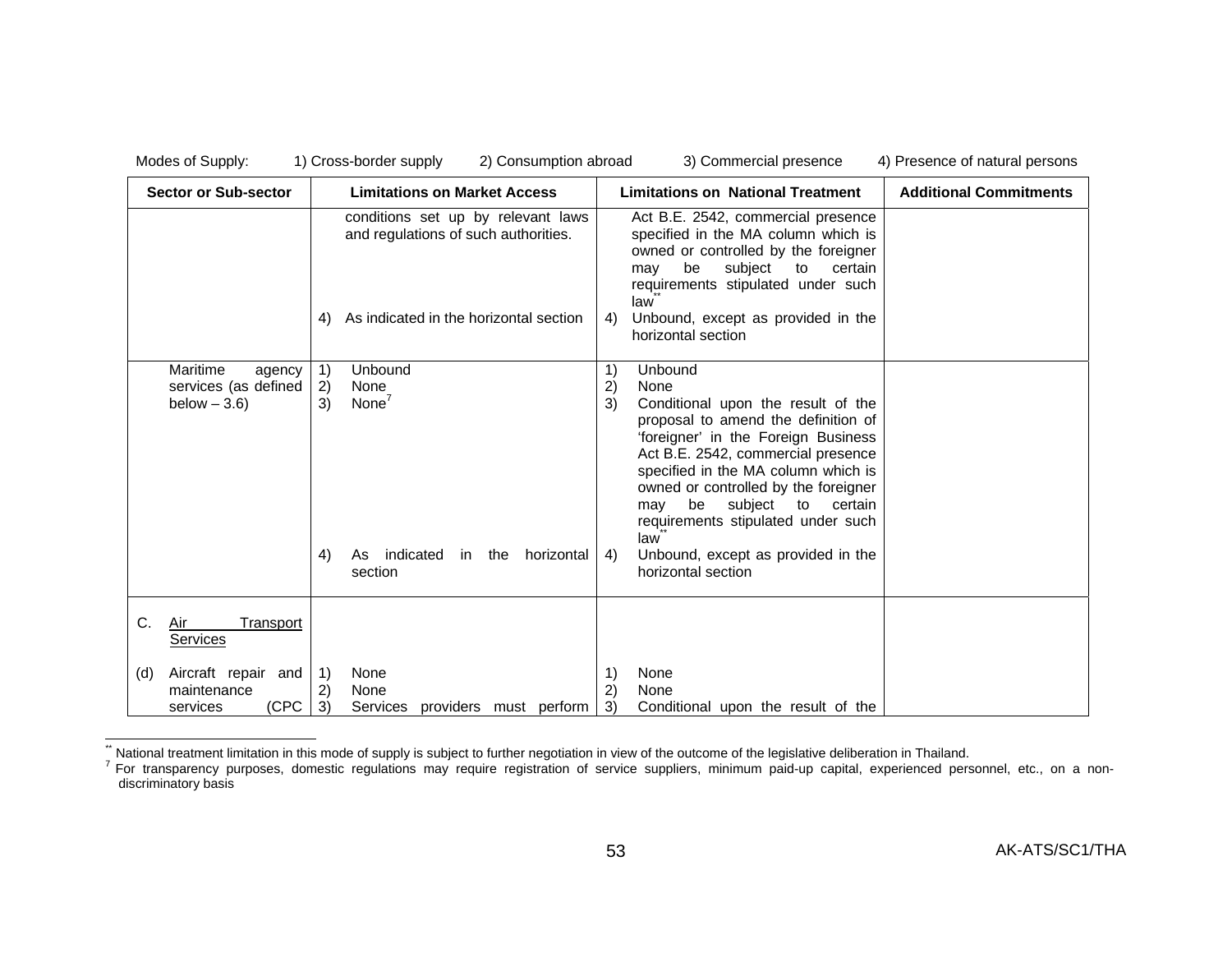Modes of Supply: 1) Cross-border supply 2) Consumption abroad 3) Commercial presence 4) Presence of natural persons

| Sector or Sub-sector | Limitations on Market Access | Limitations on National Treatment | Additional Commitments |
|---|---|---|---|
| | conditions set up by relevant laws and regulations of such authorities.<br><br>4) As indicated in the horizontal section | Act B.E. 2542, commercial presence specified in the MA column which is owned or controlled by the foreigner may be subject to certain requirements stipulated under such law[**]<br>4) Unbound, except as provided in the horizontal section | |
| Maritime agency services (as defined below – 3.6) | 1) Unbound<br>2) None<br>3) None[7]<br><br>4) As indicated in the horizontal section | 1) Unbound<br>2) None<br>3) Conditional upon the result of the proposal to amend the definition of 'foreigner' in the Foreign Business Act B.E. 2542, commercial presence specified in the MA column which is owned or controlled by the foreigner may be subject to certain requirements stipulated under such law[**]<br>4) Unbound, except as provided in the horizontal section | |
| C. Air Transport Services<br><br>(d) Aircraft repair and maintenance services (CPC | 1) None<br>2) None<br>3) Services providers must perform | 1) None<br>2) None<br>3) Conditional upon the result of the | |

[**] National treatment limitation in this mode of supply is subject to further negotiation in view of the outcome of the legislative deliberation in Thailand.

[7] For transparency purposes, domestic regulations may require registration of service suppliers, minimum paid-up capital, experienced personnel, etc., on a non-discriminatory basis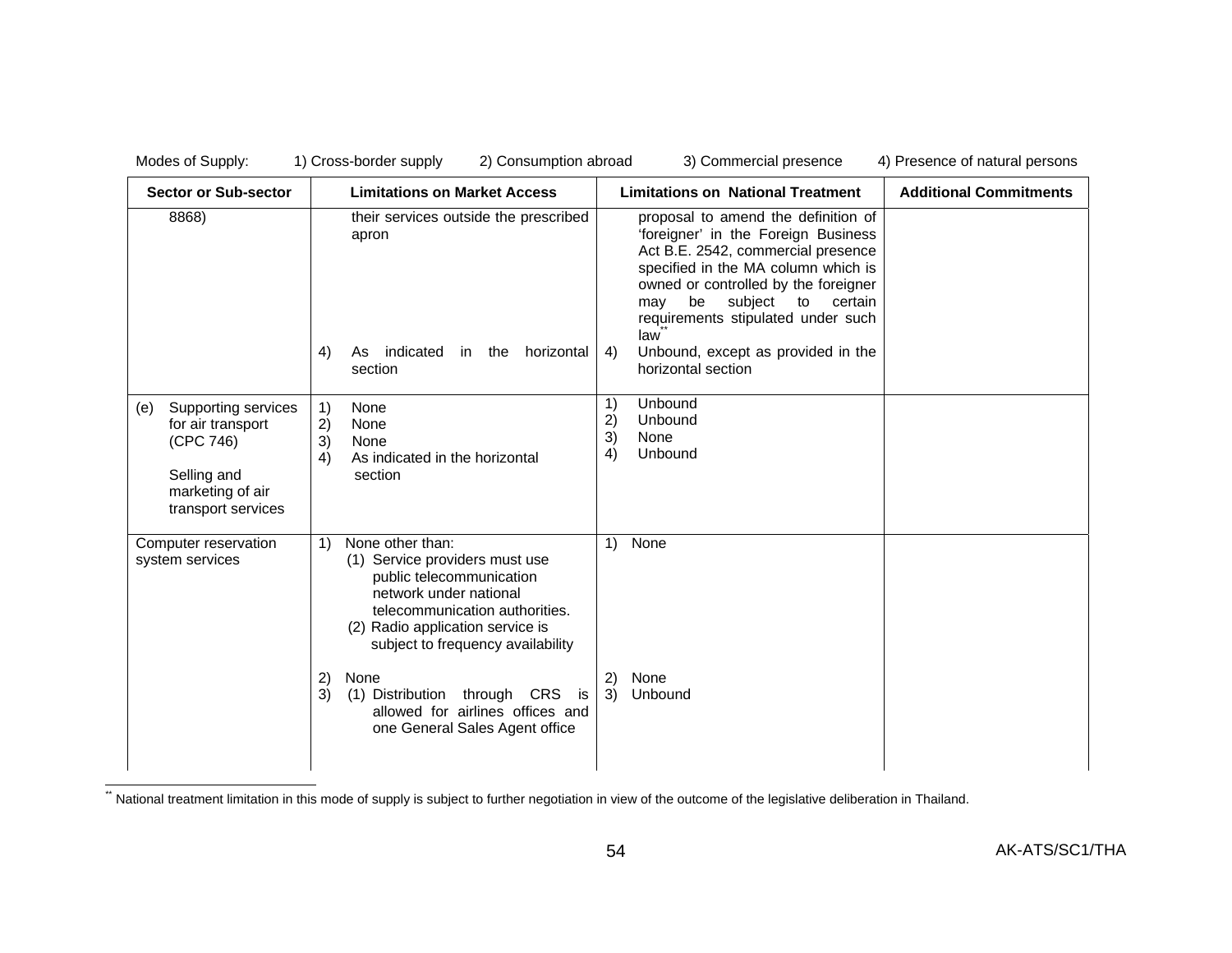Modes of Supply: 1) Cross-border supply 2) Consumption abroad 3) Commercial presence 4) Presence of natural persons

| Sector or Sub-sector | Limitations on Market Access | Limitations on National Treatment | Additional Commitments |
|---|---|---|---|
| 8868) | their services outside the prescribed apron<br><br>4) As indicated in the horizontal section | proposal to amend the definition of 'foreigner' in the Foreign Business Act B.E. 2542, commercial presence specified in the MA column which is owned or controlled by the foreigner may be subject to certain requirements stipulated under such law**<br>4) Unbound, except as provided in the horizontal section | |
| (e) Supporting services for air transport (CPC 746)<br><br>Selling and marketing of air transport services | 1) None<br>2) None<br>3) None<br>4) As indicated in the horizontal section | 1) Unbound<br>2) Unbound<br>3) None<br>4) Unbound | |
| Computer reservation system services | 1) None other than:<br>(1) Service providers must use public telecommunication network under national telecommunication authorities.<br>(2) Radio application service is subject to frequency availability<br><br>2) None<br>3) (1) Distribution through CRS is allowed for airlines offices and one General Sales Agent office | 1) None<br><br>2) None<br>3) Unbound | |

** National treatment limitation in this mode of supply is subject to further negotiation in view of the outcome of the legislative deliberation in Thailand.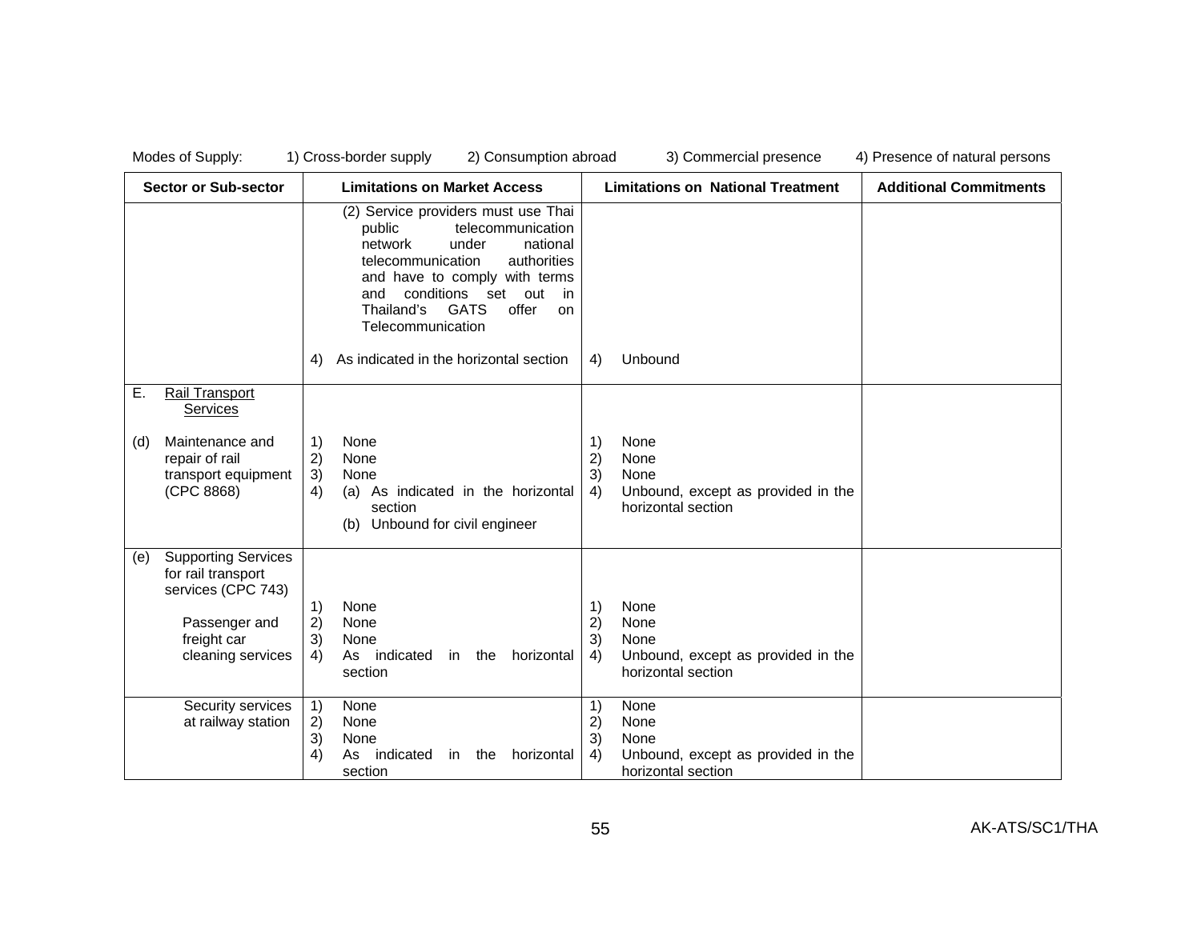Modes of Supply: 1) Cross-border supply 2) Consumption abroad 3) Commercial presence 4) Presence of natural persons

| Sector or Sub-sector | Limitations on Market Access | Limitations on National Treatment | Additional Commitments |
|---|---|---|---|
| | (2) Service providers must use Thai public telecommunication network under national telecommunication authorities and have to comply with terms and conditions set out in Thailand's GATS offer on Telecommunication<br><br>4) As indicated in the horizontal section | 4) Unbound | |
| E. Rail Transport Services<br><br>(d) Maintenance and repair of rail transport equipment (CPC 8868) | 1) None<br>2) None<br>3) None<br>4) (a) As indicated in the horizontal section<br>(b) Unbound for civil engineer | 1) None<br>2) None<br>3) None<br>4) Unbound, except as provided in the horizontal section | |
| (e) Supporting Services for rail transport services (CPC 743)<br><br>Passenger and freight car cleaning services | 1) None<br>2) None<br>3) None<br>4) As indicated in the horizontal section | 1) None<br>2) None<br>3) None<br>4) Unbound, except as provided in the horizontal section | |
| Security services at railway station | 1) None<br>2) None<br>3) None<br>4) As indicated in the horizontal section | 1) None<br>2) None<br>3) None<br>4) Unbound, except as provided in the horizontal section | |

AK-ATS/SC1/THA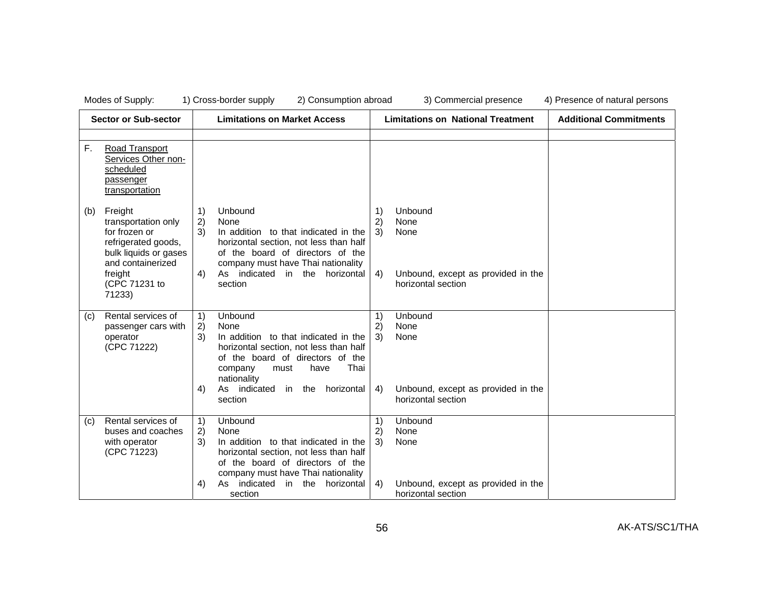Modes of Supply: 1) Cross-border supply 2) Consumption abroad 3) Commercial presence 4) Presence of natural persons

| Sector or Sub-sector | Limitations on Market Access | Limitations on National Treatment | Additional Commitments |
|---|---|---|---|
| | | | |
| F. <u>Road Transport Services Other non-scheduled passenger transportation</u><br><br>(b) Freight transportation only for frozen or refrigerated goods, bulk liquids or gases and containerized freight (CPC 71231 to 71233) | 1) Unbound<br>2) None<br>3) In addition to that indicated in the horizontal section, not less than half of the board of directors of the company must have Thai nationality<br>4) As indicated in the horizontal section | 1) Unbound<br>2) None<br>3) None<br>4) Unbound, except as provided in the horizontal section | |
| (c) Rental services of passenger cars with operator (CPC 71222) | 1) Unbound<br>2) None<br>3) In addition to that indicated in the horizontal section, not less than half of the board of directors of the company must have Thai nationality<br>4) As indicated in the horizontal section | 1) Unbound<br>2) None<br>3) None<br>4) Unbound, except as provided in the horizontal section | |
| (c) Rental services of buses and coaches with operator (CPC 71223) | 1) Unbound<br>2) None<br>3) In addition to that indicated in the horizontal section, not less than half of the board of directors of the company must have Thai nationality<br>4) As indicated in the horizontal section | 1) Unbound<br>2) None<br>3) None<br>4) Unbound, except as provided in the horizontal section | |

AK-ATS/SC1/THA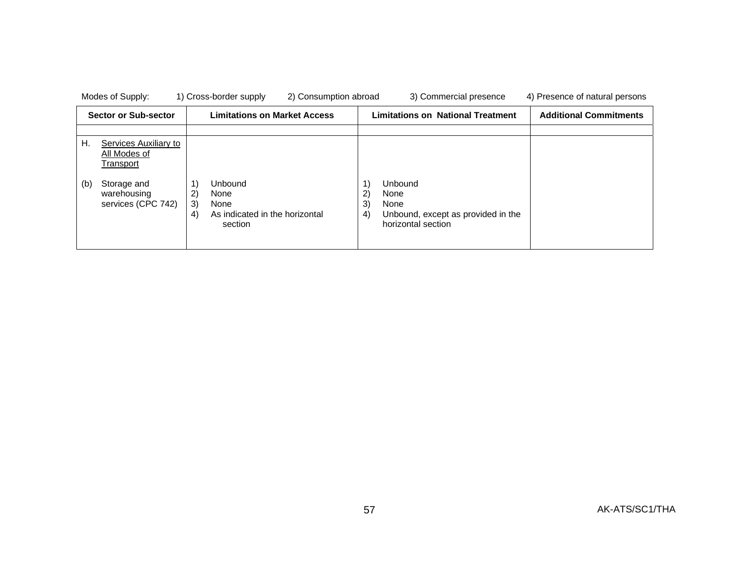Modes of Supply: 1) Cross-border supply 2) Consumption abroad 3) Commercial presence 4) Presence of natural persons

| Sector or Sub-sector | Limitations on Market Access | Limitations on National Treatment | Additional Commitments |
|---|---|---|---|
| | | | |
| H. <u>Services Auxiliary to All Modes of Transport</u><br><br>(b) Storage and warehousing services (CPC 742) | <br><br>1) Unbound<br>2) None<br>3) None<br>4) As indicated in the horizontal section | <br><br>1) Unbound<br>2) None<br>3) None<br>4) Unbound, except as provided in the horizontal section | |

AK-ATS/SC1/THA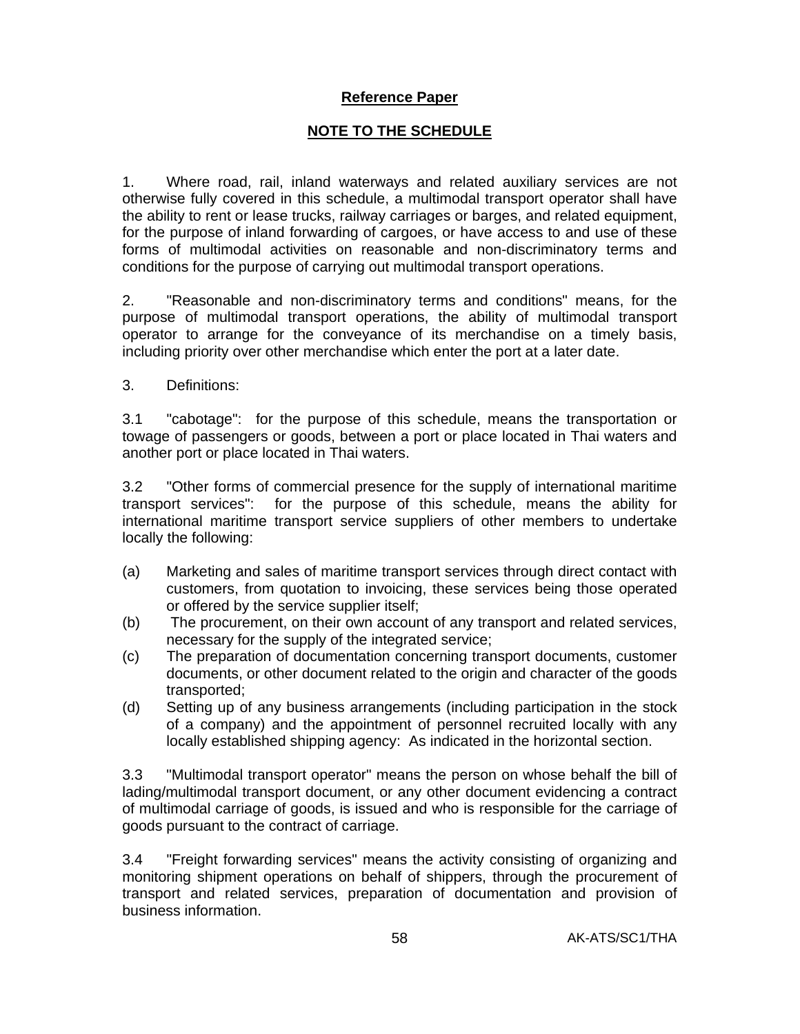**Reference Paper**

**NOTE TO THE SCHEDULE**

1. Where road, rail, inland waterways and related auxiliary services are not otherwise fully covered in this schedule, a multimodal transport operator shall have the ability to rent or lease trucks, railway carriages or barges, and related equipment, for the purpose of inland forwarding of cargoes, or have access to and use of these forms of multimodal activities on reasonable and non-discriminatory terms and conditions for the purpose of carrying out multimodal transport operations.

2. "Reasonable and non-discriminatory terms and conditions" means, for the purpose of multimodal transport operations, the ability of multimodal transport operator to arrange for the conveyance of its merchandise on a timely basis, including priority over other merchandise which enter the port at a later date.

3. Definitions:

3.1 "cabotage": for the purpose of this schedule, means the transportation or towage of passengers or goods, between a port or place located in Thai waters and another port or place located in Thai waters.

3.2 "Other forms of commercial presence for the supply of international maritime transport services": for the purpose of this schedule, means the ability for international maritime transport service suppliers of other members to undertake locally the following:

(a) Marketing and sales of maritime transport services through direct contact with customers, from quotation to invoicing, these services being those operated or offered by the service supplier itself;

(b) The procurement, on their own account of any transport and related services, necessary for the supply of the integrated service;

(c) The preparation of documentation concerning transport documents, customer documents, or other document related to the origin and character of the goods transported;

(d) Setting up of any business arrangements (including participation in the stock of a company) and the appointment of personnel recruited locally with any locally established shipping agency: As indicated in the horizontal section.

3.3 "Multimodal transport operator" means the person on whose behalf the bill of lading/multimodal transport document, or any other document evidencing a contract of multimodal carriage of goods, is issued and who is responsible for the carriage of goods pursuant to the contract of carriage.

3.4 "Freight forwarding services" means the activity consisting of organizing and monitoring shipment operations on behalf of shippers, through the procurement of transport and related services, preparation of documentation and provision of business information.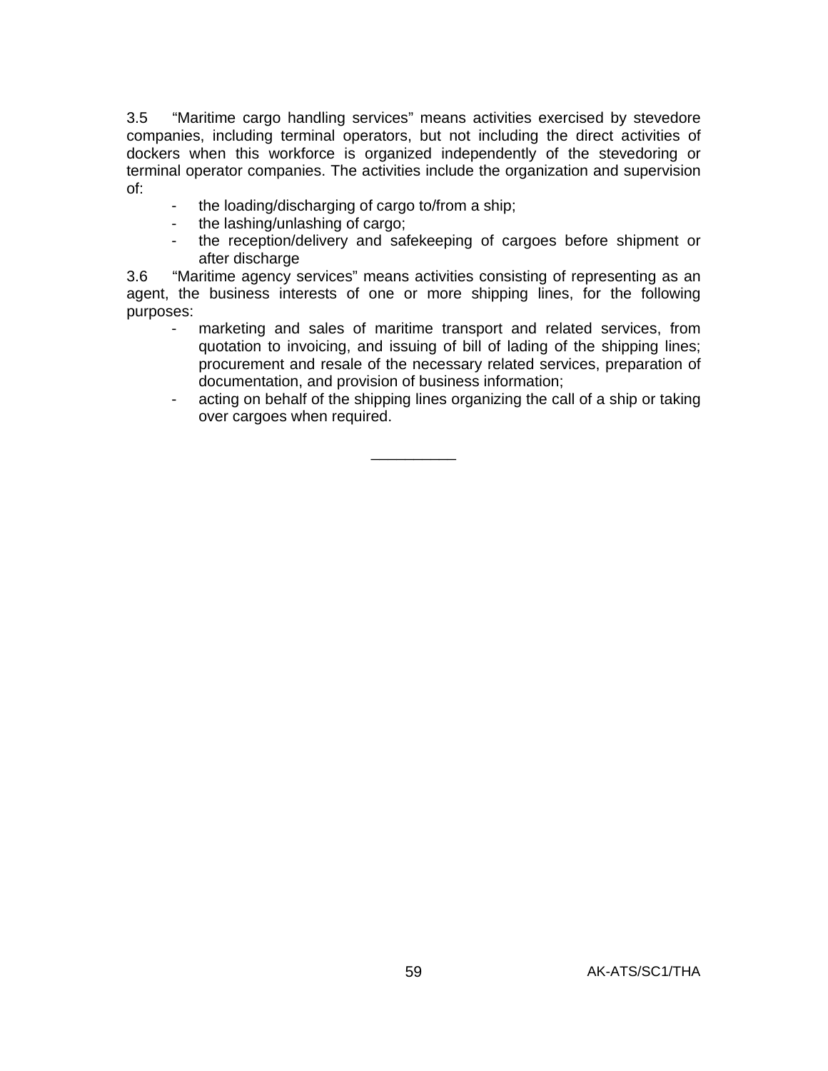3.5 "Maritime cargo handling services" means activities exercised by stevedore companies, including terminal operators, but not including the direct activities of dockers when this workforce is organized independently of the stevedoring or terminal operator companies. The activities include the organization and supervision of:

- the loading/discharging of cargo to/from a ship;
- the lashing/unlashing of cargo;
- the reception/delivery and safekeeping of cargoes before shipment or after discharge

3.6 "Maritime agency services" means activities consisting of representing as an agent, the business interests of one or more shipping lines, for the following purposes:

- marketing and sales of maritime transport and related services, from quotation to invoicing, and issuing of bill of lading of the shipping lines; procurement and resale of the necessary related services, preparation of documentation, and provision of business information;
- acting on behalf of the shipping lines organizing the call of a ship or taking over cargoes when required.

__________